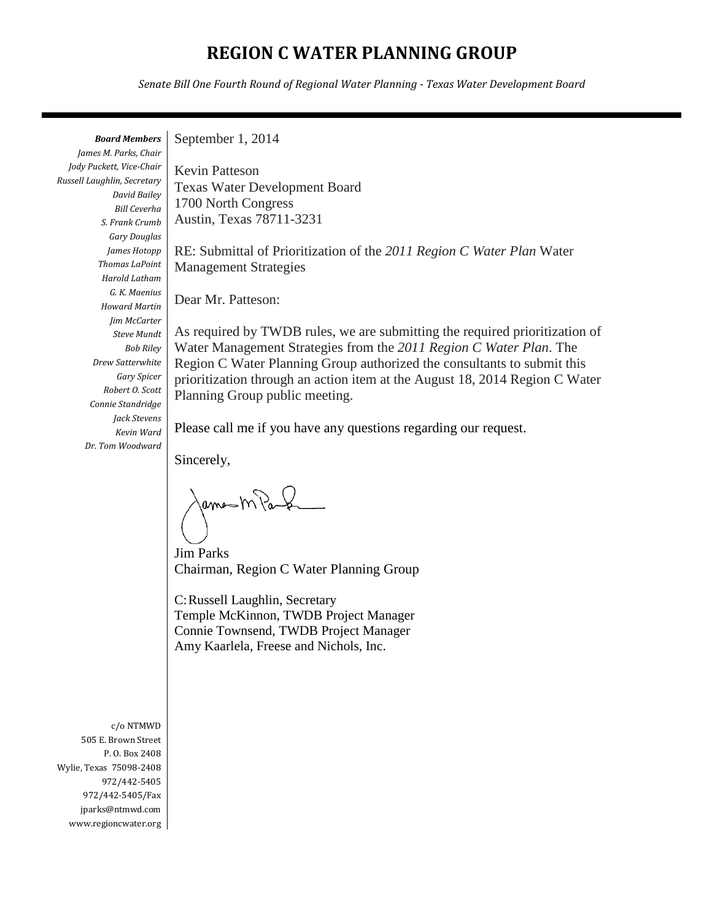# REGION C WATER PLANNING GROUP

*Senate Bill One Fourth Round of Regional Water Planning - Texas Water Development Board*

***Board Members***
*James M. Parks, Chair*
*Jody Puckett, Vice-Chair*
*Russell Laughlin, Secretary*
*David Bailey*
*Bill Ceverha*
*S. Frank Crumb*
*Gary Douglas*
*James Hotopp*
*Thomas LaPoint*
*Harold Latham*
*G. K. Maenius*
*Howard Martin*
*Jim McCarter*
*Steve Mundt*
*Bob Riley*
*Drew Satterwhite*
*Gary Spicer*
*Robert O. Scott*
*Connie Standridge*
*Jack Stevens*
*Kevin Ward*
*Dr. Tom Woodward*

c/o NTMWD
505 E. Brown Street
P. O. Box 2408
Wylie, Texas 75098-2408
972/442-5405
972/442-5405/Fax
jparks@ntmwd.com
www.regioncwater.org

September 1, 2014

Kevin Patteson
Texas Water Development Board
1700 North Congress
Austin, Texas 78711-3231

RE: Submittal of Prioritization of the *2011 Region C Water Plan* Water Management Strategies

Dear Mr. Patteson:

As required by TWDB rules, we are submitting the required prioritization of Water Management Strategies from the *2011 Region C Water Plan*. The Region C Water Planning Group authorized the consultants to submit this prioritization through an action item at the August 18, 2014 Region C Water Planning Group public meeting.

Please call me if you have any questions regarding our request.

Sincerely,

Jim Parks
Chairman, Region C Water Planning Group

C: Russell Laughlin, Secretary
Temple McKinnon, TWDB Project Manager
Connie Townsend, TWDB Project Manager
Amy Kaarlela, Freese and Nichols, Inc.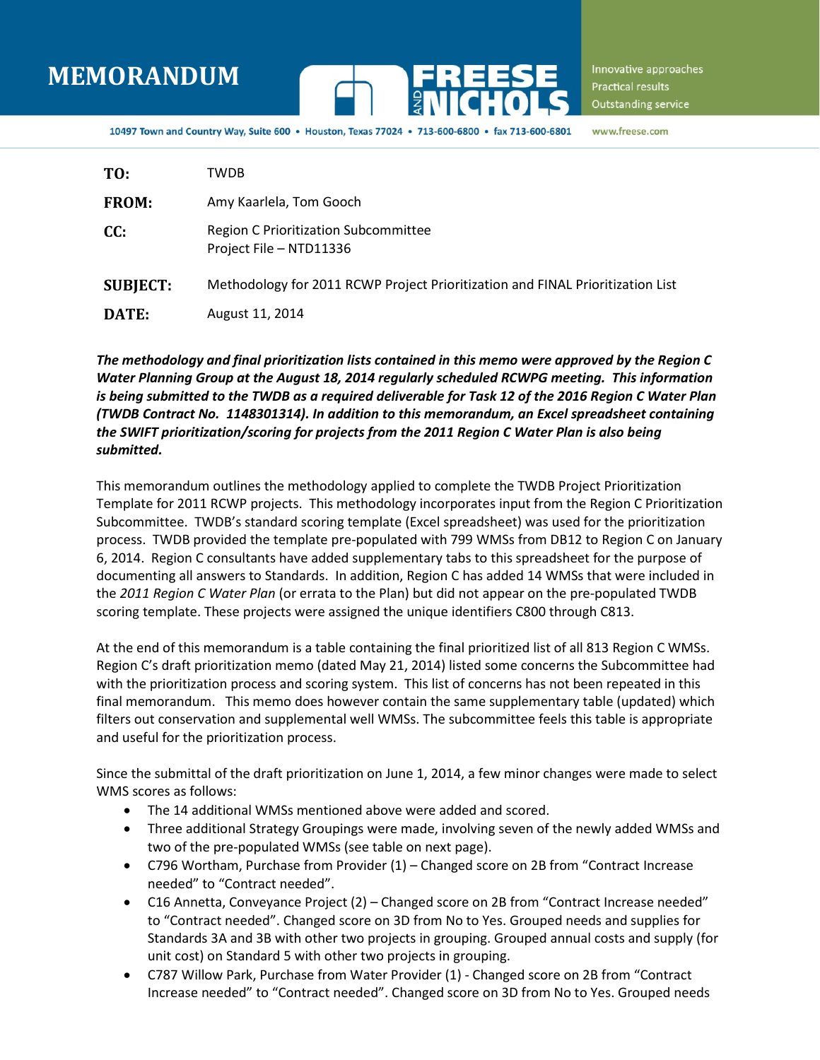# MEMORANDUM

**TO:** TWDB

**FROM:** Amy Kaarlela, Tom Gooch

**CC:** Region C Prioritization Subcommittee
Project File – NTD11336

**SUBJECT:** Methodology for 2011 RCWP Project Prioritization and FINAL Prioritization List

**DATE:** August 11, 2014

***The methodology and final prioritization lists contained in this memo were approved by the Region C Water Planning Group at the August 18, 2014 regularly scheduled RCWPG meeting. This information is being submitted to the TWDB as a required deliverable for Task 12 of the 2016 Region C Water Plan (TWDB Contract No. 1148301314). In addition to this memorandum, an Excel spreadsheet containing the SWIFT prioritization/scoring for projects from the 2011 Region C Water Plan is also being submitted.***

This memorandum outlines the methodology applied to complete the TWDB Project Prioritization Template for 2011 RCWP projects. This methodology incorporates input from the Region C Prioritization Subcommittee. TWDB's standard scoring template (Excel spreadsheet) was used for the prioritization process. TWDB provided the template pre-populated with 799 WMSs from DB12 to Region C on January 6, 2014. Region C consultants have added supplementary tabs to this spreadsheet for the purpose of documenting all answers to Standards. In addition, Region C has added 14 WMSs that were included in the *2011 Region C Water Plan* (or errata to the Plan) but did not appear on the pre-populated TWDB scoring template. These projects were assigned the unique identifiers C800 through C813.

At the end of this memorandum is a table containing the final prioritized list of all 813 Region C WMSs. Region C's draft prioritization memo (dated May 21, 2014) listed some concerns the Subcommittee had with the prioritization process and scoring system. This list of concerns has not been repeated in this final memorandum. This memo does however contain the same supplementary table (updated) which filters out conservation and supplemental well WMSs. The subcommittee feels this table is appropriate and useful for the prioritization process.

Since the submittal of the draft prioritization on June 1, 2014, a few minor changes were made to select WMS scores as follows:

- The 14 additional WMSs mentioned above were added and scored.
- Three additional Strategy Groupings were made, involving seven of the newly added WMSs and two of the pre-populated WMSs (see table on next page).
- C796 Wortham, Purchase from Provider (1) – Changed score on 2B from "Contract Increase needed" to "Contract needed".
- C16 Annetta, Conveyance Project (2) – Changed score on 2B from "Contract Increase needed" to "Contract needed". Changed score on 3D from No to Yes. Grouped needs and supplies for Standards 3A and 3B with other two projects in grouping. Grouped annual costs and supply (for unit cost) on Standard 5 with other two projects in grouping.
- C787 Willow Park, Purchase from Water Provider (1) - Changed score on 2B from "Contract Increase needed" to "Contract needed". Changed score on 3D from No to Yes. Grouped needs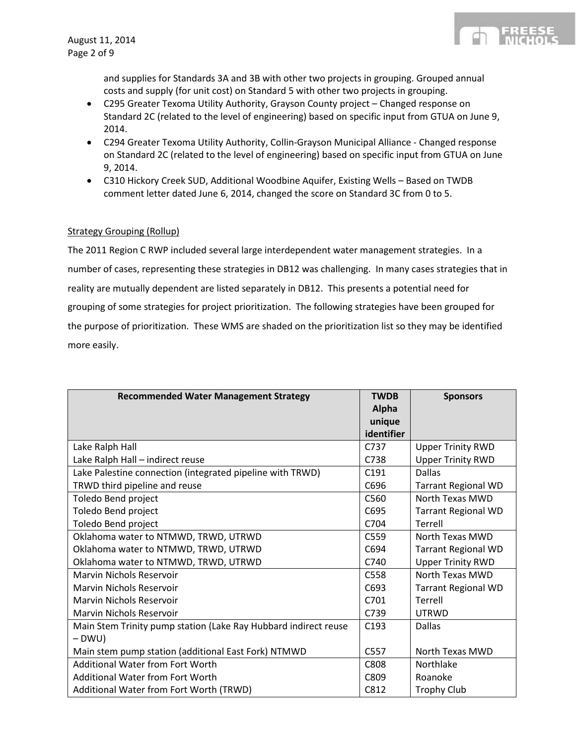and supplies for Standards 3A and 3B with other two projects in grouping. Grouped annual costs and supply (for unit cost) on Standard 5 with other two projects in grouping.

- C295 Greater Texoma Utility Authority, Grayson County project – Changed response on Standard 2C (related to the level of engineering) based on specific input from GTUA on June 9, 2014.
- C294 Greater Texoma Utility Authority, Collin-Grayson Municipal Alliance - Changed response on Standard 2C (related to the level of engineering) based on specific input from GTUA on June 9, 2014.
- C310 Hickory Creek SUD, Additional Woodbine Aquifer, Existing Wells – Based on TWDB comment letter dated June 6, 2014, changed the score on Standard 3C from 0 to 5.

Strategy Grouping (Rollup)

The 2011 Region C RWP included several large interdependent water management strategies. In a number of cases, representing these strategies in DB12 was challenging. In many cases strategies that in reality are mutually dependent are listed separately in DB12. This presents a potential need for grouping of some strategies for project prioritization. The following strategies have been grouped for the purpose of prioritization. These WMS are shaded on the prioritization list so they may be identified more easily.

| Recommended Water Management Strategy | TWDB Alpha unique identifier | Sponsors |
|---|---|---|
| Lake Ralph Hall | C737 | Upper Trinity RWD |
| Lake Ralph Hall – indirect reuse | C738 | Upper Trinity RWD |
| Lake Palestine connection (integrated pipeline with TRWD) | C191 | Dallas |
| TRWD third pipeline and reuse | C696 | Tarrant Regional WD |
| Toledo Bend project | C560 | North Texas MWD |
| Toledo Bend project | C695 | Tarrant Regional WD |
| Toledo Bend project | C704 | Terrell |
| Oklahoma water to NTMWD, TRWD, UTRWD | C559 | North Texas MWD |
| Oklahoma water to NTMWD, TRWD, UTRWD | C694 | Tarrant Regional WD |
| Oklahoma water to NTMWD, TRWD, UTRWD | C740 | Upper Trinity RWD |
| Marvin Nichols Reservoir | C558 | North Texas MWD |
| Marvin Nichols Reservoir | C693 | Tarrant Regional WD |
| Marvin Nichols Reservoir | C701 | Terrell |
| Marvin Nichols Reservoir | C739 | UTRWD |
| Main Stem Trinity pump station (Lake Ray Hubbard indirect reuse – DWU) | C193 | Dallas |
| Main stem pump station (additional East Fork) NTMWD | C557 | North Texas MWD |
| Additional Water from Fort Worth | C808 | Northlake |
| Additional Water from Fort Worth | C809 | Roanoke |
| Additional Water from Fort Worth (TRWD) | C812 | Trophy Club |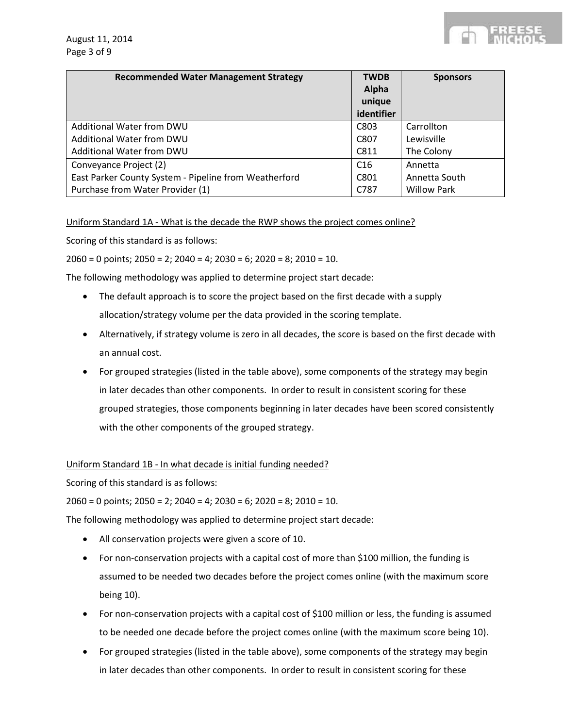| Recommended Water Management Strategy | TWDB Alpha unique identifier | Sponsors |
|---|---|---|
| Additional Water from DWU | C803 | Carrollton |
| Additional Water from DWU | C807 | Lewisville |
| Additional Water from DWU | C811 | The Colony |
| Conveyance Project (2) | C16 | Annetta |
| East Parker County System - Pipeline from Weatherford | C801 | Annetta South |
| Purchase from Water Provider (1) | C787 | Willow Park |

Uniform Standard 1A - What is the decade the RWP shows the project comes online?

Scoring of this standard is as follows:

2060 = 0 points; 2050 = 2; 2040 = 4; 2030 = 6; 2020 = 8; 2010 = 10.

The following methodology was applied to determine project start decade:

- The default approach is to score the project based on the first decade with a supply allocation/strategy volume per the data provided in the scoring template.
- Alternatively, if strategy volume is zero in all decades, the score is based on the first decade with an annual cost.
- For grouped strategies (listed in the table above), some components of the strategy may begin in later decades than other components. In order to result in consistent scoring for these grouped strategies, those components beginning in later decades have been scored consistently with the other components of the grouped strategy.

Uniform Standard 1B - In what decade is initial funding needed?

Scoring of this standard is as follows:

2060 = 0 points; 2050 = 2; 2040 = 4; 2030 = 6; 2020 = 8; 2010 = 10.

The following methodology was applied to determine project start decade:

- All conservation projects were given a score of 10.
- For non-conservation projects with a capital cost of more than $100 million, the funding is assumed to be needed two decades before the project comes online (with the maximum score being 10).
- For non-conservation projects with a capital cost of $100 million or less, the funding is assumed to be needed one decade before the project comes online (with the maximum score being 10).
- For grouped strategies (listed in the table above), some components of the strategy may begin in later decades than other components. In order to result in consistent scoring for these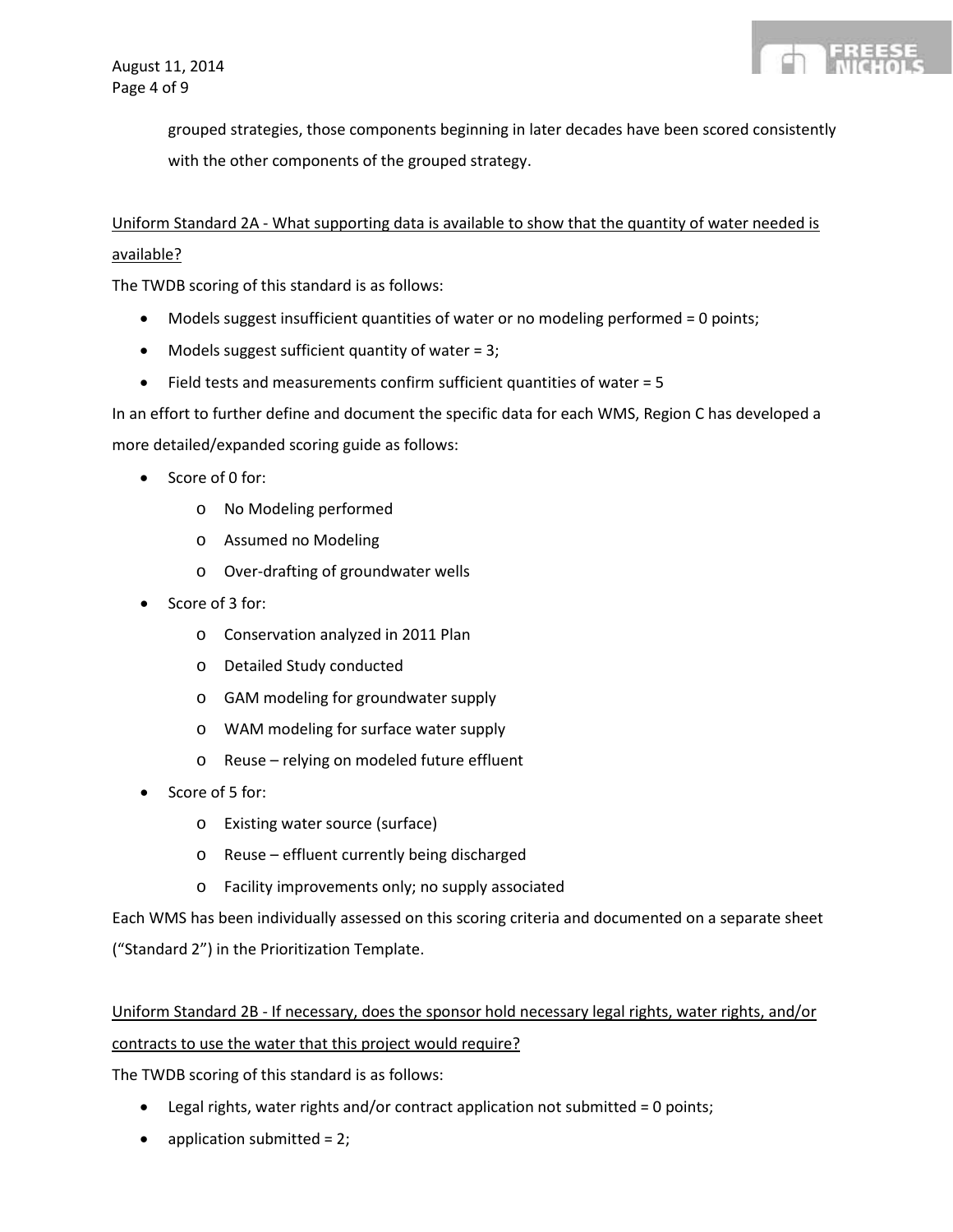grouped strategies, those components beginning in later decades have been scored consistently with the other components of the grouped strategy.

Uniform Standard 2A - What supporting data is available to show that the quantity of water needed is available?

The TWDB scoring of this standard is as follows:

- Models suggest insufficient quantities of water or no modeling performed = 0 points;
- Models suggest sufficient quantity of water = 3;
- Field tests and measurements confirm sufficient quantities of water = 5

In an effort to further define and document the specific data for each WMS, Region C has developed a more detailed/expanded scoring guide as follows:

- Score of 0 for:
  - No Modeling performed
  - Assumed no Modeling
  - Over-drafting of groundwater wells
- Score of 3 for:
  - Conservation analyzed in 2011 Plan
  - Detailed Study conducted
  - GAM modeling for groundwater supply
  - WAM modeling for surface water supply
  - Reuse – relying on modeled future effluent
- Score of 5 for:
  - Existing water source (surface)
  - Reuse – effluent currently being discharged
  - Facility improvements only; no supply associated

Each WMS has been individually assessed on this scoring criteria and documented on a separate sheet ("Standard 2") in the Prioritization Template.

Uniform Standard 2B - If necessary, does the sponsor hold necessary legal rights, water rights, and/or contracts to use the water that this project would require?

The TWDB scoring of this standard is as follows:

- Legal rights, water rights and/or contract application not submitted = 0 points;
- application submitted = 2;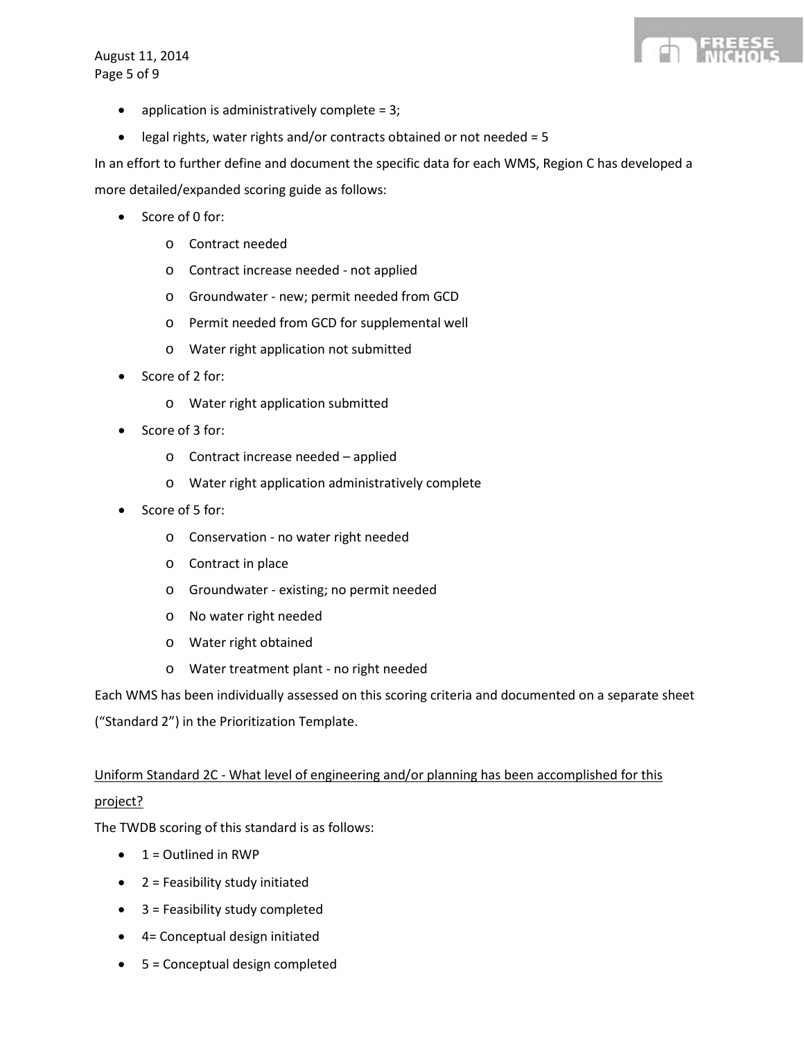- application is administratively complete = 3;
- legal rights, water rights and/or contracts obtained or not needed = 5

In an effort to further define and document the specific data for each WMS, Region C has developed a more detailed/expanded scoring guide as follows:

- Score of 0 for:
  - Contract needed
  - Contract increase needed - not applied
  - Groundwater - new; permit needed from GCD
  - Permit needed from GCD for supplemental well
  - Water right application not submitted
- Score of 2 for:
  - Water right application submitted
- Score of 3 for:
  - Contract increase needed – applied
  - Water right application administratively complete
- Score of 5 for:
  - Conservation - no water right needed
  - Contract in place
  - Groundwater - existing; no permit needed
  - No water right needed
  - Water right obtained
  - Water treatment plant - no right needed

Each WMS has been individually assessed on this scoring criteria and documented on a separate sheet ("Standard 2") in the Prioritization Template.

<u>Uniform Standard 2C - What level of engineering and/or planning has been accomplished for this project?</u>

The TWDB scoring of this standard is as follows:

- 1 = Outlined in RWP
- 2 = Feasibility study initiated
- 3 = Feasibility study completed
- 4= Conceptual design initiated
- 5 = Conceptual design completed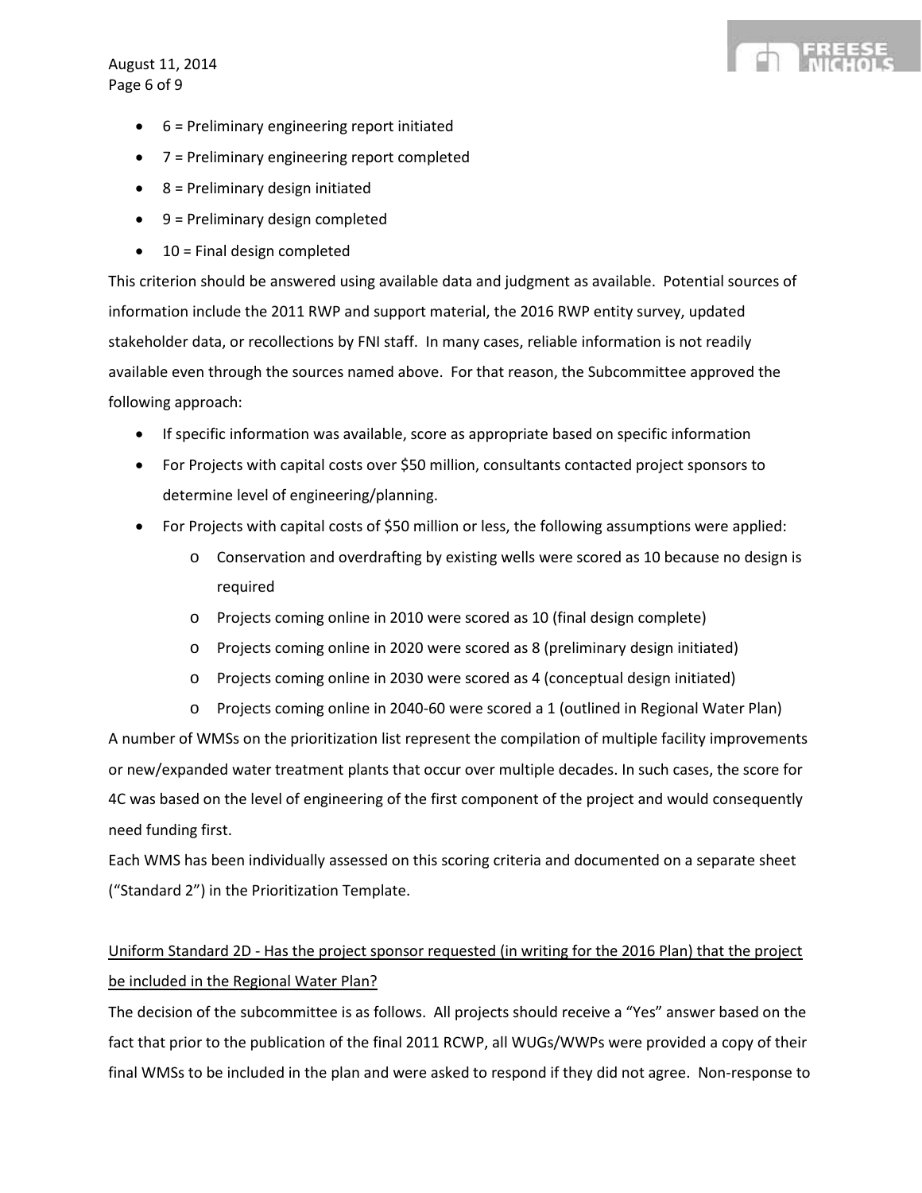- 6 = Preliminary engineering report initiated
- 7 = Preliminary engineering report completed
- 8 = Preliminary design initiated
- 9 = Preliminary design completed
- 10 = Final design completed

This criterion should be answered using available data and judgment as available. Potential sources of information include the 2011 RWP and support material, the 2016 RWP entity survey, updated stakeholder data, or recollections by FNI staff. In many cases, reliable information is not readily available even through the sources named above. For that reason, the Subcommittee approved the following approach:

- If specific information was available, score as appropriate based on specific information
- For Projects with capital costs over $50 million, consultants contacted project sponsors to determine level of engineering/planning.
- For Projects with capital costs of $50 million or less, the following assumptions were applied:
  - Conservation and overdrafting by existing wells were scored as 10 because no design is required
  - Projects coming online in 2010 were scored as 10 (final design complete)
  - Projects coming online in 2020 were scored as 8 (preliminary design initiated)
  - Projects coming online in 2030 were scored as 4 (conceptual design initiated)
  - Projects coming online in 2040-60 were scored a 1 (outlined in Regional Water Plan)

A number of WMSs on the prioritization list represent the compilation of multiple facility improvements or new/expanded water treatment plants that occur over multiple decades. In such cases, the score for 4C was based on the level of engineering of the first component of the project and would consequently need funding first.

Each WMS has been individually assessed on this scoring criteria and documented on a separate sheet ("Standard 2") in the Prioritization Template.

<u>Uniform Standard 2D - Has the project sponsor requested (in writing for the 2016 Plan) that the project be included in the Regional Water Plan?</u>

The decision of the subcommittee is as follows. All projects should receive a "Yes" answer based on the fact that prior to the publication of the final 2011 RCWP, all WUGs/WWPs were provided a copy of their final WMSs to be included in the plan and were asked to respond if they did not agree. Non-response to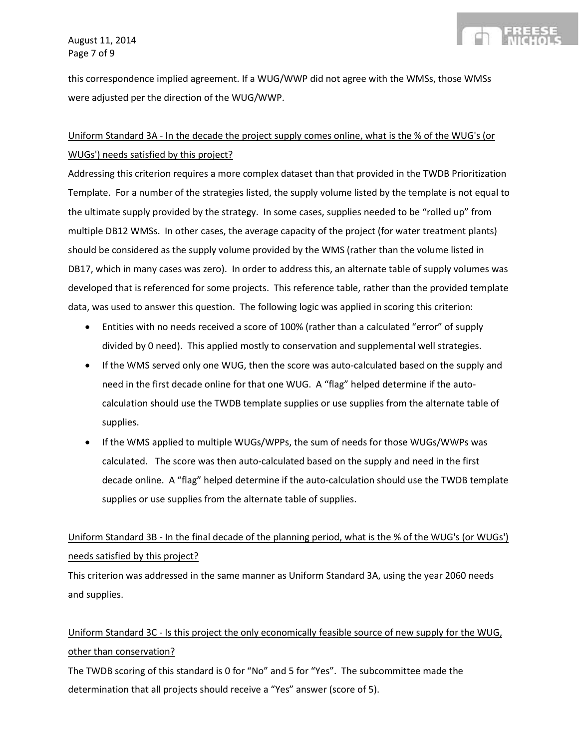this correspondence implied agreement. If a WUG/WWP did not agree with the WMSs, those WMSs were adjusted per the direction of the WUG/WWP.

Uniform Standard 3A - In the decade the project supply comes online, what is the % of the WUG's (or WUGs') needs satisfied by this project?

Addressing this criterion requires a more complex dataset than that provided in the TWDB Prioritization Template. For a number of the strategies listed, the supply volume listed by the template is not equal to the ultimate supply provided by the strategy. In some cases, supplies needed to be "rolled up" from multiple DB12 WMSs. In other cases, the average capacity of the project (for water treatment plants) should be considered as the supply volume provided by the WMS (rather than the volume listed in DB17, which in many cases was zero). In order to address this, an alternate table of supply volumes was developed that is referenced for some projects. This reference table, rather than the provided template data, was used to answer this question. The following logic was applied in scoring this criterion:

- Entities with no needs received a score of 100% (rather than a calculated "error" of supply divided by 0 need). This applied mostly to conservation and supplemental well strategies.
- If the WMS served only one WUG, then the score was auto-calculated based on the supply and need in the first decade online for that one WUG. A "flag" helped determine if the auto-calculation should use the TWDB template supplies or use supplies from the alternate table of supplies.
- If the WMS applied to multiple WUGs/WPPs, the sum of needs for those WUGs/WWPs was calculated. The score was then auto-calculated based on the supply and need in the first decade online. A "flag" helped determine if the auto-calculation should use the TWDB template supplies or use supplies from the alternate table of supplies.

Uniform Standard 3B - In the final decade of the planning period, what is the % of the WUG's (or WUGs') needs satisfied by this project?

This criterion was addressed in the same manner as Uniform Standard 3A, using the year 2060 needs and supplies.

Uniform Standard 3C - Is this project the only economically feasible source of new supply for the WUG, other than conservation?

The TWDB scoring of this standard is 0 for "No" and 5 for "Yes". The subcommittee made the determination that all projects should receive a "Yes" answer (score of 5).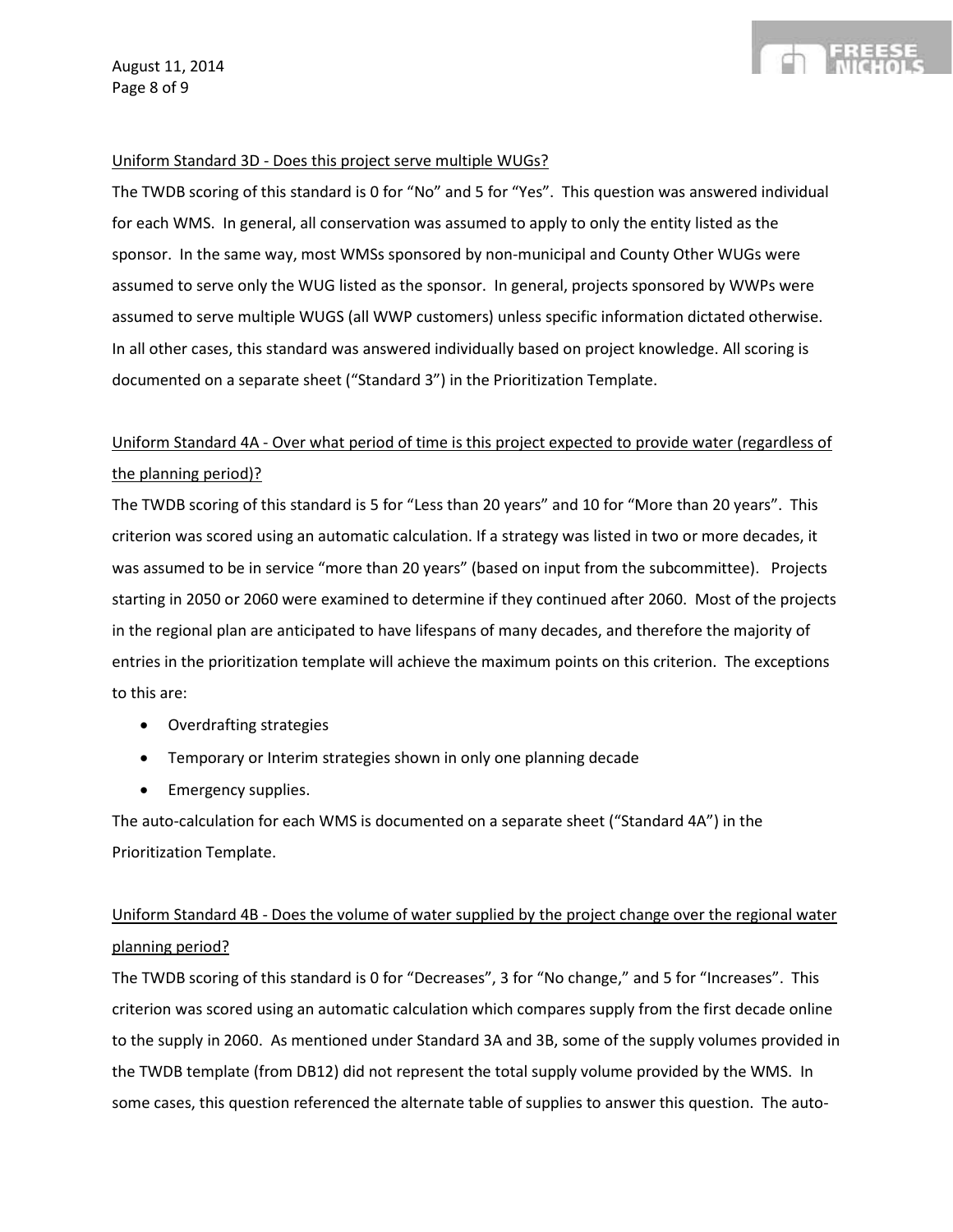Uniform Standard 3D - Does this project serve multiple WUGs?

The TWDB scoring of this standard is 0 for "No" and 5 for "Yes". This question was answered individual for each WMS. In general, all conservation was assumed to apply to only the entity listed as the sponsor. In the same way, most WMSs sponsored by non-municipal and County Other WUGs were assumed to serve only the WUG listed as the sponsor. In general, projects sponsored by WWPs were assumed to serve multiple WUGS (all WWP customers) unless specific information dictated otherwise. In all other cases, this standard was answered individually based on project knowledge. All scoring is documented on a separate sheet ("Standard 3") in the Prioritization Template.

Uniform Standard 4A - Over what period of time is this project expected to provide water (regardless of the planning period)?

The TWDB scoring of this standard is 5 for "Less than 20 years" and 10 for "More than 20 years". This criterion was scored using an automatic calculation. If a strategy was listed in two or more decades, it was assumed to be in service "more than 20 years" (based on input from the subcommittee). Projects starting in 2050 or 2060 were examined to determine if they continued after 2060. Most of the projects in the regional plan are anticipated to have lifespans of many decades, and therefore the majority of entries in the prioritization template will achieve the maximum points on this criterion. The exceptions to this are:

- Overdrafting strategies
- Temporary or Interim strategies shown in only one planning decade
- Emergency supplies.

The auto-calculation for each WMS is documented on a separate sheet ("Standard 4A") in the Prioritization Template.

Uniform Standard 4B - Does the volume of water supplied by the project change over the regional water planning period?

The TWDB scoring of this standard is 0 for "Decreases", 3 for "No change," and 5 for "Increases". This criterion was scored using an automatic calculation which compares supply from the first decade online to the supply in 2060. As mentioned under Standard 3A and 3B, some of the supply volumes provided in the TWDB template (from DB12) did not represent the total supply volume provided by the WMS. In some cases, this question referenced the alternate table of supplies to answer this question. The auto-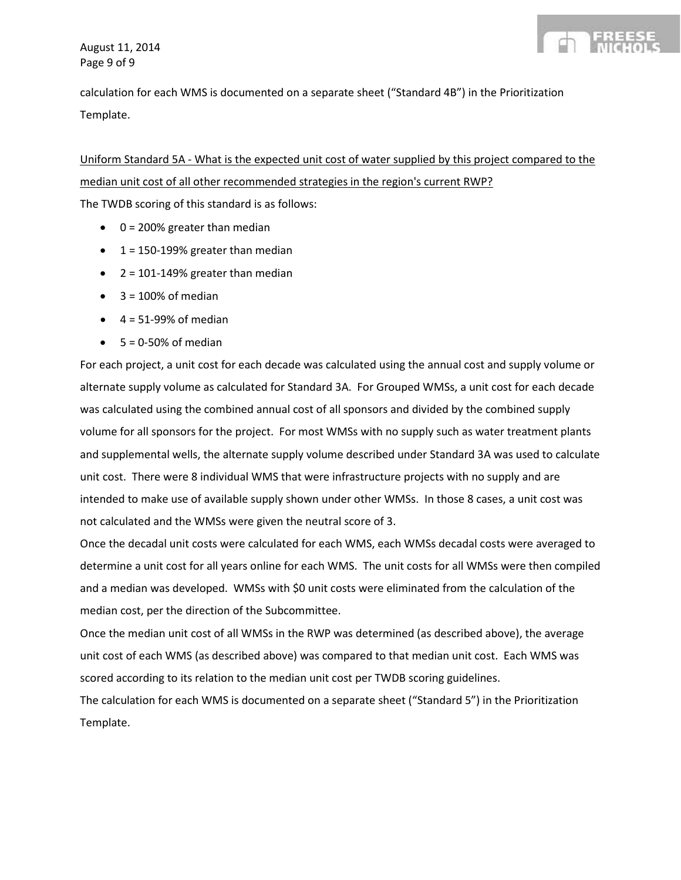calculation for each WMS is documented on a separate sheet ("Standard 4B") in the Prioritization Template.

<u>Uniform Standard 5A - What is the expected unit cost of water supplied by this project compared to the median unit cost of all other recommended strategies in the region's current RWP?</u>

The TWDB scoring of this standard is as follows:

- 0 = 200% greater than median
- 1 = 150-199% greater than median
- 2 = 101-149% greater than median
- 3 = 100% of median
- 4 = 51-99% of median
- 5 = 0-50% of median

For each project, a unit cost for each decade was calculated using the annual cost and supply volume or alternate supply volume as calculated for Standard 3A. For Grouped WMSs, a unit cost for each decade was calculated using the combined annual cost of all sponsors and divided by the combined supply volume for all sponsors for the project. For most WMSs with no supply such as water treatment plants and supplemental wells, the alternate supply volume described under Standard 3A was used to calculate unit cost. There were 8 individual WMS that were infrastructure projects with no supply and are intended to make use of available supply shown under other WMSs. In those 8 cases, a unit cost was not calculated and the WMSs were given the neutral score of 3.

Once the decadal unit costs were calculated for each WMS, each WMSs decadal costs were averaged to determine a unit cost for all years online for each WMS. The unit costs for all WMSs were then compiled and a median was developed. WMSs with $0 unit costs were eliminated from the calculation of the median cost, per the direction of the Subcommittee.

Once the median unit cost of all WMSs in the RWP was determined (as described above), the average unit cost of each WMS (as described above) was compared to that median unit cost. Each WMS was scored according to its relation to the median unit cost per TWDB scoring guidelines.

The calculation for each WMS is documented on a separate sheet ("Standard 5") in the Prioritization Template.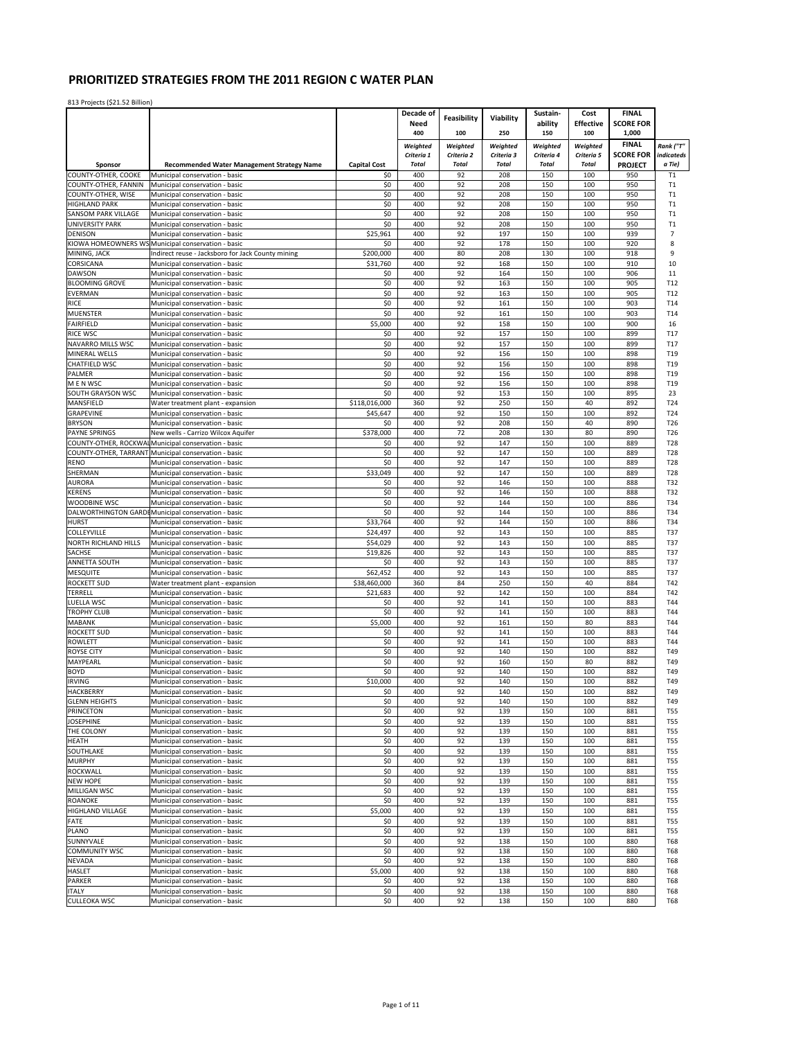# PRIORITIZED STRATEGIES FROM THE 2011 REGION C WATER PLAN

813 Projects ($21.52 Billion)

| Sponsor | Recommended Water Management Strategy Name | Capital Cost | Decade of Need 400 Weighted Criteria 1 Total | Feasibility 100 Weighted Criteria 2 Total | Viability 250 Weighted Criteria 3 Total | Sustain-ability 150 Weighted Criteria 4 Total | Cost Effective 100 Weighted Criteria 5 Total | FINAL SCORE FOR 1,000 FINAL SCORE FOR PROJECT | Rank ("T" indicateds a Tie) |
|---|---|---|---|---|---|---|---|---|---|
| COUNTY-OTHER, COOKE | Municipal conservation - basic | $0 | 400 | 92 | 208 | 150 | 100 | 950 | T1 |
| COUNTY-OTHER, FANNIN | Municipal conservation - basic | $0 | 400 | 92 | 208 | 150 | 100 | 950 | T1 |
| COUNTY-OTHER, WISE | Municipal conservation - basic | $0 | 400 | 92 | 208 | 150 | 100 | 950 | T1 |
| HIGHLAND PARK | Municipal conservation - basic | $0 | 400 | 92 | 208 | 150 | 100 | 950 | T1 |
| SANSOM PARK VILLAGE | Municipal conservation - basic | $0 | 400 | 92 | 208 | 150 | 100 | 950 | T1 |
| UNIVERSITY PARK | Municipal conservation - basic | $0 | 400 | 92 | 208 | 150 | 100 | 950 | T1 |
| DENISON | Municipal conservation - basic | $25,961 | 400 | 92 | 197 | 150 | 100 | 939 | 7 |
| KIOWA HOMEOWNERS WS | Municipal conservation - basic | $0 | 400 | 92 | 178 | 150 | 100 | 920 | 8 |
| MINING, JACK | Indirect reuse - Jacksboro for Jack County mining | $200,000 | 400 | 80 | 208 | 130 | 100 | 918 | 9 |
| CORSICANA | Municipal conservation - basic | $31,760 | 400 | 92 | 168 | 150 | 100 | 910 | 10 |
| DAWSON | Municipal conservation - basic | $0 | 400 | 92 | 164 | 150 | 100 | 906 | 11 |
| BLOOMING GROVE | Municipal conservation - basic | $0 | 400 | 92 | 163 | 150 | 100 | 905 | T12 |
| EVERMAN | Municipal conservation - basic | $0 | 400 | 92 | 163 | 150 | 100 | 905 | T12 |
| RICE | Municipal conservation - basic | $0 | 400 | 92 | 161 | 150 | 100 | 903 | T14 |
| MUENSTER | Municipal conservation - basic | $0 | 400 | 92 | 161 | 150 | 100 | 903 | T14 |
| FAIRFIELD | Municipal conservation - basic | $5,000 | 400 | 92 | 158 | 150 | 100 | 900 | 16 |
| RICE WSC | Municipal conservation - basic | $0 | 400 | 92 | 157 | 150 | 100 | 899 | T17 |
| NAVARRO MILLS WSC | Municipal conservation - basic | $0 | 400 | 92 | 157 | 150 | 100 | 899 | T17 |
| MINERAL WELLS | Municipal conservation - basic | $0 | 400 | 92 | 156 | 150 | 100 | 898 | T19 |
| CHATFIELD WSC | Municipal conservation - basic | $0 | 400 | 92 | 156 | 150 | 100 | 898 | T19 |
| PALMER | Municipal conservation - basic | $0 | 400 | 92 | 156 | 150 | 100 | 898 | T19 |
| M E N WSC | Municipal conservation - basic | $0 | 400 | 92 | 156 | 150 | 100 | 898 | T19 |
| SOUTH GRAYSON WSC | Municipal conservation - basic | $0 | 400 | 92 | 153 | 150 | 100 | 895 | 23 |
| MANSFIELD | Water treatment plant - expansion | $118,016,000 | 360 | 92 | 250 | 150 | 40 | 892 | T24 |
| GRAPEVINE | Municipal conservation - basic | $45,647 | 400 | 92 | 150 | 150 | 100 | 892 | T24 |
| BRYSON | Municipal conservation - basic | $0 | 400 | 92 | 208 | 150 | 40 | 890 | T26 |
| PAYNE SPRINGS | New wells - Carrizo Wilcox Aquifer | $378,000 | 400 | 72 | 208 | 130 | 80 | 890 | T26 |
| COUNTY-OTHER, ROCKWAL | Municipal conservation - basic | $0 | 400 | 92 | 147 | 150 | 100 | 889 | T28 |
| COUNTY-OTHER, TARRANT | Municipal conservation - basic | $0 | 400 | 92 | 147 | 150 | 100 | 889 | T28 |
| RENO | Municipal conservation - basic | $0 | 400 | 92 | 147 | 150 | 100 | 889 | T28 |
| SHERMAN | Municipal conservation - basic | $33,049 | 400 | 92 | 147 | 150 | 100 | 889 | T28 |
| AURORA | Municipal conservation - basic | $0 | 400 | 92 | 146 | 150 | 100 | 888 | T32 |
| KERENS | Municipal conservation - basic | $0 | 400 | 92 | 146 | 150 | 100 | 888 | T32 |
| WOODBINE WSC | Municipal conservation - basic | $0 | 400 | 92 | 144 | 150 | 100 | 886 | T34 |
| DALWORTHINGTON GARDE | Municipal conservation - basic | $0 | 400 | 92 | 144 | 150 | 100 | 886 | T34 |
| HURST | Municipal conservation - basic | $33,764 | 400 | 92 | 144 | 150 | 100 | 886 | T34 |
| COLLEYVILLE | Municipal conservation - basic | $24,497 | 400 | 92 | 143 | 150 | 100 | 885 | T37 |
| NORTH RICHLAND HILLS | Municipal conservation - basic | $54,029 | 400 | 92 | 143 | 150 | 100 | 885 | T37 |
| SACHSE | Municipal conservation - basic | $19,826 | 400 | 92 | 143 | 150 | 100 | 885 | T37 |
| ANNETTA SOUTH | Municipal conservation - basic | $0 | 400 | 92 | 143 | 150 | 100 | 885 | T37 |
| MESQUITE | Municipal conservation - basic | $62,452 | 400 | 92 | 143 | 150 | 100 | 885 | T37 |
| ROCKETT SUD | Water treatment plant - expansion | $38,460,000 | 360 | 84 | 250 | 150 | 40 | 884 | T42 |
| TERRELL | Municipal conservation - basic | $21,683 | 400 | 92 | 142 | 150 | 100 | 884 | T42 |
| LUELLA WSC | Municipal conservation - basic | $0 | 400 | 92 | 141 | 150 | 100 | 883 | T44 |
| TROPHY CLUB | Municipal conservation - basic | $0 | 400 | 92 | 141 | 150 | 100 | 883 | T44 |
| MABANK | Municipal conservation - basic | $5,000 | 400 | 92 | 161 | 150 | 80 | 883 | T44 |
| ROCKETT SUD | Municipal conservation - basic | $0 | 400 | 92 | 141 | 150 | 100 | 883 | T44 |
| ROWLETT | Municipal conservation - basic | $0 | 400 | 92 | 141 | 150 | 100 | 883 | T44 |
| ROYSE CITY | Municipal conservation - basic | $0 | 400 | 92 | 140 | 150 | 100 | 882 | T49 |
| MAYPEARL | Municipal conservation - basic | $0 | 400 | 92 | 160 | 150 | 80 | 882 | T49 |
| BOYD | Municipal conservation - basic | $0 | 400 | 92 | 140 | 150 | 100 | 882 | T49 |
| IRVING | Municipal conservation - basic | $10,000 | 400 | 92 | 140 | 150 | 100 | 882 | T49 |
| HACKBERRY | Municipal conservation - basic | $0 | 400 | 92 | 140 | 150 | 100 | 882 | T49 |
| GLENN HEIGHTS | Municipal conservation - basic | $0 | 400 | 92 | 140 | 150 | 100 | 882 | T49 |
| PRINCETON | Municipal conservation - basic | $0 | 400 | 92 | 139 | 150 | 100 | 881 | T55 |
| JOSEPHINE | Municipal conservation - basic | $0 | 400 | 92 | 139 | 150 | 100 | 881 | T55 |
| THE COLONY | Municipal conservation - basic | $0 | 400 | 92 | 139 | 150 | 100 | 881 | T55 |
| HEATH | Municipal conservation - basic | $0 | 400 | 92 | 139 | 150 | 100 | 881 | T55 |
| SOUTHLAKE | Municipal conservation - basic | $0 | 400 | 92 | 139 | 150 | 100 | 881 | T55 |
| MURPHY | Municipal conservation - basic | $0 | 400 | 92 | 139 | 150 | 100 | 881 | T55 |
| ROCKWALL | Municipal conservation - basic | $0 | 400 | 92 | 139 | 150 | 100 | 881 | T55 |
| NEW HOPE | Municipal conservation - basic | $0 | 400 | 92 | 139 | 150 | 100 | 881 | T55 |
| MILLIGAN WSC | Municipal conservation - basic | $0 | 400 | 92 | 139 | 150 | 100 | 881 | T55 |
| ROANOKE | Municipal conservation - basic | $0 | 400 | 92 | 139 | 150 | 100 | 881 | T55 |
| HIGHLAND VILLAGE | Municipal conservation - basic | $5,000 | 400 | 92 | 139 | 150 | 100 | 881 | T55 |
| FATE | Municipal conservation - basic | $0 | 400 | 92 | 139 | 150 | 100 | 881 | T55 |
| PLANO | Municipal conservation - basic | $0 | 400 | 92 | 139 | 150 | 100 | 881 | T55 |
| SUNNYVALE | Municipal conservation - basic | $0 | 400 | 92 | 138 | 150 | 100 | 880 | T68 |
| COMMUNITY WSC | Municipal conservation - basic | $0 | 400 | 92 | 138 | 150 | 100 | 880 | T68 |
| NEVADA | Municipal conservation - basic | $0 | 400 | 92 | 138 | 150 | 100 | 880 | T68 |
| HASLET | Municipal conservation - basic | $5,000 | 400 | 92 | 138 | 150 | 100 | 880 | T68 |
| PARKER | Municipal conservation - basic | $0 | 400 | 92 | 138 | 150 | 100 | 880 | T68 |
| ITALY | Municipal conservation - basic | $0 | 400 | 92 | 138 | 150 | 100 | 880 | T68 |
| CULLEOKA WSC | Municipal conservation - basic | $0 | 400 | 92 | 138 | 150 | 100 | 880 | T68 |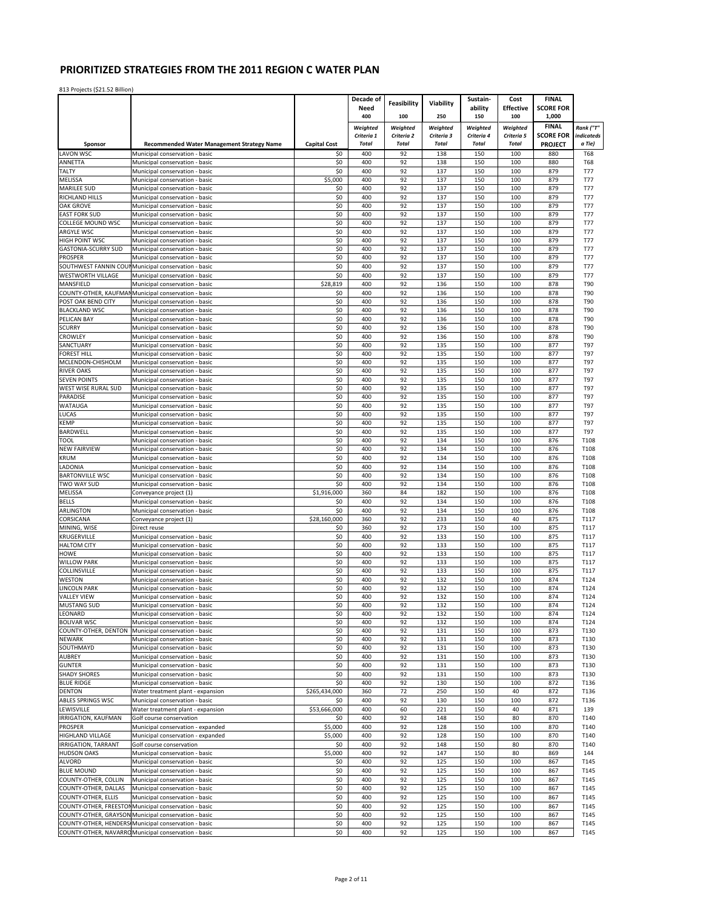# PRIORITIZED STRATEGIES FROM THE 2011 REGION C WATER PLAN

813 Projects ($21.52 Billion)

| Sponsor | Recommended Water Management Strategy Name | Capital Cost | Decade of Need 400 Weighted Criteria 1 Total | Feasibility 100 Weighted Criteria 2 Total | Viability 250 Weighted Criteria 3 Total | Sustain-ability 150 Weighted Criteria 4 Total | Cost Effective 100 Weighted Criteria 5 Total | FINAL SCORE FOR 1,000 FINAL SCORE FOR PROJECT | Rank ("T" indicateds a Tie) |
|---|---|---|---|---|---|---|---|---|---|
| LAVON WSC | Municipal conservation - basic | $0 | 400 | 92 | 138 | 150 | 100 | 880 | T68 |
| ANNETTA | Municipal conservation - basic | $0 | 400 | 92 | 138 | 150 | 100 | 880 | T68 |
| TALTY | Municipal conservation - basic | $0 | 400 | 92 | 137 | 150 | 100 | 879 | T77 |
| MELISSA | Municipal conservation - basic | $5,000 | 400 | 92 | 137 | 150 | 100 | 879 | T77 |
| MARILEE SUD | Municipal conservation - basic | $0 | 400 | 92 | 137 | 150 | 100 | 879 | T77 |
| RICHLAND HILLS | Municipal conservation - basic | $0 | 400 | 92 | 137 | 150 | 100 | 879 | T77 |
| OAK GROVE | Municipal conservation - basic | $0 | 400 | 92 | 137 | 150 | 100 | 879 | T77 |
| EAST FORK SUD | Municipal conservation - basic | $0 | 400 | 92 | 137 | 150 | 100 | 879 | T77 |
| COLLEGE MOUND WSC | Municipal conservation - basic | $0 | 400 | 92 | 137 | 150 | 100 | 879 | T77 |
| ARGYLE WSC | Municipal conservation - basic | $0 | 400 | 92 | 137 | 150 | 100 | 879 | T77 |
| HIGH POINT WSC | Municipal conservation - basic | $0 | 400 | 92 | 137 | 150 | 100 | 879 | T77 |
| GASTONIA-SCURRY SUD | Municipal conservation - basic | $0 | 400 | 92 | 137 | 150 | 100 | 879 | T77 |
| PROSPER | Municipal conservation - basic | $0 | 400 | 92 | 137 | 150 | 100 | 879 | T77 |
| SOUTHWEST FANNIN COUN | Municipal conservation - basic | $0 | 400 | 92 | 137 | 150 | 100 | 879 | T77 |
| WESTWORTH VILLAGE | Municipal conservation - basic | $0 | 400 | 92 | 137 | 150 | 100 | 879 | T77 |
| MANSFIELD | Municipal conservation - basic | $28,819 | 400 | 92 | 136 | 150 | 100 | 878 | T90 |
| COUNTY-OTHER, KAUFMAN | Municipal conservation - basic | $0 | 400 | 92 | 136 | 150 | 100 | 878 | T90 |
| POST OAK BEND CITY | Municipal conservation - basic | $0 | 400 | 92 | 136 | 150 | 100 | 878 | T90 |
| BLACKLAND WSC | Municipal conservation - basic | $0 | 400 | 92 | 136 | 150 | 100 | 878 | T90 |
| PELICAN BAY | Municipal conservation - basic | $0 | 400 | 92 | 136 | 150 | 100 | 878 | T90 |
| SCURRY | Municipal conservation - basic | $0 | 400 | 92 | 136 | 150 | 100 | 878 | T90 |
| CROWLEY | Municipal conservation - basic | $0 | 400 | 92 | 136 | 150 | 100 | 878 | T90 |
| SANCTUARY | Municipal conservation - basic | $0 | 400 | 92 | 135 | 150 | 100 | 877 | T97 |
| FOREST HILL | Municipal conservation - basic | $0 | 400 | 92 | 135 | 150 | 100 | 877 | T97 |
| MCLENDON-CHISHOLM | Municipal conservation - basic | $0 | 400 | 92 | 135 | 150 | 100 | 877 | T97 |
| RIVER OAKS | Municipal conservation - basic | $0 | 400 | 92 | 135 | 150 | 100 | 877 | T97 |
| SEVEN POINTS | Municipal conservation - basic | $0 | 400 | 92 | 135 | 150 | 100 | 877 | T97 |
| WEST WISE RURAL SUD | Municipal conservation - basic | $0 | 400 | 92 | 135 | 150 | 100 | 877 | T97 |
| PARADISE | Municipal conservation - basic | $0 | 400 | 92 | 135 | 150 | 100 | 877 | T97 |
| WATAUGA | Municipal conservation - basic | $0 | 400 | 92 | 135 | 150 | 100 | 877 | T97 |
| LUCAS | Municipal conservation - basic | $0 | 400 | 92 | 135 | 150 | 100 | 877 | T97 |
| KEMP | Municipal conservation - basic | $0 | 400 | 92 | 135 | 150 | 100 | 877 | T97 |
| BARDWELL | Municipal conservation - basic | $0 | 400 | 92 | 135 | 150 | 100 | 877 | T97 |
| TOOL | Municipal conservation - basic | $0 | 400 | 92 | 134 | 150 | 100 | 876 | T108 |
| NEW FAIRVIEW | Municipal conservation - basic | $0 | 400 | 92 | 134 | 150 | 100 | 876 | T108 |
| KRUM | Municipal conservation - basic | $0 | 400 | 92 | 134 | 150 | 100 | 876 | T108 |
| LADONIA | Municipal conservation - basic | $0 | 400 | 92 | 134 | 150 | 100 | 876 | T108 |
| BARTONVILLE WSC | Municipal conservation - basic | $0 | 400 | 92 | 134 | 150 | 100 | 876 | T108 |
| TWO WAY SUD | Municipal conservation - basic | $0 | 400 | 92 | 134 | 150 | 100 | 876 | T108 |
| MELISSA | Conveyance project (1) | $1,916,000 | 360 | 84 | 182 | 150 | 100 | 876 | T108 |
| BELLS | Municipal conservation - basic | $0 | 400 | 92 | 134 | 150 | 100 | 876 | T108 |
| ARLINGTON | Municipal conservation - basic | $0 | 400 | 92 | 134 | 150 | 100 | 876 | T108 |
| CORSICANA | Conveyance project (1) | $28,160,000 | 360 | 92 | 233 | 150 | 40 | 875 | T117 |
| MINING, WISE | Direct reuse | $0 | 360 | 92 | 173 | 150 | 100 | 875 | T117 |
| KRUGERVILLE | Municipal conservation - basic | $0 | 400 | 92 | 133 | 150 | 100 | 875 | T117 |
| HALTOM CITY | Municipal conservation - basic | $0 | 400 | 92 | 133 | 150 | 100 | 875 | T117 |
| HOWE | Municipal conservation - basic | $0 | 400 | 92 | 133 | 150 | 100 | 875 | T117 |
| WILLOW PARK | Municipal conservation - basic | $0 | 400 | 92 | 133 | 150 | 100 | 875 | T117 |
| COLLINSVILLE | Municipal conservation - basic | $0 | 400 | 92 | 133 | 150 | 100 | 875 | T117 |
| WESTON | Municipal conservation - basic | $0 | 400 | 92 | 132 | 150 | 100 | 874 | T124 |
| LINCOLN PARK | Municipal conservation - basic | $0 | 400 | 92 | 132 | 150 | 100 | 874 | T124 |
| VALLEY VIEW | Municipal conservation - basic | $0 | 400 | 92 | 132 | 150 | 100 | 874 | T124 |
| MUSTANG SUD | Municipal conservation - basic | $0 | 400 | 92 | 132 | 150 | 100 | 874 | T124 |
| LEONARD | Municipal conservation - basic | $0 | 400 | 92 | 132 | 150 | 100 | 874 | T124 |
| BOLIVAR WSC | Municipal conservation - basic | $0 | 400 | 92 | 132 | 150 | 100 | 874 | T124 |
| COUNTY-OTHER, DENTON | Municipal conservation - basic | $0 | 400 | 92 | 131 | 150 | 100 | 873 | T130 |
| NEWARK | Municipal conservation - basic | $0 | 400 | 92 | 131 | 150 | 100 | 873 | T130 |
| SOUTHMAYD | Municipal conservation - basic | $0 | 400 | 92 | 131 | 150 | 100 | 873 | T130 |
| AUBREY | Municipal conservation - basic | $0 | 400 | 92 | 131 | 150 | 100 | 873 | T130 |
| GUNTER | Municipal conservation - basic | $0 | 400 | 92 | 131 | 150 | 100 | 873 | T130 |
| SHADY SHORES | Municipal conservation - basic | $0 | 400 | 92 | 131 | 150 | 100 | 873 | T130 |
| BLUE RIDGE | Municipal conservation - basic | $0 | 400 | 92 | 130 | 150 | 100 | 872 | T136 |
| DENTON | Water treatment plant - expansion | $265,434,000 | 360 | 72 | 250 | 150 | 40 | 872 | T136 |
| ABLES SPRINGS WSC | Municipal conservation - basic | $0 | 400 | 92 | 130 | 150 | 100 | 872 | T136 |
| LEWISVILLE | Water treatment plant - expansion | $53,666,000 | 400 | 60 | 221 | 150 | 40 | 871 | 139 |
| IRRIGATION, KAUFMAN | Golf course conservation | $0 | 400 | 92 | 148 | 150 | 80 | 870 | T140 |
| PROSPER | Municipal conservation - expanded | $5,000 | 400 | 92 | 128 | 150 | 100 | 870 | T140 |
| HIGHLAND VILLAGE | Municipal conservation - expanded | $5,000 | 400 | 92 | 128 | 150 | 100 | 870 | T140 |
| IRRIGATION, TARRANT | Golf course conservation | $0 | 400 | 92 | 148 | 150 | 80 | 870 | T140 |
| HUDSON OAKS | Municipal conservation - basic | $5,000 | 400 | 92 | 147 | 150 | 80 | 869 | 144 |
| ALVORD | Municipal conservation - basic | $0 | 400 | 92 | 125 | 150 | 100 | 867 | T145 |
| BLUE MOUND | Municipal conservation - basic | $0 | 400 | 92 | 125 | 150 | 100 | 867 | T145 |
| COUNTY-OTHER, COLLIN | Municipal conservation - basic | $0 | 400 | 92 | 125 | 150 | 100 | 867 | T145 |
| COUNTY-OTHER, DALLAS | Municipal conservation - basic | $0 | 400 | 92 | 125 | 150 | 100 | 867 | T145 |
| COUNTY-OTHER, ELLIS | Municipal conservation - basic | $0 | 400 | 92 | 125 | 150 | 100 | 867 | T145 |
| COUNTY-OTHER, FREESTON | Municipal conservation - basic | $0 | 400 | 92 | 125 | 150 | 100 | 867 | T145 |
| COUNTY-OTHER, GRAYSON | Municipal conservation - basic | $0 | 400 | 92 | 125 | 150 | 100 | 867 | T145 |
| COUNTY-OTHER, HENDERS | Municipal conservation - basic | $0 | 400 | 92 | 125 | 150 | 100 | 867 | T145 |
| COUNTY-OTHER, NAVARRO | Municipal conservation - basic | $0 | 400 | 92 | 125 | 150 | 100 | 867 | T145 |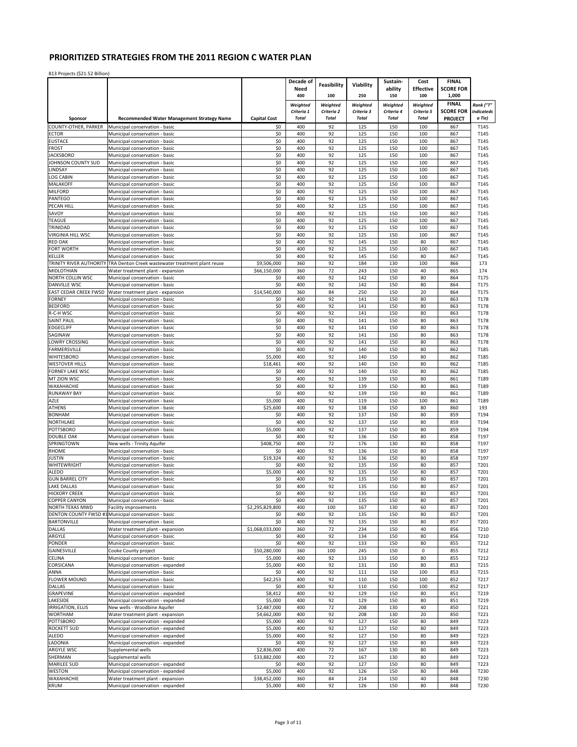# PRIORITIZED STRATEGIES FROM THE 2011 REGION C WATER PLAN

813 Projects ($21.52 Billion)

| | | | Decade of Need | Feasibility | Viability | Sustain-ability | Cost Effective | FINAL SCORE FOR | |
|---|---|---|---|---|---|---|---|---|---|
| | | | 400 | 100 | 250 | 150 | 100 | 1,000 | |
| **Sponsor** | **Recommended Water Management Strategy Name** | **Capital Cost** | *Weighted Criteria 1 Total* | *Weighted Criteria 2 Total* | *Weighted Criteria 3 Total* | *Weighted Criteria 4 Total* | *Weighted Criteria 5 Total* | **FINAL SCORE FOR PROJECT** | *Rank ("T" indicateds a Tie)* |
| COUNTY-OTHER, PARKER | Municipal conservation - basic | $0 | 400 | 92 | 125 | 150 | 100 | 867 | T145 |
| ECTOR | Municipal conservation - basic | $0 | 400 | 92 | 125 | 150 | 100 | 867 | T145 |
| EUSTACE | Municipal conservation - basic | $0 | 400 | 92 | 125 | 150 | 100 | 867 | T145 |
| FROST | Municipal conservation - basic | $0 | 400 | 92 | 125 | 150 | 100 | 867 | T145 |
| JACKSBORO | Municipal conservation - basic | $0 | 400 | 92 | 125 | 150 | 100 | 867 | T145 |
| JOHNSON COUNTY SUD | Municipal conservation - basic | $0 | 400 | 92 | 125 | 150 | 100 | 867 | T145 |
| LINDSAY | Municipal conservation - basic | $0 | 400 | 92 | 125 | 150 | 100 | 867 | T145 |
| LOG CABIN | Municipal conservation - basic | $0 | 400 | 92 | 125 | 150 | 100 | 867 | T145 |
| MALAKOFF | Municipal conservation - basic | $0 | 400 | 92 | 125 | 150 | 100 | 867 | T145 |
| MILFORD | Municipal conservation - basic | $0 | 400 | 92 | 125 | 150 | 100 | 867 | T145 |
| PANTEGO | Municipal conservation - basic | $0 | 400 | 92 | 125 | 150 | 100 | 867 | T145 |
| PECAN HILL | Municipal conservation - basic | $0 | 400 | 92 | 125 | 150 | 100 | 867 | T145 |
| SAVOY | Municipal conservation - basic | $0 | 400 | 92 | 125 | 150 | 100 | 867 | T145 |
| TEAGUE | Municipal conservation - basic | $0 | 400 | 92 | 125 | 150 | 100 | 867 | T145 |
| TRINIDAD | Municipal conservation - basic | $0 | 400 | 92 | 125 | 150 | 100 | 867 | T145 |
| VIRGINIA HILL WSC | Municipal conservation - basic | $0 | 400 | 92 | 125 | 150 | 100 | 867 | T145 |
| RED OAK | Municipal conservation - basic | $0 | 400 | 92 | 145 | 150 | 80 | 867 | T145 |
| FORT WORTH | Municipal conservation - basic | $0 | 400 | 92 | 125 | 150 | 100 | 867 | T145 |
| KELLER | Municipal conservation - basic | $0 | 400 | 92 | 145 | 150 | 80 | 867 | T145 |
| TRINITY RIVER AUTHORITY | TRA Denton Creek wastewater treatment plant reuse | $9,506,000 | 360 | 92 | 184 | 130 | 100 | 866 | 173 |
| MIDLOTHIAN | Water treatment plant - expansion | $66,150,000 | 360 | 72 | 243 | 150 | 40 | 865 | 174 |
| NORTH COLLIN WSC | Municipal conservation - basic | $0 | 400 | 92 | 142 | 150 | 80 | 864 | T175 |
| DANVILLE WSC | Municipal conservation - basic | $0 | 400 | 92 | 142 | 150 | 80 | 864 | T175 |
| EAST CEDAR CREEK FWSD | Water treatment plant - expansion | $14,540,000 | 360 | 84 | 250 | 150 | 20 | 864 | T175 |
| FORNEY | Municipal conservation - basic | $0 | 400 | 92 | 141 | 150 | 80 | 863 | T178 |
| BEDFORD | Municipal conservation - basic | $0 | 400 | 92 | 141 | 150 | 80 | 863 | T178 |
| R-C-H WSC | Municipal conservation - basic | $0 | 400 | 92 | 141 | 150 | 80 | 863 | T178 |
| SAINT PAUL | Municipal conservation - basic | $0 | 400 | 92 | 141 | 150 | 80 | 863 | T178 |
| EDGECLIFF | Municipal conservation - basic | $0 | 400 | 92 | 141 | 150 | 80 | 863 | T178 |
| SAGINAW | Municipal conservation - basic | $0 | 400 | 92 | 141 | 150 | 80 | 863 | T178 |
| LOWRY CROSSING | Municipal conservation - basic | $0 | 400 | 92 | 141 | 150 | 80 | 863 | T178 |
| FARMERSVILLE | Municipal conservation - basic | $0 | 400 | 92 | 140 | 150 | 80 | 862 | T185 |
| WHITESBORO | Municipal conservation - basic | $5,000 | 400 | 92 | 140 | 150 | 80 | 862 | T185 |
| WESTOVER HILLS | Municipal conservation - basic | $18,461 | 400 | 92 | 140 | 150 | 80 | 862 | T185 |
| FORNEY LAKE WSC | Municipal conservation - basic | $0 | 400 | 92 | 140 | 150 | 80 | 862 | T185 |
| MT ZION WSC | Municipal conservation - basic | $0 | 400 | 92 | 139 | 150 | 80 | 861 | T189 |
| WAXAHACHIE | Municipal conservation - basic | $0 | 400 | 92 | 139 | 150 | 80 | 861 | T189 |
| RUNAWAY BAY | Municipal conservation - basic | $0 | 400 | 92 | 139 | 150 | 80 | 861 | T189 |
| AZLE | Municipal conservation - basic | $5,000 | 400 | 92 | 119 | 150 | 100 | 861 | T189 |
| ATHENS | Municipal conservation - basic | $25,600 | 400 | 92 | 138 | 150 | 80 | 860 | 193 |
| BONHAM | Municipal conservation - basic | $0 | 400 | 92 | 137 | 150 | 80 | 859 | T194 |
| NORTHLAKE | Municipal conservation - basic | $0 | 400 | 92 | 137 | 150 | 80 | 859 | T194 |
| POTTSBORO | Municipal conservation - basic | $5,000 | 400 | 92 | 137 | 150 | 80 | 859 | T194 |
| DOUBLE OAK | Municipal conservation - basic | $0 | 400 | 92 | 136 | 150 | 80 | 858 | T197 |
| SPRINGTOWN | New wells - Trinity Aquifer | $408,750 | 400 | 72 | 176 | 130 | 80 | 858 | T197 |
| RHOME | Municipal conservation - basic | $0 | 400 | 92 | 136 | 150 | 80 | 858 | T197 |
| JUSTIN | Municipal conservation - basic | $19,324 | 400 | 92 | 136 | 150 | 80 | 858 | T197 |
| WHITEWRIGHT | Municipal conservation - basic | $0 | 400 | 92 | 135 | 150 | 80 | 857 | T201 |
| ALEDO | Municipal conservation - basic | $5,000 | 400 | 92 | 135 | 150 | 80 | 857 | T201 |
| GUN BARREL CITY | Municipal conservation - basic | $0 | 400 | 92 | 135 | 150 | 80 | 857 | T201 |
| LAKE DALLAS | Municipal conservation - basic | $0 | 400 | 92 | 135 | 150 | 80 | 857 | T201 |
| HICKORY CREEK | Municipal conservation - basic | $0 | 400 | 92 | 135 | 150 | 80 | 857 | T201 |
| COPPER CANYON | Municipal conservation - basic | $0 | 400 | 92 | 135 | 150 | 80 | 857 | T201 |
| NORTH TEXAS MWD | Facility improvements | $2,295,829,800 | 400 | 100 | 167 | 130 | 60 | 857 | T201 |
| DENTON COUNTY FWSD #1 | Municipal conservation - basic | $0 | 400 | 92 | 135 | 150 | 80 | 857 | T201 |
| BARTONVILLE | Municipal conservation - basic | $0 | 400 | 92 | 135 | 150 | 80 | 857 | T201 |
| DALLAS | Water treatment plant - expansion | $1,068,033,000 | 360 | 72 | 234 | 150 | 40 | 856 | T210 |
| ARGYLE | Municipal conservation - basic | $0 | 400 | 92 | 134 | 150 | 80 | 856 | T210 |
| PONDER | Municipal conservation - basic | $0 | 400 | 92 | 133 | 150 | 80 | 855 | T212 |
| GAINESVILLE | Cooke County project | $50,280,000 | 360 | 100 | 245 | 150 | 0 | 855 | T212 |
| CELINA | Municipal conservation - basic | $5,000 | 400 | 92 | 133 | 150 | 80 | 855 | T212 |
| CORSICANA | Municipal conservation - expanded | $5,000 | 400 | 92 | 131 | 150 | 80 | 853 | T215 |
| ANNA | Municipal conservation - basic | $0 | 400 | 92 | 111 | 150 | 100 | 853 | T215 |
| FLOWER MOUND | Municipal conservation - basic | $42,253 | 400 | 92 | 110 | 150 | 100 | 852 | T217 |
| DALLAS | Municipal conservation - basic | $0 | 400 | 92 | 110 | 150 | 100 | 852 | T217 |
| GRAPEVINE | Municipal conservation - expanded | $8,412 | 400 | 92 | 129 | 150 | 80 | 851 | T219 |
| LAKESIDE | Municipal conservation - expanded | $5,000 | 400 | 92 | 129 | 150 | 80 | 851 | T219 |
| IRRIGATION, ELLIS | New wells - Woodbine Aquifer | $2,487,000 | 400 | 72 | 208 | 130 | 40 | 850 | T221 |
| WORTHAM | Water treatment plant - expansion | $4,662,000 | 400 | 92 | 208 | 130 | 20 | 850 | T221 |
| POTTSBORO | Municipal conservation - expanded | $5,000 | 400 | 92 | 127 | 150 | 80 | 849 | T223 |
| ROCKETT SUD | Municipal conservation - expanded | $5,000 | 400 | 92 | 127 | 150 | 80 | 849 | T223 |
| ALEDO | Municipal conservation - expanded | $5,000 | 400 | 92 | 127 | 150 | 80 | 849 | T223 |
| LADONIA | Municipal conservation - expanded | $0 | 400 | 92 | 127 | 150 | 80 | 849 | T223 |
| ARGYLE WSC | Supplemental wells | $2,836,000 | 400 | 72 | 167 | 130 | 80 | 849 | T223 |
| SHERMAN | Supplemental wells | $33,882,000 | 400 | 72 | 167 | 130 | 80 | 849 | T223 |
| MARILEE SUD | Municipal conservation - expanded | $0 | 400 | 92 | 127 | 150 | 80 | 849 | T223 |
| WESTON | Municipal conservation - expanded | $5,000 | 400 | 92 | 126 | 150 | 80 | 848 | T230 |
| WAXAHACHIE | Water treatment plant - expansion | $38,452,000 | 360 | 84 | 214 | 150 | 40 | 848 | T230 |
| KRUM | Municipal conservation - expanded | $5,000 | 400 | 92 | 126 | 150 | 80 | 848 | T230 |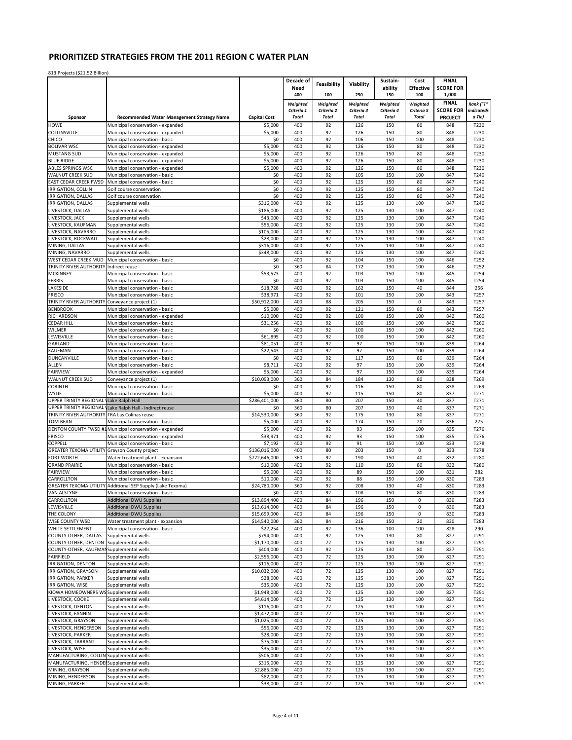# PRIORITIZED STRATEGIES FROM THE 2011 REGION C WATER PLAN

813 Projects ($21.52 Billion)

| Sponsor | Recommended Water Management Strategy Name | Capital Cost | Decade of Need 400 Weighted Criteria 1 Total | Feasibility 100 Weighted Criteria 2 Total | Viability 250 Weighted Criteria 3 Total | Sustain-ability 150 Weighted Criteria 4 Total | Cost Effective 100 Weighted Criteria 5 Total | FINAL SCORE FOR 1,000 FINAL SCORE FOR PROJECT | Rank ("T" indicateds a Tie) |
|---|---|---|---|---|---|---|---|---|---|
| HOWE | Municipal conservation - expanded | $5,000 | 400 | 92 | 126 | 150 | 80 | 848 | T230 |
| COLLINSVILLE | Municipal conservation - expanded | $5,000 | 400 | 92 | 126 | 150 | 80 | 848 | T230 |
| CHICO | Municipal conservation - basic | $0 | 400 | 92 | 106 | 150 | 100 | 848 | T230 |
| BOLIVAR WSC | Municipal conservation - expanded | $5,000 | 400 | 92 | 126 | 150 | 80 | 848 | T230 |
| MUSTANG SUD | Municipal conservation - expanded | $5,000 | 400 | 92 | 126 | 150 | 80 | 848 | T230 |
| BLUE RIDGE | Municipal conservation - expanded | $5,000 | 400 | 92 | 126 | 150 | 80 | 848 | T230 |
| ABLES SPRINGS WSC | Municipal conservation - expanded | $5,000 | 400 | 92 | 126 | 150 | 80 | 848 | T230 |
| WALNUT CREEK SUD | Municipal conservation - basic | $0 | 400 | 92 | 105 | 150 | 100 | 847 | T240 |
| EAST CEDAR CREEK FWSD | Municipal conservation - basic | $0 | 400 | 92 | 125 | 150 | 80 | 847 | T240 |
| IRRIGATION, COLLIN | Golf course conservation | $0 | 400 | 92 | 125 | 150 | 80 | 847 | T240 |
| IRRIGATION, DALLAS | Golf course conservation | $0 | 400 | 92 | 125 | 150 | 80 | 847 | T240 |
| IRRIGATION, DALLAS | Supplemental wells | $316,000 | 400 | 92 | 125 | 130 | 100 | 847 | T240 |
| LIVESTOCK, DALLAS | Supplemental wells | $186,000 | 400 | 92 | 125 | 130 | 100 | 847 | T240 |
| LIVESTOCK, JACK | Supplemental wells | $43,000 | 400 | 92 | 125 | 130 | 100 | 847 | T240 |
| LIVESTOCK, KAUFMAN | Supplemental wells | $56,000 | 400 | 92 | 125 | 130 | 100 | 847 | T240 |
| LIVESTOCK, NAVARRO | Supplemental wells | $105,000 | 400 | 92 | 125 | 130 | 100 | 847 | T240 |
| LIVESTOCK, ROCKWALL | Supplemental wells | $28,000 | 400 | 92 | 125 | 130 | 100 | 847 | T240 |
| MINING, DALLAS | Supplemental wells | $316,000 | 400 | 92 | 125 | 130 | 100 | 847 | T240 |
| MINING, NAVARRO | Supplemental wells | $348,000 | 400 | 92 | 125 | 130 | 100 | 847 | T240 |
| WEST CEDAR CREEK MUD | Municipal conservation - basic | $0 | 400 | 92 | 104 | 150 | 100 | 846 | T252 |
| TRINITY RIVER AUTHORITY | Indirect reuse | $0 | 360 | 84 | 172 | 130 | 100 | 846 | T252 |
| MCKINNEY | Municipal conservation - basic | $53,573 | 400 | 92 | 103 | 150 | 100 | 845 | T254 |
| FERRIS | Municipal conservation - basic | $0 | 400 | 92 | 103 | 150 | 100 | 845 | T254 |
| LAKESIDE | Municipal conservation - basic | $18,728 | 400 | 92 | 162 | 150 | 40 | 844 | 256 |
| FRISCO | Municipal conservation - basic | $38,971 | 400 | 92 | 101 | 150 | 100 | 843 | T257 |
| TRINITY RIVER AUTHORITY | Conveyance project (1) | $50,912,000 | 400 | 88 | 205 | 150 | 0 | 843 | T257 |
| BENBROOK | Municipal conservation - basic | $5,000 | 400 | 92 | 121 | 150 | 80 | 843 | T257 |
| RICHARDSON | Municipal conservation - expanded | $10,000 | 400 | 92 | 100 | 150 | 100 | 842 | T260 |
| CEDAR HILL | Municipal conservation - basic | $31,256 | 400 | 92 | 100 | 150 | 100 | 842 | T260 |
| WILMER | Municipal conservation - basic | $0 | 400 | 92 | 100 | 150 | 100 | 842 | T260 |
| LEWISVILLE | Municipal conservation - basic | $61,895 | 400 | 92 | 100 | 150 | 100 | 842 | T260 |
| GARLAND | Municipal conservation - basic | $81,051 | 400 | 92 | 97 | 150 | 100 | 839 | T264 |
| KAUFMAN | Municipal conservation - basic | $22,543 | 400 | 92 | 97 | 150 | 100 | 839 | T264 |
| DUNCANVILLE | Municipal conservation - basic | $0 | 400 | 92 | 117 | 150 | 80 | 839 | T264 |
| ALLEN | Municipal conservation - basic | $8,711 | 400 | 92 | 97 | 150 | 100 | 839 | T264 |
| FAIRVIEW | Municipal conservation - expanded | $5,000 | 400 | 92 | 97 | 150 | 100 | 839 | T264 |
| WALNUT CREEK SUD | Conveyance project (1) | $10,093,000 | 360 | 84 | 184 | 130 | 80 | 838 | T269 |
| CORINTH | Municipal conservation - basic | $0 | 400 | 92 | 116 | 150 | 80 | 838 | T269 |
| WYLIE | Municipal conservation - basic | $5,000 | 400 | 92 | 115 | 150 | 80 | 837 | T271 |
| UPPER TRINITY REGIONAL W | Lake Ralph Hall | $286,401,000 | 360 | 80 | 207 | 150 | 40 | 837 | T271 |
| UPPER TRINITY REGIONAL W | Lake Ralph Hall - indirect reuse | $0 | 360 | 80 | 207 | 150 | 40 | 837 | T271 |
| TRINITY RIVER AUTHORITY | TRA Las Colinas reuse | $14,530,000 | 360 | 92 | 175 | 130 | 80 | 837 | T271 |
| TOM BEAN | Municipal conservation - basic | $5,000 | 400 | 92 | 174 | 150 | 20 | 836 | 275 |
| DENTON COUNTY FWSD #1 | Municipal conservation - expanded | $5,000 | 400 | 92 | 93 | 150 | 100 | 835 | T276 |
| FRISCO | Municipal conservation - expanded | $38,971 | 400 | 92 | 93 | 150 | 100 | 835 | T276 |
| COPPELL | Municipal conservation - basic | $7,192 | 400 | 92 | 91 | 150 | 100 | 833 | T278 |
| GREATER TEXOMA UTILITY | Grayson County project | $136,016,000 | 400 | 80 | 203 | 150 | 0 | 833 | T278 |
| FORT WORTH | Water treatment plant - expansion | $772,646,000 | 360 | 92 | 190 | 150 | 40 | 832 | T280 |
| GRAND PRAIRIE | Municipal conservation - basic | $10,000 | 400 | 92 | 110 | 150 | 80 | 832 | T280 |
| FAIRVIEW | Municipal conservation - basic | $5,000 | 400 | 92 | 89 | 150 | 100 | 831 | 282 |
| CARROLLTON | Municipal conservation - basic | $10,000 | 400 | 92 | 88 | 150 | 100 | 830 | T283 |
| GREATER TEXOMA UTILITY | Additional SEP Supply (Lake Texoma) | $24,780,000 | 360 | 92 | 208 | 130 | 40 | 830 | T283 |
| VAN ALSTYNE | Municipal conservation - basic | $0 | 400 | 92 | 108 | 150 | 80 | 830 | T283 |
| CARROLLTON | Additional DWU Supplies | $13,894,400 | 400 | 84 | 196 | 150 | 0 | 830 | T283 |
| LEWISVILLE | Additional DWU Supplies | $13,614,000 | 400 | 84 | 196 | 150 | 0 | 830 | T283 |
| THE COLONY | Additional DWU Supplies | $15,699,000 | 400 | 84 | 196 | 150 | 0 | 830 | T283 |
| WISE COUNTY WSD | Water treatment plant - expansion | $14,540,000 | 360 | 84 | 216 | 150 | 20 | 830 | T283 |
| WHITE SETTLEMENT | Municipal conservation - basic | $27,254 | 400 | 92 | 136 | 100 | 100 | 828 | 290 |
| COUNTY-OTHER, DALLAS | Supplemental wells | $794,000 | 400 | 92 | 125 | 130 | 80 | 827 | T291 |
| COUNTY-OTHER, DENTON | Supplemental wells | $1,170,000 | 400 | 72 | 125 | 130 | 100 | 827 | T291 |
| COUNTY-OTHER, KAUFMAN | Supplemental wells | $404,000 | 400 | 92 | 125 | 130 | 80 | 827 | T291 |
| FAIRFIELD | Supplemental wells | $2,556,000 | 400 | 72 | 125 | 130 | 100 | 827 | T291 |
| IRRIGATION, DENTON | Supplemental wells | $116,000 | 400 | 72 | 125 | 130 | 100 | 827 | T291 |
| IRRIGATION, GRAYSON | Supplemental wells | $10,032,000 | 400 | 72 | 125 | 130 | 100 | 827 | T291 |
| IRRIGATION, PARKER | Supplemental wells | $28,000 | 400 | 72 | 125 | 130 | 100 | 827 | T291 |
| IRRIGATION, WISE | Supplemental wells | $35,000 | 400 | 72 | 125 | 130 | 100 | 827 | T291 |
| KIOWA HOMEOWNERS WSC | Supplemental wells | $1,948,000 | 400 | 72 | 125 | 130 | 100 | 827 | T291 |
| LIVESTOCK, COOKE | Supplemental wells | $4,614,000 | 400 | 72 | 125 | 130 | 100 | 827 | T291 |
| LIVESTOCK, DENTON | Supplemental wells | $116,000 | 400 | 72 | 125 | 130 | 100 | 827 | T291 |
| LIVESTOCK, FANNIN | Supplemental wells | $1,472,000 | 400 | 72 | 125 | 130 | 100 | 827 | T291 |
| LIVESTOCK, GRAYSON | Supplemental wells | $1,025,000 | 400 | 72 | 125 | 130 | 100 | 827 | T291 |
| LIVESTOCK, HENDERSON | Supplemental wells | $56,000 | 400 | 72 | 125 | 130 | 100 | 827 | T291 |
| LIVESTOCK, PARKER | Supplemental wells | $28,000 | 400 | 72 | 125 | 130 | 100 | 827 | T291 |
| LIVESTOCK, TARRANT | Supplemental wells | $75,000 | 400 | 72 | 125 | 130 | 100 | 827 | T291 |
| LIVESTOCK, WISE | Supplemental wells | $35,000 | 400 | 72 | 125 | 130 | 100 | 827 | T291 |
| MANUFACTURING, COLLIN | Supplemental wells | $506,000 | 400 | 72 | 125 | 130 | 100 | 827 | T291 |
| MANUFACTURING, HENDER | Supplemental wells | $315,000 | 400 | 72 | 125 | 130 | 100 | 827 | T291 |
| MINING, GRAYSON | Supplemental wells | $2,885,000 | 400 | 72 | 125 | 130 | 100 | 827 | T291 |
| MINING, HENDERSON | Supplemental wells | $82,000 | 400 | 72 | 125 | 130 | 100 | 827 | T291 |
| MINING, PARKER | Supplemental wells | $38,000 | 400 | 72 | 125 | 130 | 100 | 827 | T291 |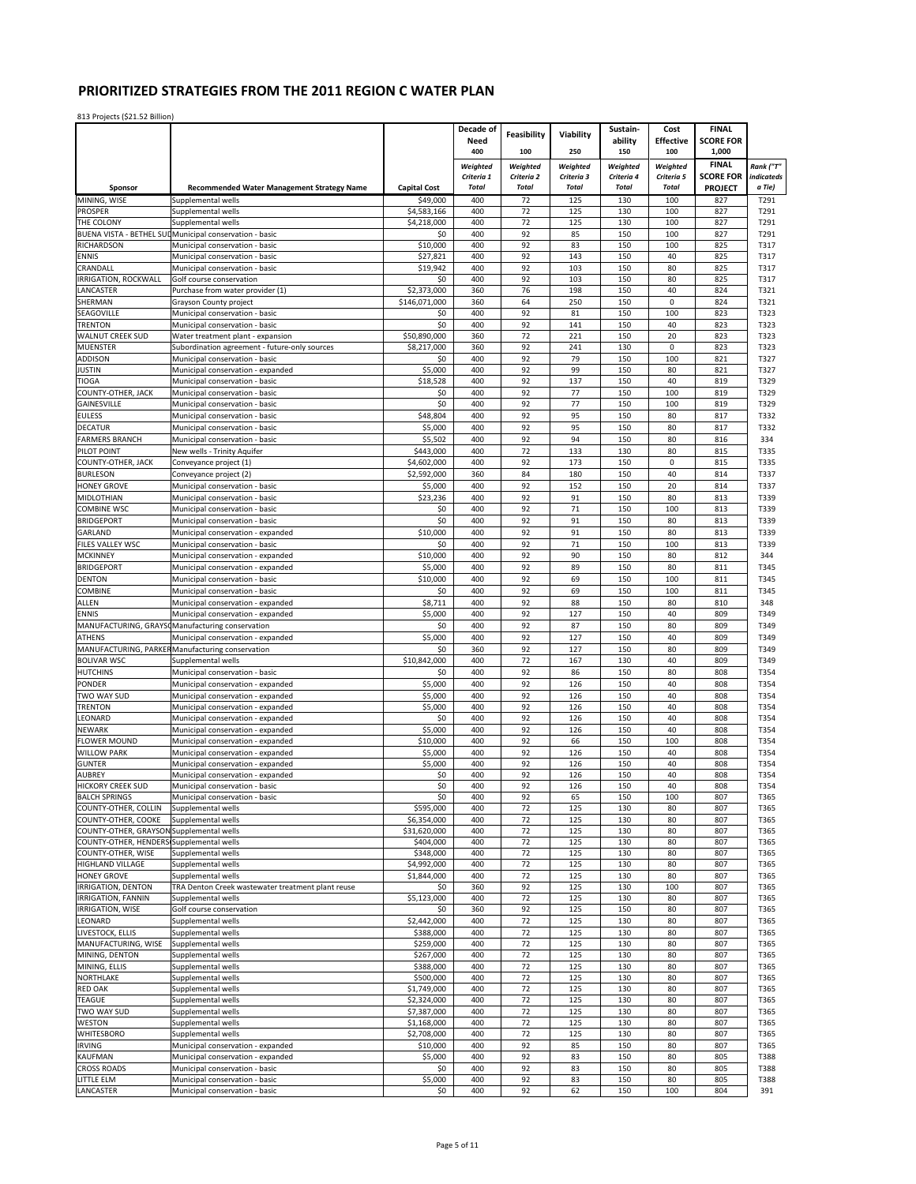# PRIORITIZED STRATEGIES FROM THE 2011 REGION C WATER PLAN

813 Projects ($21.52 Billion)

| Sponsor | Recommended Water Management Strategy Name | Capital Cost | Decade of Need 400 | Feasibility 100 | Viability 250 | Sustain-ability 150 | Cost Effective 100 | FINAL SCORE FOR 1,000 | |
|---|---|---|---|---|---|---|---|---|---|
| | | | Weighted Criteria 1 Total | Weighted Criteria 2 Total | Weighted Criteria 3 Total | Weighted Criteria 4 Total | Weighted Criteria 5 Total | FINAL SCORE FOR PROJECT | Rank ("T" indicateds a Tie) |
| MINING, WISE | Supplemental wells | $49,000 | 400 | 72 | 125 | 130 | 100 | 827 | T291 |
| PROSPER | Supplemental wells | $4,583,166 | 400 | 72 | 125 | 130 | 100 | 827 | T291 |
| THE COLONY | Supplemental wells | $4,218,000 | 400 | 72 | 125 | 130 | 100 | 827 | T291 |
| BUENA VISTA - BETHEL SUD | Municipal conservation - basic | $0 | 400 | 92 | 85 | 150 | 100 | 827 | T291 |
| RICHARDSON | Municipal conservation - basic | $10,000 | 400 | 92 | 83 | 150 | 100 | 825 | T317 |
| ENNIS | Municipal conservation - basic | $27,821 | 400 | 92 | 143 | 150 | 40 | 825 | T317 |
| CRANDALL | Municipal conservation - basic | $19,942 | 400 | 92 | 103 | 150 | 80 | 825 | T317 |
| IRRIGATION, ROCKWALL | Golf course conservation | $0 | 400 | 92 | 103 | 150 | 80 | 825 | T317 |
| LANCASTER | Purchase from water provider (1) | $2,373,000 | 360 | 76 | 198 | 150 | 40 | 824 | T321 |
| SHERMAN | Grayson County project | $146,071,000 | 360 | 64 | 250 | 150 | 0 | 824 | T321 |
| SEAGOVILLE | Municipal conservation - basic | $0 | 400 | 92 | 81 | 150 | 100 | 823 | T323 |
| TRENTON | Municipal conservation - basic | $0 | 400 | 92 | 141 | 150 | 40 | 823 | T323 |
| WALNUT CREEK SUD | Water treatment plant - expansion | $50,890,000 | 360 | 72 | 221 | 150 | 20 | 823 | T323 |
| MUENSTER | Subordination agreement - future-only sources | $8,217,000 | 360 | 92 | 241 | 130 | 0 | 823 | T323 |
| ADDISON | Municipal conservation - basic | $0 | 400 | 92 | 79 | 150 | 100 | 821 | T327 |
| JUSTIN | Municipal conservation - expanded | $5,000 | 400 | 92 | 99 | 150 | 80 | 821 | T327 |
| TIOGA | Municipal conservation - basic | $18,528 | 400 | 92 | 137 | 150 | 40 | 819 | T329 |
| COUNTY-OTHER, JACK | Municipal conservation - basic | $0 | 400 | 92 | 77 | 150 | 100 | 819 | T329 |
| GAINESVILLE | Municipal conservation - basic | $0 | 400 | 92 | 77 | 150 | 100 | 819 | T329 |
| EULESS | Municipal conservation - basic | $48,804 | 400 | 92 | 95 | 150 | 80 | 817 | T332 |
| DECATUR | Municipal conservation - basic | $5,000 | 400 | 92 | 95 | 150 | 80 | 817 | T332 |
| FARMERS BRANCH | Municipal conservation - basic | $5,502 | 400 | 92 | 94 | 150 | 80 | 816 | 334 |
| PILOT POINT | New wells - Trinity Aquifer | $443,000 | 400 | 72 | 133 | 130 | 80 | 815 | T335 |
| COUNTY-OTHER, JACK | Conveyance project (1) | $4,602,000 | 400 | 92 | 173 | 150 | 0 | 815 | T335 |
| BURLESON | Conveyance project (2) | $2,592,000 | 360 | 84 | 180 | 150 | 40 | 814 | T337 |
| HONEY GROVE | Municipal conservation - basic | $5,000 | 400 | 92 | 152 | 150 | 20 | 814 | T337 |
| MIDLOTHIAN | Municipal conservation - basic | $23,236 | 400 | 92 | 91 | 150 | 80 | 813 | T339 |
| COMBINE WSC | Municipal conservation - basic | $0 | 400 | 92 | 71 | 150 | 100 | 813 | T339 |
| BRIDGEPORT | Municipal conservation - basic | $0 | 400 | 92 | 91 | 150 | 80 | 813 | T339 |
| GARLAND | Municipal conservation - expanded | $10,000 | 400 | 92 | 91 | 150 | 80 | 813 | T339 |
| FILES VALLEY WSC | Municipal conservation - basic | $0 | 400 | 92 | 71 | 150 | 100 | 813 | T339 |
| MCKINNEY | Municipal conservation - expanded | $10,000 | 400 | 92 | 90 | 150 | 80 | 812 | 344 |
| BRIDGEPORT | Municipal conservation - expanded | $5,000 | 400 | 92 | 89 | 150 | 80 | 811 | T345 |
| DENTON | Municipal conservation - basic | $10,000 | 400 | 92 | 69 | 150 | 100 | 811 | T345 |
| COMBINE | Municipal conservation - basic | $0 | 400 | 92 | 69 | 150 | 100 | 811 | T345 |
| ALLEN | Municipal conservation - expanded | $8,711 | 400 | 92 | 88 | 150 | 80 | 810 | 348 |
| ENNIS | Municipal conservation - expanded | $5,000 | 400 | 92 | 127 | 150 | 40 | 809 | T349 |
| MANUFACTURING, GRAYSON | Manufacturing conservation | $0 | 400 | 92 | 87 | 150 | 80 | 809 | T349 |
| ATHENS | Municipal conservation - expanded | $5,000 | 400 | 92 | 127 | 150 | 40 | 809 | T349 |
| MANUFACTURING, PARKER | Manufacturing conservation | $0 | 360 | 92 | 127 | 150 | 80 | 809 | T349 |
| BOLIVAR WSC | Supplemental wells | $10,842,000 | 400 | 72 | 167 | 130 | 40 | 809 | T349 |
| HUTCHINS | Municipal conservation - basic | $0 | 400 | 92 | 86 | 150 | 80 | 808 | T354 |
| PONDER | Municipal conservation - expanded | $5,000 | 400 | 92 | 126 | 150 | 40 | 808 | T354 |
| TWO WAY SUD | Municipal conservation - expanded | $5,000 | 400 | 92 | 126 | 150 | 40 | 808 | T354 |
| TRENTON | Municipal conservation - expanded | $5,000 | 400 | 92 | 126 | 150 | 40 | 808 | T354 |
| LEONARD | Municipal conservation - expanded | $0 | 400 | 92 | 126 | 150 | 40 | 808 | T354 |
| NEWARK | Municipal conservation - expanded | $5,000 | 400 | 92 | 126 | 150 | 40 | 808 | T354 |
| FLOWER MOUND | Municipal conservation - expanded | $10,000 | 400 | 92 | 66 | 150 | 100 | 808 | T354 |
| WILLOW PARK | Municipal conservation - expanded | $5,000 | 400 | 92 | 126 | 150 | 40 | 808 | T354 |
| GUNTER | Municipal conservation - expanded | $5,000 | 400 | 92 | 126 | 150 | 40 | 808 | T354 |
| AUBREY | Municipal conservation - expanded | $0 | 400 | 92 | 126 | 150 | 40 | 808 | T354 |
| HICKORY CREEK SUD | Municipal conservation - basic | $0 | 400 | 92 | 126 | 150 | 40 | 808 | T354 |
| BALCH SPRINGS | Municipal conservation - basic | $0 | 400 | 92 | 65 | 150 | 100 | 807 | T365 |
| COUNTY-OTHER, COLLIN | Supplemental wells | $595,000 | 400 | 72 | 125 | 130 | 80 | 807 | T365 |
| COUNTY-OTHER, COOKE | Supplemental wells | $6,354,000 | 400 | 72 | 125 | 130 | 80 | 807 | T365 |
| COUNTY-OTHER, GRAYSON | Supplemental wells | $31,620,000 | 400 | 72 | 125 | 130 | 80 | 807 | T365 |
| COUNTY-OTHER, HENDERSON | Supplemental wells | $404,000 | 400 | 72 | 125 | 130 | 80 | 807 | T365 |
| COUNTY-OTHER, WISE | Supplemental wells | $348,000 | 400 | 72 | 125 | 130 | 80 | 807 | T365 |
| HIGHLAND VILLAGE | Supplemental wells | $4,992,000 | 400 | 72 | 125 | 130 | 80 | 807 | T365 |
| HONEY GROVE | Supplemental wells | $1,844,000 | 400 | 72 | 125 | 130 | 80 | 807 | T365 |
| IRRIGATION, DENTON | TRA Denton Creek wastewater treatment plant reuse | $0 | 360 | 92 | 125 | 130 | 100 | 807 | T365 |
| IRRIGATION, FANNIN | Supplemental wells | $5,123,000 | 400 | 72 | 125 | 130 | 80 | 807 | T365 |
| IRRIGATION, WISE | Golf course conservation | $0 | 360 | 92 | 125 | 150 | 80 | 807 | T365 |
| LEONARD | Supplemental wells | $2,442,000 | 400 | 72 | 125 | 130 | 80 | 807 | T365 |
| LIVESTOCK, ELLIS | Supplemental wells | $388,000 | 400 | 72 | 125 | 130 | 80 | 807 | T365 |
| MANUFACTURING, WISE | Supplemental wells | $259,000 | 400 | 72 | 125 | 130 | 80 | 807 | T365 |
| MINING, DENTON | Supplemental wells | $267,000 | 400 | 72 | 125 | 130 | 80 | 807 | T365 |
| MINING, ELLIS | Supplemental wells | $388,000 | 400 | 72 | 125 | 130 | 80 | 807 | T365 |
| NORTHLAKE | Supplemental wells | $500,000 | 400 | 72 | 125 | 130 | 80 | 807 | T365 |
| RED OAK | Supplemental wells | $1,749,000 | 400 | 72 | 125 | 130 | 80 | 807 | T365 |
| TEAGUE | Supplemental wells | $2,324,000 | 400 | 72 | 125 | 130 | 80 | 807 | T365 |
| TWO WAY SUD | Supplemental wells | $7,387,000 | 400 | 72 | 125 | 130 | 80 | 807 | T365 |
| WESTON | Supplemental wells | $1,168,000 | 400 | 72 | 125 | 130 | 80 | 807 | T365 |
| WHITESBORO | Supplemental wells | $2,708,000 | 400 | 72 | 125 | 130 | 80 | 807 | T365 |
| IRVING | Municipal conservation - expanded | $10,000 | 400 | 92 | 85 | 150 | 80 | 807 | T365 |
| KAUFMAN | Municipal conservation - expanded | $5,000 | 400 | 92 | 83 | 150 | 80 | 805 | T388 |
| CROSS ROADS | Municipal conservation - basic | $0 | 400 | 92 | 83 | 150 | 80 | 805 | T388 |
| LITTLE ELM | Municipal conservation - basic | $5,000 | 400 | 92 | 83 | 150 | 80 | 805 | T388 |
| LANCASTER | Municipal conservation - basic | $0 | 400 | 92 | 62 | 150 | 100 | 804 | 391 |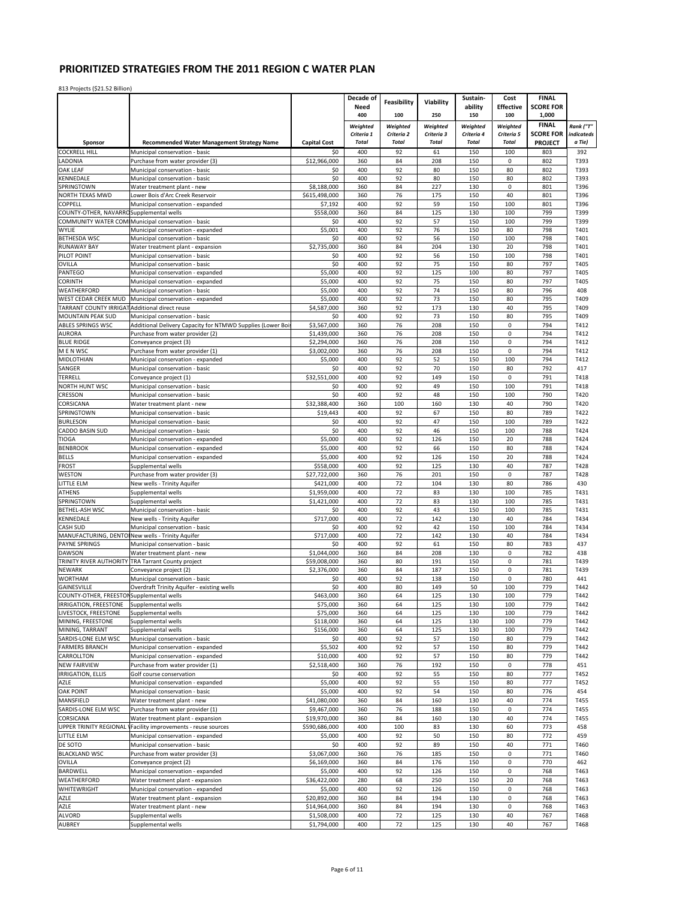# PRIORITIZED STRATEGIES FROM THE 2011 REGION C WATER PLAN

813 Projects ($21.52 Billion)

| Sponsor | Recommended Water Management Strategy Name | Capital Cost | Decade of Need 400 Weighted Criteria 1 Total | Feasibility 100 Weighted Criteria 2 Total | Viability 250 Weighted Criteria 3 Total | Sustain-ability 150 Weighted Criteria 4 Total | Cost Effective 100 Weighted Criteria 5 Total | FINAL SCORE FOR 1,000 FINAL SCORE FOR PROJECT | Rank ("T" indicateds a Tie) |
|---|---|---|---|---|---|---|---|---|---|
| COCKRELL HILL | Municipal conservation - basic | $0 | 400 | 92 | 61 | 150 | 100 | 803 | 392 |
| LADONIA | Purchase from water provider (3) | $12,966,000 | 360 | 84 | 208 | 150 | 0 | 802 | T393 |
| OAK LEAF | Municipal conservation - basic | $0 | 400 | 92 | 80 | 150 | 80 | 802 | T393 |
| KENNEDALE | Municipal conservation - basic | $0 | 400 | 92 | 80 | 150 | 80 | 802 | T393 |
| SPRINGTOWN | Water treatment plant - new | $8,188,000 | 360 | 84 | 227 | 130 | 0 | 801 | T396 |
| NORTH TEXAS MWD | Lower Bois d'Arc Creek Reservoir | $615,498,000 | 360 | 76 | 175 | 150 | 40 | 801 | T396 |
| COPPELL | Municipal conservation - expanded | $7,192 | 400 | 92 | 59 | 150 | 100 | 801 | T396 |
| COUNTY-OTHER, NAVARRO | Supplemental wells | $558,000 | 360 | 84 | 125 | 130 | 100 | 799 | T399 |
| COMMUNITY WATER COMI | Municipal conservation - basic | $0 | 400 | 92 | 57 | 150 | 100 | 799 | T399 |
| WYLIE | Municipal conservation - expanded | $5,001 | 400 | 92 | 76 | 150 | 80 | 798 | T401 |
| BETHESDA WSC | Municipal conservation - basic | $0 | 400 | 92 | 56 | 150 | 100 | 798 | T401 |
| RUNAWAY BAY | Water treatment plant - expansion | $2,735,000 | 360 | 84 | 204 | 130 | 20 | 798 | T401 |
| PILOT POINT | Municipal conservation - basic | $0 | 400 | 92 | 56 | 150 | 100 | 798 | T401 |
| OVILLA | Municipal conservation - basic | $0 | 400 | 92 | 75 | 150 | 80 | 797 | T405 |
| PANTEGO | Municipal conservation - expanded | $5,000 | 400 | 92 | 125 | 100 | 80 | 797 | T405 |
| CORINTH | Municipal conservation - expanded | $5,000 | 400 | 92 | 75 | 150 | 80 | 797 | T405 |
| WEATHERFORD | Municipal conservation - basic | $5,000 | 400 | 92 | 74 | 150 | 80 | 796 | 408 |
| WEST CEDAR CREEK MUD | Municipal conservation - expanded | $5,000 | 400 | 92 | 73 | 150 | 80 | 795 | T409 |
| TARRANT COUNTY IRRIGAT | Additional direct reuse | $4,587,000 | 360 | 92 | 173 | 130 | 40 | 795 | T409 |
| MOUNTAIN PEAK SUD | Municipal conservation - basic | $0 | 400 | 92 | 73 | 150 | 80 | 795 | T409 |
| ABLES SPRINGS WSC | Additional Delivery Capacity for NTMWD Supplies (Lower Bois | $3,567,000 | 360 | 76 | 208 | 150 | 0 | 794 | T412 |
| AURORA | Purchase from water provider (2) | $1,439,000 | 360 | 76 | 208 | 150 | 0 | 794 | T412 |
| BLUE RIDGE | Conveyance project (3) | $2,294,000 | 360 | 76 | 208 | 150 | 0 | 794 | T412 |
| M E N WSC | Purchase from water provider (1) | $3,002,000 | 360 | 76 | 208 | 150 | 0 | 794 | T412 |
| MIDLOTHIAN | Municipal conservation - expanded | $5,000 | 400 | 92 | 52 | 150 | 100 | 794 | T412 |
| SANGER | Municipal conservation - basic | $0 | 400 | 92 | 70 | 150 | 80 | 792 | 417 |
| TERRELL | Conveyance project (1) | $32,551,000 | 400 | 92 | 149 | 150 | 0 | 791 | T418 |
| NORTH HUNT WSC | Municipal conservation - basic | $0 | 400 | 92 | 49 | 150 | 100 | 791 | T418 |
| CRESSON | Municipal conservation - basic | $0 | 400 | 92 | 48 | 150 | 100 | 790 | T420 |
| CORSICANA | Water treatment plant - new | $32,388,400 | 360 | 100 | 160 | 130 | 40 | 790 | T420 |
| SPRINGTOWN | Municipal conservation - basic | $19,443 | 400 | 92 | 67 | 150 | 80 | 789 | T422 |
| BURLESON | Municipal conservation - basic | $0 | 400 | 92 | 47 | 150 | 100 | 789 | T422 |
| CADDO BASIN SUD | Municipal conservation - basic | $0 | 400 | 92 | 46 | 150 | 100 | 788 | T424 |
| TIOGA | Municipal conservation - expanded | $5,000 | 400 | 92 | 126 | 150 | 20 | 788 | T424 |
| BENBROOK | Municipal conservation - expanded | $5,000 | 400 | 92 | 66 | 150 | 80 | 788 | T424 |
| BELLS | Municipal conservation - expanded | $5,000 | 400 | 92 | 126 | 150 | 20 | 788 | T424 |
| FROST | Supplemental wells | $558,000 | 400 | 92 | 125 | 130 | 40 | 787 | T428 |
| WESTON | Purchase from water provider (3) | $27,722,000 | 360 | 76 | 201 | 150 | 0 | 787 | T428 |
| LITTLE ELM | New wells - Trinity Aquifer | $421,000 | 400 | 72 | 104 | 130 | 80 | 786 | 430 |
| ATHENS | Supplemental wells | $1,959,000 | 400 | 72 | 83 | 130 | 100 | 785 | T431 |
| SPRINGTOWN | Supplemental wells | $1,421,000 | 400 | 72 | 83 | 130 | 100 | 785 | T431 |
| BETHEL-ASH WSC | Municipal conservation - basic | $0 | 400 | 92 | 43 | 150 | 100 | 785 | T431 |
| KENNEDALE | New wells - Trinity Aquifer | $717,000 | 400 | 72 | 142 | 130 | 40 | 784 | T434 |
| CASH SUD | Municipal conservation - basic | $0 | 400 | 92 | 42 | 150 | 100 | 784 | T434 |
| MANUFACTURING, DENTON | New wells - Trinity Aquifer | $717,000 | 400 | 72 | 142 | 130 | 40 | 784 | T434 |
| PAYNE SPRINGS | Municipal conservation - basic | $0 | 400 | 92 | 61 | 150 | 80 | 783 | 437 |
| DAWSON | Water treatment plant - new | $1,044,000 | 360 | 84 | 208 | 130 | 0 | 782 | 438 |
| TRINITY RIVER AUTHORITY | TRA Tarrant County project | $59,008,000 | 360 | 80 | 191 | 150 | 0 | 781 | T439 |
| NEWARK | Conveyance project (2) | $2,376,000 | 360 | 84 | 187 | 150 | 0 | 781 | T439 |
| WORTHAM | Municipal conservation - basic | $0 | 400 | 92 | 138 | 150 | 0 | 780 | 441 |
| GAINESVILLE | Overdraft Trinity Aquifer - existing wells | $0 | 400 | 80 | 149 | 50 | 100 | 779 | T442 |
| COUNTY-OTHER, FREESTON | Supplemental wells | $463,000 | 360 | 64 | 125 | 130 | 100 | 779 | T442 |
| IRRIGATION, FREESTONE | Supplemental wells | $75,000 | 360 | 64 | 125 | 130 | 100 | 779 | T442 |
| LIVESTOCK, FREESTONE | Supplemental wells | $75,000 | 360 | 64 | 125 | 130 | 100 | 779 | T442 |
| MINING, FREESTONE | Supplemental wells | $118,000 | 360 | 64 | 125 | 130 | 100 | 779 | T442 |
| MINING, TARRANT | Supplemental wells | $156,000 | 360 | 64 | 125 | 130 | 100 | 779 | T442 |
| SARDIS-LONE ELM WSC | Municipal conservation - basic | $0 | 400 | 92 | 57 | 150 | 80 | 779 | T442 |
| FARMERS BRANCH | Municipal conservation - expanded | $5,502 | 400 | 92 | 57 | 150 | 80 | 779 | T442 |
| CARROLLTON | Municipal conservation - expanded | $10,000 | 400 | 92 | 57 | 150 | 80 | 779 | T442 |
| NEW FAIRVIEW | Purchase from water provider (1) | $2,518,400 | 360 | 76 | 192 | 150 | 0 | 778 | 451 |
| IRRIGATION, ELLIS | Golf course conservation | $0 | 400 | 92 | 55 | 150 | 80 | 777 | T452 |
| AZLE | Municipal conservation - expanded | $5,000 | 400 | 92 | 55 | 150 | 80 | 777 | T452 |
| OAK POINT | Municipal conservation - basic | $5,000 | 400 | 92 | 54 | 150 | 80 | 776 | 454 |
| MANSFIELD | Water treatment plant - new | $41,080,000 | 360 | 84 | 160 | 130 | 40 | 774 | T455 |
| SARDIS-LONE ELM WSC | Purchase from water provider (1) | $9,467,000 | 360 | 76 | 188 | 150 | 0 | 774 | T455 |
| CORSICANA | Water treatment plant - expansion | $19,970,000 | 360 | 84 | 160 | 130 | 40 | 774 | T455 |
| UPPER TRINITY REGIONAL W | Facility improvements - reuse sources | $590,686,000 | 400 | 100 | 83 | 130 | 60 | 773 | 458 |
| LITTLE ELM | Municipal conservation - expanded | $5,000 | 400 | 92 | 50 | 150 | 80 | 772 | 459 |
| DE SOTO | Municipal conservation - basic | $0 | 400 | 92 | 89 | 150 | 40 | 771 | T460 |
| BLACKLAND WSC | Purchase from water provider (3) | $3,067,000 | 360 | 76 | 185 | 150 | 0 | 771 | T460 |
| OVILLA | Conveyance project (2) | $6,169,000 | 360 | 84 | 176 | 150 | 0 | 770 | 462 |
| BARDWELL | Municipal conservation - expanded | $5,000 | 400 | 92 | 126 | 150 | 0 | 768 | T463 |
| WEATHERFORD | Water treatment plant - expansion | $36,422,000 | 280 | 68 | 250 | 150 | 20 | 768 | T463 |
| WHITEWRIGHT | Municipal conservation - expanded | $5,000 | 400 | 92 | 126 | 150 | 0 | 768 | T463 |
| AZLE | Water treatment plant - expansion | $20,892,000 | 360 | 84 | 194 | 130 | 0 | 768 | T463 |
| AZLE | Water treatment plant - new | $14,964,000 | 360 | 84 | 194 | 130 | 0 | 768 | T463 |
| ALVORD | Supplemental wells | $1,508,000 | 400 | 72 | 125 | 130 | 40 | 767 | T468 |
| AUBREY | Supplemental wells | $1,794,000 | 400 | 72 | 125 | 130 | 40 | 767 | T468 |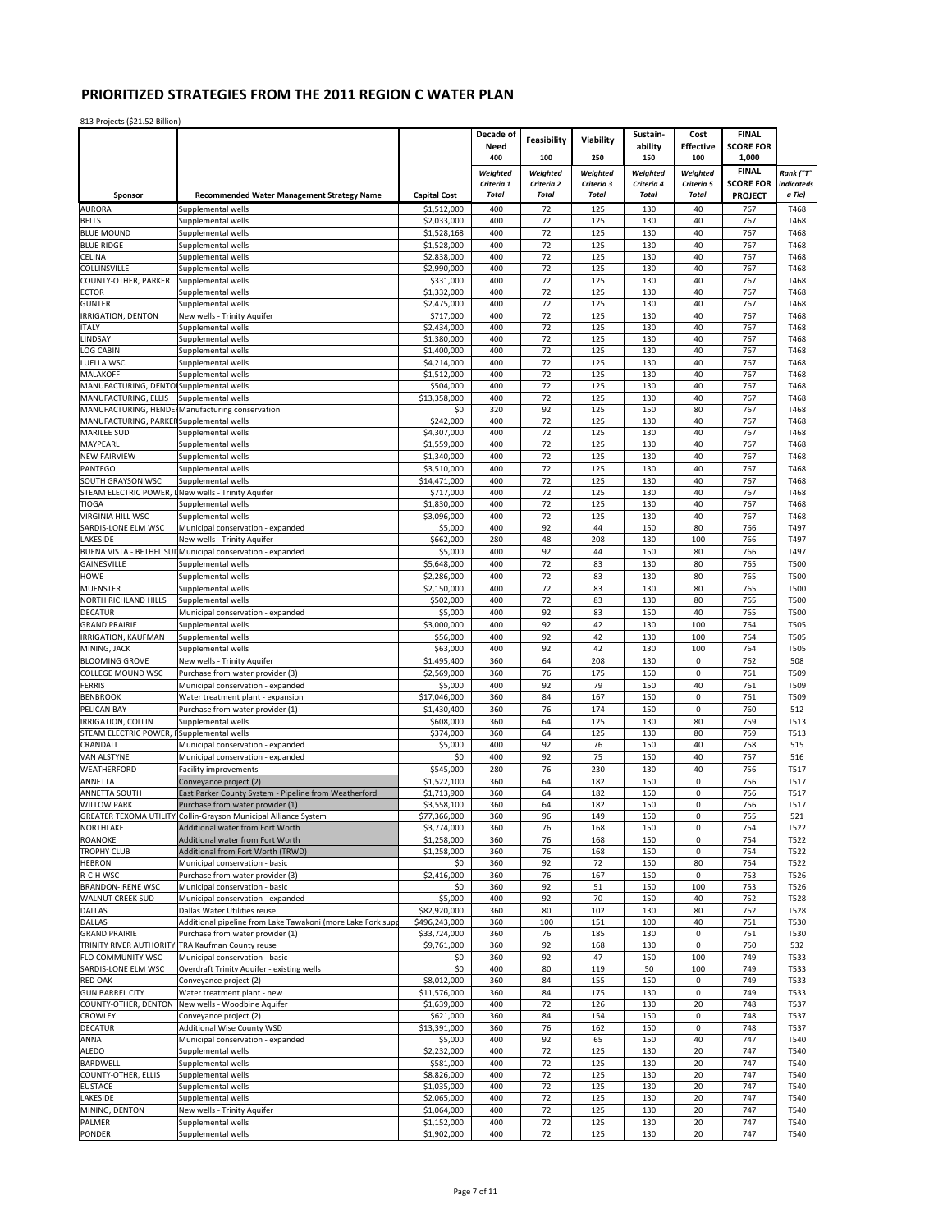# PRIORITIZED STRATEGIES FROM THE 2011 REGION C WATER PLAN

813 Projects ($21.52 Billion)

| Sponsor | Recommended Water Management Strategy Name | Capital Cost | Decade of Need 400 Weighted Criteria 1 Total | Feasibility 100 Weighted Criteria 2 Total | Viability 250 Weighted Criteria 3 Total | Sustain-ability 150 Weighted Criteria 4 Total | Cost Effective 100 Weighted Criteria 5 Total | FINAL SCORE FOR 1,000 FINAL SCORE FOR PROJECT | Rank ("T" indicateds a Tie) |
|---|---|---|---|---|---|---|---|---|---|
| AURORA | Supplemental wells | $1,512,000 | 400 | 72 | 125 | 130 | 40 | 767 | T468 |
| BELLS | Supplemental wells | $2,033,000 | 400 | 72 | 125 | 130 | 40 | 767 | T468 |
| BLUE MOUND | Supplemental wells | $1,528,168 | 400 | 72 | 125 | 130 | 40 | 767 | T468 |
| BLUE RIDGE | Supplemental wells | $1,528,000 | 400 | 72 | 125 | 130 | 40 | 767 | T468 |
| CELINA | Supplemental wells | $2,838,000 | 400 | 72 | 125 | 130 | 40 | 767 | T468 |
| COLLINSVILLE | Supplemental wells | $2,990,000 | 400 | 72 | 125 | 130 | 40 | 767 | T468 |
| COUNTY-OTHER, PARKER | Supplemental wells | $331,000 | 400 | 72 | 125 | 130 | 40 | 767 | T468 |
| ECTOR | Supplemental wells | $1,332,000 | 400 | 72 | 125 | 130 | 40 | 767 | T468 |
| GUNTER | Supplemental wells | $2,475,000 | 400 | 72 | 125 | 130 | 40 | 767 | T468 |
| IRRIGATION, DENTON | New wells - Trinity Aquifer | $717,000 | 400 | 72 | 125 | 130 | 40 | 767 | T468 |
| ITALY | Supplemental wells | $2,434,000 | 400 | 72 | 125 | 130 | 40 | 767 | T468 |
| LINDSAY | Supplemental wells | $1,380,000 | 400 | 72 | 125 | 130 | 40 | 767 | T468 |
| LOG CABIN | Supplemental wells | $1,400,000 | 400 | 72 | 125 | 130 | 40 | 767 | T468 |
| LUELLA WSC | Supplemental wells | $4,214,000 | 400 | 72 | 125 | 130 | 40 | 767 | T468 |
| MALAKOFF | Supplemental wells | $1,512,000 | 400 | 72 | 125 | 130 | 40 | 767 | T468 |
| MANUFACTURING, DENTO | Supplemental wells | $504,000 | 400 | 72 | 125 | 130 | 40 | 767 | T468 |
| MANUFACTURING, ELLIS | Supplemental wells | $13,358,000 | 400 | 72 | 125 | 130 | 40 | 767 | T468 |
| MANUFACTURING, HENDE | Manufacturing conservation | $0 | 320 | 92 | 125 | 150 | 80 | 767 | T468 |
| MANUFACTURING, PARKER | Supplemental wells | $242,000 | 400 | 72 | 125 | 130 | 40 | 767 | T468 |
| MARILEE SUD | Supplemental wells | $4,307,000 | 400 | 72 | 125 | 130 | 40 | 767 | T468 |
| MAYPEARL | Supplemental wells | $1,559,000 | 400 | 72 | 125 | 130 | 40 | 767 | T468 |
| NEW FAIRVIEW | Supplemental wells | $1,340,000 | 400 | 72 | 125 | 130 | 40 | 767 | T468 |
| PANTEGO | Supplemental wells | $3,510,000 | 400 | 72 | 125 | 130 | 40 | 767 | T468 |
| SOUTH GRAYSON WSC | Supplemental wells | $14,471,000 | 400 | 72 | 125 | 130 | 40 | 767 | T468 |
| STEAM ELECTRIC POWER, D | New wells - Trinity Aquifer | $717,000 | 400 | 72 | 125 | 130 | 40 | 767 | T468 |
| TIOGA | Supplemental wells | $1,830,000 | 400 | 72 | 125 | 130 | 40 | 767 | T468 |
| VIRGINIA HILL WSC | Supplemental wells | $3,096,000 | 400 | 72 | 125 | 130 | 40 | 767 | T468 |
| SARDIS-LONE ELM WSC | Municipal conservation - expanded | $5,000 | 400 | 92 | 44 | 150 | 80 | 766 | T497 |
| LAKESIDE | New wells - Trinity Aquifer | $662,000 | 280 | 48 | 208 | 130 | 100 | 766 | T497 |
| BUENA VISTA - BETHEL SUD | Municipal conservation - expanded | $5,000 | 400 | 92 | 44 | 150 | 80 | 766 | T497 |
| GAINESVILLE | Supplemental wells | $5,648,000 | 400 | 72 | 83 | 130 | 80 | 765 | T500 |
| HOWE | Supplemental wells | $2,286,000 | 400 | 72 | 83 | 130 | 80 | 765 | T500 |
| MUENSTER | Supplemental wells | $2,150,000 | 400 | 72 | 83 | 130 | 80 | 765 | T500 |
| NORTH RICHLAND HILLS | Supplemental wells | $502,000 | 400 | 72 | 83 | 130 | 80 | 765 | T500 |
| DECATUR | Municipal conservation - expanded | $5,000 | 400 | 92 | 83 | 150 | 40 | 765 | T500 |
| GRAND PRAIRIE | Supplemental wells | $3,000,000 | 400 | 92 | 42 | 130 | 100 | 764 | T505 |
| IRRIGATION, KAUFMAN | Supplemental wells | $56,000 | 400 | 92 | 42 | 130 | 100 | 764 | T505 |
| MINING, JACK | Supplemental wells | $63,000 | 400 | 92 | 42 | 130 | 100 | 764 | T505 |
| BLOOMING GROVE | New wells - Trinity Aquifer | $1,495,400 | 360 | 64 | 208 | 130 | 0 | 762 | 508 |
| COLLEGE MOUND WSC | Purchase from water provider (3) | $2,569,000 | 360 | 76 | 175 | 150 | 0 | 761 | T509 |
| FERRIS | Municipal conservation - expanded | $5,000 | 400 | 92 | 79 | 150 | 40 | 761 | T509 |
| BENBROOK | Water treatment plant - expansion | $17,046,000 | 360 | 84 | 167 | 150 | 0 | 761 | T509 |
| PELICAN BAY | Purchase from water provider (1) | $1,430,400 | 360 | 76 | 174 | 150 | 0 | 760 | 512 |
| IRRIGATION, COLLIN | Supplemental wells | $608,000 | 360 | 64 | 125 | 130 | 80 | 759 | T513 |
| STEAM ELECTRIC POWER, F | Supplemental wells | $374,000 | 360 | 64 | 125 | 130 | 80 | 759 | T513 |
| CRANDALL | Municipal conservation - expanded | $5,000 | 400 | 92 | 76 | 150 | 40 | 758 | 515 |
| VAN ALSTYNE | Municipal conservation - expanded | $0 | 400 | 92 | 75 | 150 | 40 | 757 | 516 |
| WEATHERFORD | Facility improvements | $545,000 | 280 | 76 | 230 | 130 | 40 | 756 | T517 |
| ANNETTA | Conveyance project (2) | $1,522,100 | 360 | 64 | 182 | 150 | 0 | 756 | T517 |
| ANNETTA SOUTH | East Parker County System - Pipeline from Weatherford | $1,713,900 | 360 | 64 | 182 | 150 | 0 | 756 | T517 |
| WILLOW PARK | Purchase from water provider (1) | $3,558,100 | 360 | 64 | 182 | 150 | 0 | 756 | T517 |
| GREATER TEXOMA UTILITY | Collin-Grayson Municipal Alliance System | $77,366,000 | 360 | 96 | 149 | 150 | 0 | 755 | 521 |
| NORTHLAKE | Additional water from Fort Worth | $3,774,000 | 360 | 76 | 168 | 150 | 0 | 754 | T522 |
| ROANOKE | Additional water from Fort Worth | $1,258,000 | 360 | 76 | 168 | 150 | 0 | 754 | T522 |
| TROPHY CLUB | Additional from Fort Worth (TRWD) | $1,258,000 | 360 | 76 | 168 | 150 | 0 | 754 | T522 |
| HEBRON | Municipal conservation - basic | $0 | 360 | 92 | 72 | 150 | 80 | 754 | T522 |
| R-C-H WSC | Purchase from water provider (3) | $2,416,000 | 360 | 76 | 167 | 150 | 0 | 753 | T526 |
| BRANDON-IRENE WSC | Municipal conservation - basic | $0 | 360 | 92 | 51 | 150 | 100 | 753 | T526 |
| WALNUT CREEK SUD | Municipal conservation - expanded | $5,000 | 400 | 92 | 70 | 150 | 40 | 752 | T528 |
| DALLAS | Dallas Water Utilities reuse | $82,920,000 | 360 | 80 | 102 | 130 | 80 | 752 | T528 |
| DALLAS | Additional pipeline from Lake Tawakoni (more Lake Fork supp | $496,243,000 | 360 | 100 | 151 | 100 | 40 | 751 | T530 |
| GRAND PRAIRIE | Purchase from water provider (1) | $33,724,000 | 360 | 76 | 185 | 130 | 0 | 751 | T530 |
| TRINITY RIVER AUTHORITY | TRA Kaufman County reuse | $9,761,000 | 360 | 92 | 168 | 130 | 0 | 750 | 532 |
| FLO COMMUNITY WSC | Municipal conservation - basic | $0 | 360 | 92 | 47 | 150 | 100 | 749 | T533 |
| SARDIS-LONE ELM WSC | Overdraft Trinity Aquifer - existing wells | $0 | 400 | 80 | 119 | 50 | 100 | 749 | T533 |
| RED OAK | Conveyance project (2) | $8,012,000 | 360 | 84 | 155 | 150 | 0 | 749 | T533 |
| GUN BARREL CITY | Water treatment plant - new | $11,576,000 | 360 | 84 | 175 | 130 | 0 | 749 | T533 |
| COUNTY-OTHER, DENTON | New wells - Woodbine Aquifer | $1,639,000 | 400 | 72 | 126 | 130 | 20 | 748 | T537 |
| CROWLEY | Conveyance project (2) | $621,000 | 360 | 84 | 154 | 150 | 0 | 748 | T537 |
| DECATUR | Additional Wise County WSD | $13,391,000 | 360 | 76 | 162 | 150 | 0 | 748 | T537 |
| ANNA | Municipal conservation - expanded | $5,000 | 400 | 92 | 65 | 150 | 40 | 747 | T540 |
| ALEDO | Supplemental wells | $2,232,000 | 400 | 72 | 125 | 130 | 20 | 747 | T540 |
| BARDWELL | Supplemental wells | $581,000 | 400 | 72 | 125 | 130 | 20 | 747 | T540 |
| COUNTY-OTHER, ELLIS | Supplemental wells | $8,826,000 | 400 | 72 | 125 | 130 | 20 | 747 | T540 |
| EUSTACE | Supplemental wells | $1,035,000 | 400 | 72 | 125 | 130 | 20 | 747 | T540 |
| LAKESIDE | Supplemental wells | $2,065,000 | 400 | 72 | 125 | 130 | 20 | 747 | T540 |
| MINING, DENTON | New wells - Trinity Aquifer | $1,064,000 | 400 | 72 | 125 | 130 | 20 | 747 | T540 |
| PALMER | Supplemental wells | $1,152,000 | 400 | 72 | 125 | 130 | 20 | 747 | T540 |
| PONDER | Supplemental wells | $1,902,000 | 400 | 72 | 125 | 130 | 20 | 747 | T540 |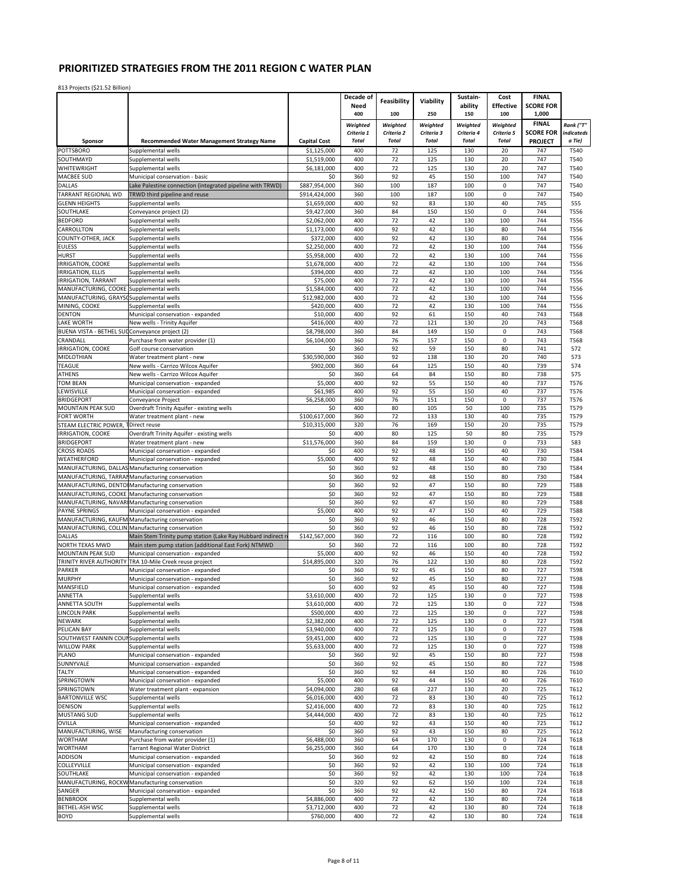# PRIORITIZED STRATEGIES FROM THE 2011 REGION C WATER PLAN

813 Projects ($21.52 Billion)

| Sponsor | Recommended Water Management Strategy Name | Capital Cost | Decade of Need 400 Weighted Criteria 1 Total | Feasibility 100 Weighted Criteria 2 Total | Viability 250 Weighted Criteria 3 Total | Sustain-ability 150 Weighted Criteria 4 Total | Cost Effective 100 Weighted Criteria 5 Total | FINAL SCORE FOR 1,000 FINAL SCORE FOR PROJECT | Rank ("T" indicates a Tie) |
|---|---|---|---|---|---|---|---|---|---|
| POTTSBORO | Supplemental wells | $1,125,000 | 400 | 72 | 125 | 130 | 20 | 747 | T540 |
| SOUTHMAYD | Supplemental wells | $1,519,000 | 400 | 72 | 125 | 130 | 20 | 747 | T540 |
| WHITEWRIGHT | Supplemental wells | $6,181,000 | 400 | 72 | 125 | 130 | 20 | 747 | T540 |
| MACBEE SUD | Municipal conservation - basic | $0 | 360 | 92 | 45 | 150 | 100 | 747 | T540 |
| DALLAS | Lake Palestine connection (integrated pipeline with TRWD) | $887,954,000 | 360 | 100 | 187 | 100 | 0 | 747 | T540 |
| TARRANT REGIONAL WD | TRWD third pipeline and reuse | $914,424,000 | 360 | 100 | 187 | 100 | 0 | 747 | T540 |
| GLENN HEIGHTS | Supplemental wells | $1,659,000 | 400 | 92 | 83 | 130 | 40 | 745 | 555 |
| SOUTHLAKE | Conveyance project (2) | $9,427,000 | 360 | 84 | 150 | 150 | 0 | 744 | T556 |
| BEDFORD | Supplemental wells | $2,062,000 | 400 | 72 | 42 | 130 | 100 | 744 | T556 |
| CARROLLTON | Supplemental wells | $1,173,000 | 400 | 92 | 42 | 130 | 80 | 744 | T556 |
| COUNTY-OTHER, JACK | Supplemental wells | $372,000 | 400 | 92 | 42 | 130 | 80 | 744 | T556 |
| EULESS | Supplemental wells | $2,250,000 | 400 | 72 | 42 | 130 | 100 | 744 | T556 |
| HURST | Supplemental wells | $5,958,000 | 400 | 72 | 42 | 130 | 100 | 744 | T556 |
| IRRIGATION, COOKE | Supplemental wells | $1,678,000 | 400 | 72 | 42 | 130 | 100 | 744 | T556 |
| IRRIGATION, ELLIS | Supplemental wells | $394,000 | 400 | 72 | 42 | 130 | 100 | 744 | T556 |
| IRRIGATION, TARRANT | Supplemental wells | $75,000 | 400 | 72 | 42 | 130 | 100 | 744 | T556 |
| MANUFACTURING, COOKE | Supplemental wells | $1,584,000 | 400 | 72 | 42 | 130 | 100 | 744 | T556 |
| MANUFACTURING, GRAYSO | Supplemental wells | $12,982,000 | 400 | 72 | 42 | 130 | 100 | 744 | T556 |
| MINING, COOKE | Supplemental wells | $420,000 | 400 | 72 | 42 | 130 | 100 | 744 | T556 |
| DENTON | Municipal conservation - expanded | $10,000 | 400 | 92 | 61 | 150 | 40 | 743 | T568 |
| LAKE WORTH | New wells - Trinity Aquifer | $416,000 | 400 | 72 | 121 | 130 | 20 | 743 | T568 |
| BUENA VISTA - BETHEL SUD | Conveyance project (2) | $8,798,000 | 360 | 84 | 149 | 150 | 0 | 743 | T568 |
| CRANDALL | Purchase from water provider (1) | $6,104,000 | 360 | 76 | 157 | 150 | 0 | 743 | T568 |
| IRRIGATION, COOKE | Golf course conservation | $0 | 360 | 92 | 59 | 150 | 80 | 741 | 572 |
| MIDLOTHIAN | Water treatment plant - new | $30,590,000 | 360 | 92 | 138 | 130 | 20 | 740 | 573 |
| TEAGUE | New wells - Carrizo Wilcox Aquifer | $902,000 | 360 | 64 | 125 | 150 | 40 | 739 | 574 |
| ATHENS | New wells - Carrizo Wilcox Aquifer | $0 | 360 | 64 | 84 | 150 | 80 | 738 | 575 |
| TOM BEAN | Municipal conservation - expanded | $5,000 | 400 | 92 | 55 | 150 | 40 | 737 | T576 |
| LEWISVILLE | Municipal conservation - expanded | $61,985 | 400 | 92 | 55 | 150 | 40 | 737 | T576 |
| BRIDGEPORT | Conveyance Project | $6,258,000 | 360 | 76 | 151 | 150 | 0 | 737 | T576 |
| MOUNTAIN PEAK SUD | Overdraft Trinity Aquifer - existing wells | $0 | 400 | 80 | 105 | 50 | 100 | 735 | T579 |
| FORT WORTH | Water treatment plant - new | $100,617,000 | 360 | 72 | 133 | 130 | 40 | 735 | T579 |
| STEAM ELECTRIC POWER, T | Direct reuse | $10,315,000 | 320 | 76 | 169 | 150 | 20 | 735 | T579 |
| IRRIGATION, COOKE | Overdraft Trinity Aquifer - existing wells | $0 | 400 | 80 | 125 | 50 | 80 | 735 | T579 |
| BRIDGEPORT | Water treatment plant - new | $11,576,000 | 360 | 84 | 159 | 130 | 0 | 733 | 583 |
| CROSS ROADS | Municipal conservation - expanded | $0 | 400 | 92 | 48 | 150 | 40 | 730 | T584 |
| WEATHERFORD | Municipal conservation - expanded | $5,000 | 400 | 92 | 48 | 150 | 40 | 730 | T584 |
| MANUFACTURING, DALLAS | Manufacturing conservation | $0 | 360 | 92 | 48 | 150 | 80 | 730 | T584 |
| MANUFACTURING, TARRAN | Manufacturing conservation | $0 | 360 | 92 | 48 | 150 | 80 | 730 | T584 |
| MANUFACTURING, DENTON | Manufacturing conservation | $0 | 360 | 92 | 47 | 150 | 80 | 729 | T588 |
| MANUFACTURING, COOKE | Manufacturing conservation | $0 | 360 | 92 | 47 | 150 | 80 | 729 | T588 |
| MANUFACTURING, NAVARR | Manufacturing conservation | $0 | 360 | 92 | 47 | 150 | 80 | 729 | T588 |
| PAYNE SPRINGS | Municipal conservation - expanded | $5,000 | 400 | 92 | 47 | 150 | 40 | 729 | T588 |
| MANUFACTURING, KAUFM | Manufacturing conservation | $0 | 360 | 92 | 46 | 150 | 80 | 728 | T592 |
| MANUFACTURING, COLLIN | Manufacturing conservation | $0 | 360 | 92 | 46 | 150 | 80 | 728 | T592 |
| DALLAS | Main Stem Trinity pump station (Lake Ray Hubbard indirect r | $142,567,000 | 360 | 72 | 116 | 100 | 80 | 728 | T592 |
| NORTH TEXAS MWD | Main stem pump station (additional East Fork) NTMWD | $0 | 360 | 72 | 116 | 100 | 80 | 728 | T592 |
| MOUNTAIN PEAK SUD | Municipal conservation - expanded | $5,000 | 400 | 92 | 46 | 150 | 40 | 728 | T592 |
| TRINITY RIVER AUTHORITY | TRA 10-Mile Creek reuse project | $14,895,000 | 320 | 76 | 122 | 130 | 80 | 728 | T592 |
| PARKER | Municipal conservation - expanded | $0 | 360 | 92 | 45 | 150 | 80 | 727 | T598 |
| MURPHY | Municipal conservation - expanded | $0 | 360 | 92 | 45 | 150 | 80 | 727 | T598 |
| MANSFIELD | Municipal conservation - expanded | $0 | 400 | 92 | 45 | 150 | 40 | 727 | T598 |
| ANNETTA | Supplemental wells | $3,610,000 | 400 | 72 | 125 | 130 | 0 | 727 | T598 |
| ANNETTA SOUTH | Supplemental wells | $3,610,000 | 400 | 72 | 125 | 130 | 0 | 727 | T598 |
| LINCOLN PARK | Supplemental wells | $500,000 | 400 | 72 | 125 | 130 | 0 | 727 | T598 |
| NEWARK | Supplemental wells | $2,382,000 | 400 | 72 | 125 | 130 | 0 | 727 | T598 |
| PELICAN BAY | Supplemental wells | $3,940,000 | 400 | 72 | 125 | 130 | 0 | 727 | T598 |
| SOUTHWEST FANNIN COUN | Supplemental wells | $9,451,000 | 400 | 72 | 125 | 130 | 0 | 727 | T598 |
| WILLOW PARK | Supplemental wells | $5,633,000 | 400 | 72 | 125 | 130 | 0 | 727 | T598 |
| PLANO | Municipal conservation - expanded | $0 | 360 | 92 | 45 | 150 | 80 | 727 | T598 |
| SUNNYVALE | Municipal conservation - expanded | $0 | 360 | 92 | 45 | 150 | 80 | 727 | T598 |
| TALTY | Municipal conservation - expanded | $0 | 360 | 92 | 44 | 150 | 80 | 726 | T610 |
| SPRINGTOWN | Municipal conservation - expanded | $5,000 | 400 | 92 | 44 | 150 | 40 | 726 | T610 |
| SPRINGTOWN | Water treatment plant - expansion | $4,094,000 | 280 | 68 | 227 | 130 | 20 | 725 | T612 |
| BARTONVILLE WSC | Supplemental wells | $6,016,000 | 400 | 72 | 83 | 130 | 40 | 725 | T612 |
| DENISON | Supplemental wells | $2,416,000 | 400 | 72 | 83 | 130 | 40 | 725 | T612 |
| MUSTANG SUD | Supplemental wells | $4,444,000 | 400 | 72 | 83 | 130 | 40 | 725 | T612 |
| OVILLA | Municipal conservation - expanded | $0 | 400 | 92 | 43 | 150 | 40 | 725 | T612 |
| MANUFACTURING, WISE | Manufacturing conservation | $0 | 360 | 92 | 43 | 150 | 80 | 725 | T612 |
| WORTHAM | Purchase from water provider (1) | $6,488,000 | 360 | 64 | 170 | 130 | 0 | 724 | T618 |
| WORTHAM | Tarrant Regional Water District | $6,255,000 | 360 | 64 | 170 | 130 | 0 | 724 | T618 |
| ADDISON | Municipal conservation - expanded | $0 | 360 | 92 | 42 | 150 | 80 | 724 | T618 |
| COLLEYVILLE | Municipal conservation - expanded | $0 | 360 | 92 | 42 | 130 | 100 | 724 | T618 |
| SOUTHLAKE | Municipal conservation - expanded | $0 | 360 | 92 | 42 | 130 | 100 | 724 | T618 |
| MANUFACTURING, ROCKW | Manufacturing conservation | $0 | 320 | 92 | 62 | 150 | 100 | 724 | T618 |
| SANGER | Municipal conservation - expanded | $0 | 360 | 92 | 42 | 150 | 80 | 724 | T618 |
| BENBROOK | Supplemental wells | $4,886,000 | 400 | 72 | 42 | 130 | 80 | 724 | T618 |
| BETHEL-ASH WSC | Supplemental wells | $3,712,000 | 400 | 72 | 42 | 130 | 80 | 724 | T618 |
| BOYD | Supplemental wells | $760,000 | 400 | 72 | 42 | 130 | 80 | 724 | T618 |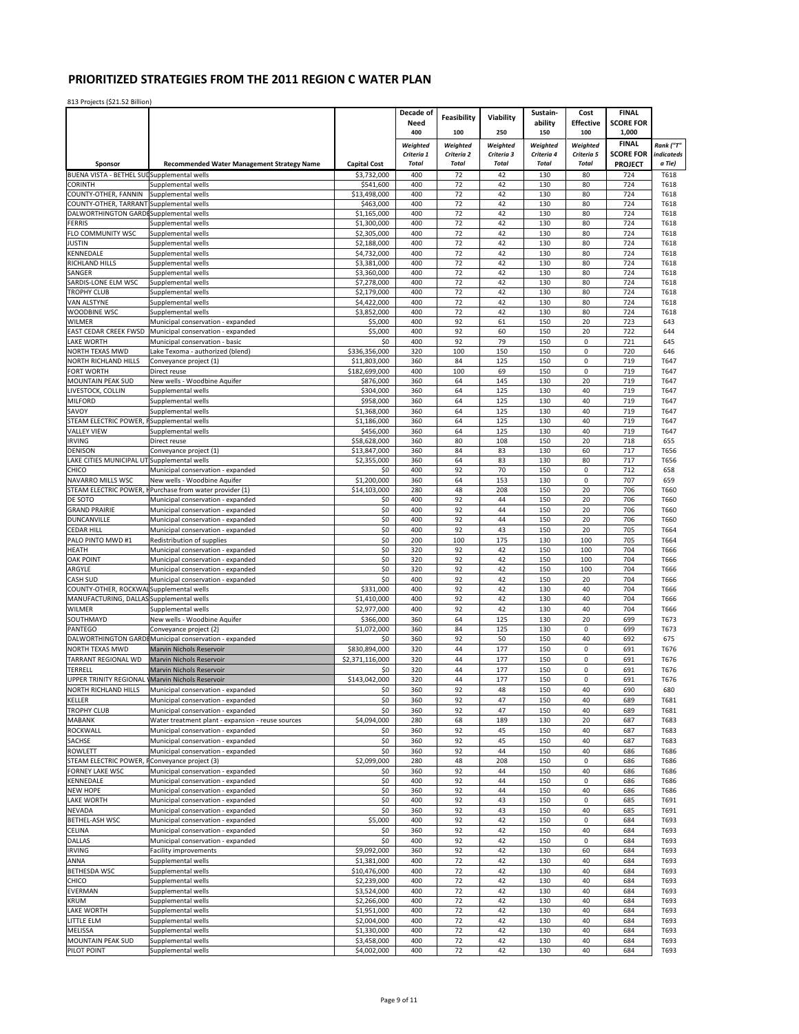# PRIORITIZED STRATEGIES FROM THE 2011 REGION C WATER PLAN

813 Projects ($21.52 Billion)

| Sponsor | Recommended Water Management Strategy Name | Capital Cost | Decade of Need 400 Weighted Criteria 1 Total | Feasibility 100 Weighted Criteria 2 Total | Viability 250 Weighted Criteria 3 Total | Sustain-ability 150 Weighted Criteria 4 Total | Cost Effective 100 Weighted Criteria 5 Total | FINAL SCORE FOR 1,000 FINAL SCORE FOR PROJECT | Rank ("T" indicateds a Tie) |
|---|---|---|---|---|---|---|---|---|---|
| BUENA VISTA - BETHEL SUD | Supplemental wells | $3,732,000 | 400 | 72 | 42 | 130 | 80 | 724 | T618 |
| CORINTH | Supplemental wells | $541,600 | 400 | 72 | 42 | 130 | 80 | 724 | T618 |
| COUNTY-OTHER, FANNIN | Supplemental wells | $13,498,000 | 400 | 72 | 42 | 130 | 80 | 724 | T618 |
| COUNTY-OTHER, TARRANT | Supplemental wells | $463,000 | 400 | 72 | 42 | 130 | 80 | 724 | T618 |
| DALWORTHINGTON GARDENS | Supplemental wells | $1,165,000 | 400 | 72 | 42 | 130 | 80 | 724 | T618 |
| FERRIS | Supplemental wells | $1,300,000 | 400 | 72 | 42 | 130 | 80 | 724 | T618 |
| FLO COMMUNITY WSC | Supplemental wells | $2,305,000 | 400 | 72 | 42 | 130 | 80 | 724 | T618 |
| JUSTIN | Supplemental wells | $2,188,000 | 400 | 72 | 42 | 130 | 80 | 724 | T618 |
| KENNEDALE | Supplemental wells | $4,732,000 | 400 | 72 | 42 | 130 | 80 | 724 | T618 |
| RICHLAND HILLS | Supplemental wells | $3,381,000 | 400 | 72 | 42 | 130 | 80 | 724 | T618 |
| SANGER | Supplemental wells | $3,360,000 | 400 | 72 | 42 | 130 | 80 | 724 | T618 |
| SARDIS-LONE ELM WSC | Supplemental wells | $7,278,000 | 400 | 72 | 42 | 130 | 80 | 724 | T618 |
| TROPHY CLUB | Supplemental wells | $2,179,000 | 400 | 72 | 42 | 130 | 80 | 724 | T618 |
| VAN ALSTYNE | Supplemental wells | $4,422,000 | 400 | 72 | 42 | 130 | 80 | 724 | T618 |
| WOODBINE WSC | Supplemental wells | $3,852,000 | 400 | 72 | 42 | 130 | 80 | 724 | T618 |
| WILMER | Municipal conservation - expanded | $5,000 | 400 | 92 | 61 | 150 | 20 | 723 | 643 |
| EAST CEDAR CREEK FWSD | Municipal conservation - expanded | $5,000 | 400 | 92 | 60 | 150 | 20 | 722 | 644 |
| LAKE WORTH | Municipal conservation - basic | $0 | 400 | 92 | 79 | 150 | 0 | 721 | 645 |
| NORTH TEXAS MWD | Lake Texoma - authorized (blend) | $336,356,000 | 320 | 100 | 150 | 150 | 0 | 720 | 646 |
| NORTH RICHLAND HILLS | Conveyance project (1) | $11,803,000 | 360 | 84 | 125 | 150 | 0 | 719 | T647 |
| FORT WORTH | Direct reuse | $182,699,000 | 400 | 100 | 69 | 150 | 0 | 719 | T647 |
| MOUNTAIN PEAK SUD | New wells - Woodbine Aquifer | $876,000 | 360 | 64 | 145 | 130 | 20 | 719 | T647 |
| LIVESTOCK, COLLIN | Supplemental wells | $304,000 | 360 | 64 | 125 | 130 | 40 | 719 | T647 |
| MILFORD | Supplemental wells | $958,000 | 360 | 64 | 125 | 130 | 40 | 719 | T647 |
| SAVOY | Supplemental wells | $1,368,000 | 360 | 64 | 125 | 130 | 40 | 719 | T647 |
| STEAM ELECTRIC POWER, F | Supplemental wells | $1,186,000 | 360 | 64 | 125 | 130 | 40 | 719 | T647 |
| VALLEY VIEW | Supplemental wells | $456,000 | 360 | 64 | 125 | 130 | 40 | 719 | T647 |
| IRVING | Direct reuse | $58,628,000 | 360 | 80 | 108 | 150 | 20 | 718 | 655 |
| DENISON | Conveyance project (1) | $13,847,000 | 360 | 84 | 83 | 130 | 60 | 717 | T656 |
| LAKE CITIES MUNICIPAL UT | Supplemental wells | $2,355,000 | 360 | 64 | 83 | 130 | 80 | 717 | T656 |
| CHICO | Municipal conservation - expanded | $0 | 400 | 92 | 70 | 150 | 0 | 712 | 658 |
| NAVARRO MILLS WSC | New wells - Woodbine Aquifer | $1,200,000 | 360 | 64 | 153 | 130 | 0 | 707 | 659 |
| STEAM ELECTRIC POWER, H | Purchase from water provider (1) | $14,103,000 | 280 | 48 | 208 | 150 | 20 | 706 | T660 |
| DE SOTO | Municipal conservation - expanded | $0 | 400 | 92 | 44 | 150 | 20 | 706 | T660 |
| GRAND PRAIRIE | Municipal conservation - expanded | $0 | 400 | 92 | 44 | 150 | 20 | 706 | T660 |
| DUNCANVILLE | Municipal conservation - expanded | $0 | 400 | 92 | 44 | 150 | 20 | 706 | T660 |
| CEDAR HILL | Municipal conservation - expanded | $0 | 400 | 92 | 43 | 150 | 20 | 705 | T664 |
| PALO PINTO MWD #1 | Redistribution of supplies | $0 | 200 | 100 | 175 | 130 | 100 | 705 | T664 |
| HEATH | Municipal conservation - expanded | $0 | 320 | 92 | 42 | 150 | 100 | 704 | T666 |
| OAK POINT | Municipal conservation - expanded | $0 | 320 | 92 | 42 | 150 | 100 | 704 | T666 |
| ARGYLE | Municipal conservation - expanded | $0 | 320 | 92 | 42 | 150 | 100 | 704 | T666 |
| CASH SUD | Municipal conservation - expanded | $0 | 400 | 92 | 42 | 150 | 20 | 704 | T666 |
| COUNTY-OTHER, ROCKWALL | Supplemental wells | $331,000 | 400 | 92 | 42 | 130 | 40 | 704 | T666 |
| MANUFACTURING, DALLAS | Supplemental wells | $1,410,000 | 400 | 92 | 42 | 130 | 40 | 704 | T666 |
| WILMER | Supplemental wells | $2,977,000 | 400 | 92 | 42 | 130 | 40 | 704 | T666 |
| SOUTHMAYD | New wells - Woodbine Aquifer | $366,000 | 360 | 64 | 125 | 130 | 20 | 699 | T673 |
| PANTEGO | Conveyance project (2) | $1,072,000 | 360 | 84 | 125 | 130 | 0 | 699 | T673 |
| DALWORTHINGTON GARDENS | Municipal conservation - expanded | $0 | 360 | 92 | 50 | 150 | 40 | 692 | 675 |
| NORTH TEXAS MWD | Marvin Nichols Reservoir | $830,894,000 | 320 | 44 | 177 | 150 | 0 | 691 | T676 |
| TARRANT REGIONAL WD | Marvin Nichols Reservoir | $2,371,116,000 | 320 | 44 | 177 | 150 | 0 | 691 | T676 |
| TERRELL | Marvin Nichols Reservoir | $0 | 320 | 44 | 177 | 150 | 0 | 691 | T676 |
| UPPER TRINITY REGIONAL W | Marvin Nichols Reservoir | $143,042,000 | 320 | 44 | 177 | 150 | 0 | 691 | T676 |
| NORTH RICHLAND HILLS | Municipal conservation - expanded | $0 | 360 | 92 | 48 | 150 | 40 | 690 | 680 |
| KELLER | Municipal conservation - expanded | $0 | 360 | 92 | 47 | 150 | 40 | 689 | T681 |
| TROPHY CLUB | Municipal conservation - expanded | $0 | 360 | 92 | 47 | 150 | 40 | 689 | T681 |
| MABANK | Water treatment plant - expansion - reuse sources | $4,094,000 | 280 | 68 | 189 | 130 | 20 | 687 | T683 |
| ROCKWALL | Municipal conservation - expanded | $0 | 360 | 92 | 45 | 150 | 40 | 687 | T683 |
| SACHSE | Municipal conservation - expanded | $0 | 360 | 92 | 45 | 150 | 40 | 687 | T683 |
| ROWLETT | Municipal conservation - expanded | $0 | 360 | 92 | 44 | 150 | 40 | 686 | T686 |
| STEAM ELECTRIC POWER, F | Conveyance project (3) | $2,099,000 | 280 | 48 | 208 | 150 | 0 | 686 | T686 |
| FORNEY LAKE WSC | Municipal conservation - expanded | $0 | 360 | 92 | 44 | 150 | 40 | 686 | T686 |
| KENNEDALE | Municipal conservation - expanded | $0 | 400 | 92 | 44 | 150 | 0 | 686 | T686 |
| NEW HOPE | Municipal conservation - expanded | $0 | 360 | 92 | 44 | 150 | 40 | 686 | T686 |
| LAKE WORTH | Municipal conservation - expanded | $0 | 400 | 92 | 43 | 150 | 0 | 685 | T691 |
| NEVADA | Municipal conservation - expanded | $0 | 360 | 92 | 43 | 150 | 40 | 685 | T691 |
| BETHEL-ASH WSC | Municipal conservation - expanded | $5,000 | 400 | 92 | 42 | 150 | 0 | 684 | T693 |
| CELINA | Municipal conservation - expanded | $0 | 360 | 92 | 42 | 150 | 40 | 684 | T693 |
| DALLAS | Municipal conservation - expanded | $0 | 400 | 92 | 42 | 150 | 0 | 684 | T693 |
| IRVING | Facility improvements | $9,092,000 | 360 | 92 | 42 | 130 | 60 | 684 | T693 |
| ANNA | Supplemental wells | $1,381,000 | 400 | 72 | 42 | 130 | 40 | 684 | T693 |
| BETHESDA WSC | Supplemental wells | $10,476,000 | 400 | 72 | 42 | 130 | 40 | 684 | T693 |
| CHICO | Supplemental wells | $2,239,000 | 400 | 72 | 42 | 130 | 40 | 684 | T693 |
| EVERMAN | Supplemental wells | $3,524,000 | 400 | 72 | 42 | 130 | 40 | 684 | T693 |
| KRUM | Supplemental wells | $2,266,000 | 400 | 72 | 42 | 130 | 40 | 684 | T693 |
| LAKE WORTH | Supplemental wells | $1,951,000 | 400 | 72 | 42 | 130 | 40 | 684 | T693 |
| LITTLE ELM | Supplemental wells | $2,004,000 | 400 | 72 | 42 | 130 | 40 | 684 | T693 |
| MELISSA | Supplemental wells | $1,330,000 | 400 | 72 | 42 | 130 | 40 | 684 | T693 |
| MOUNTAIN PEAK SUD | Supplemental wells | $3,458,000 | 400 | 72 | 42 | 130 | 40 | 684 | T693 |
| PILOT POINT | Supplemental wells | $4,002,000 | 400 | 72 | 42 | 130 | 40 | 684 | T693 |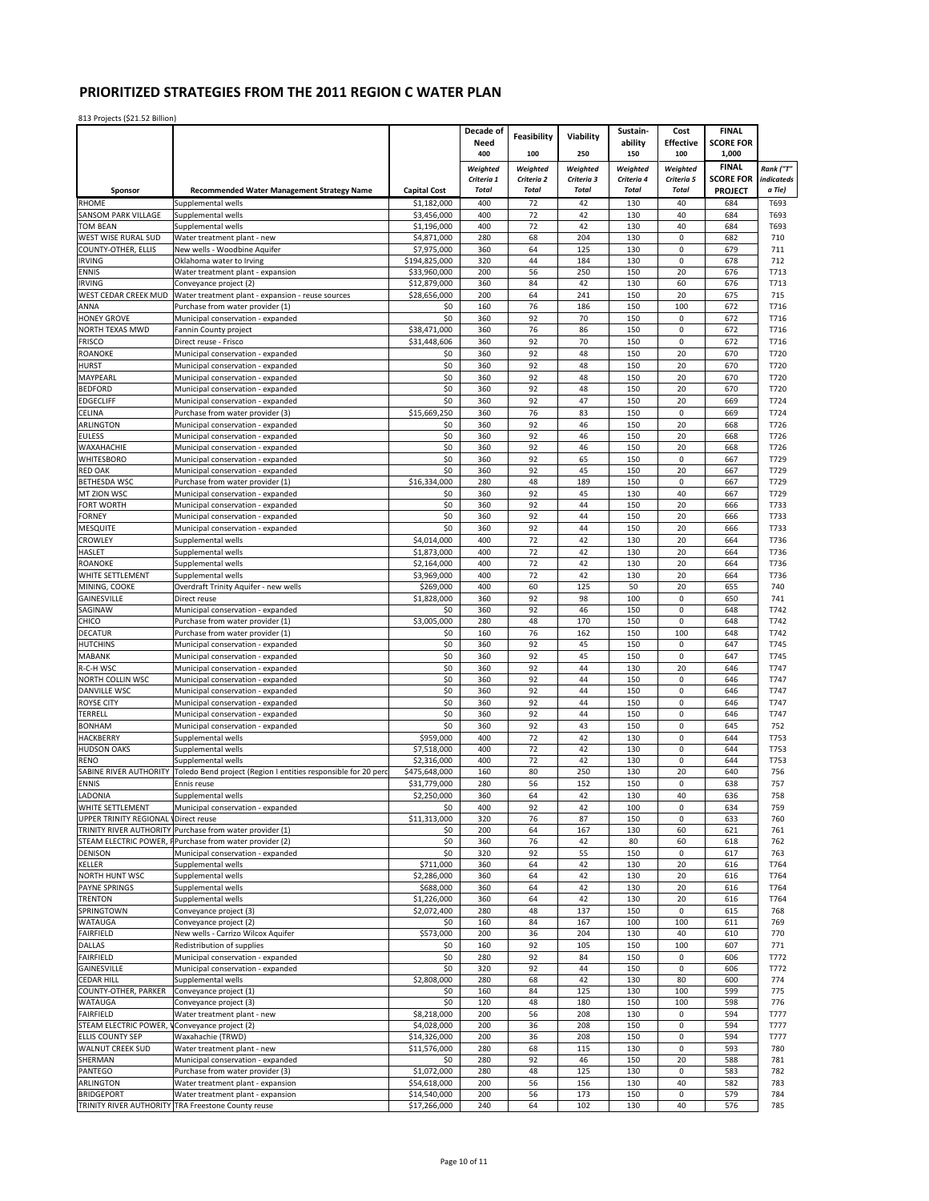# PRIORITIZED STRATEGIES FROM THE 2011 REGION C WATER PLAN

813 Projects ($21.52 Billion)

| | | | Decade of Need | Feasibility | Viability | Sustain-ability | Cost Effective | FINAL SCORE FOR | |
|---|---|---|---|---|---|---|---|---|---|
| | | | 400 | 100 | 250 | 150 | 100 | 1,000 | |
| Sponsor | Recommended Water Management Strategy Name | Capital Cost | Weighted Criteria 1 Total | Weighted Criteria 2 Total | Weighted Criteria 3 Total | Weighted Criteria 4 Total | Weighted Criteria 5 Total | FINAL SCORE FOR PROJECT | Rank ("T" indicateds a Tie) |
| RHOME | Supplemental wells | $1,182,000 | 400 | 72 | 42 | 130 | 40 | 684 | T693 |
| SANSOM PARK VILLAGE | Supplemental wells | $3,456,000 | 400 | 72 | 42 | 130 | 40 | 684 | T693 |
| TOM BEAN | Supplemental wells | $1,196,000 | 400 | 72 | 42 | 130 | 40 | 684 | T693 |
| WEST WISE RURAL SUD | Water treatment plant - new | $4,871,000 | 280 | 68 | 204 | 130 | 0 | 682 | 710 |
| COUNTY-OTHER, ELLIS | New wells - Woodbine Aquifer | $7,975,000 | 360 | 64 | 125 | 130 | 0 | 679 | 711 |
| IRVING | Oklahoma water to Irving | $194,825,000 | 320 | 44 | 184 | 130 | 0 | 678 | 712 |
| ENNIS | Water treatment plant - expansion | $33,960,000 | 200 | 56 | 250 | 150 | 20 | 676 | T713 |
| IRVING | Conveyance project (2) | $12,879,000 | 360 | 84 | 42 | 130 | 60 | 676 | T713 |
| WEST CEDAR CREEK MUD | Water treatment plant - expansion - reuse sources | $28,656,000 | 200 | 64 | 241 | 150 | 20 | 675 | 715 |
| ANNA | Purchase from water provider (1) | $0 | 160 | 76 | 186 | 150 | 100 | 672 | T716 |
| HONEY GROVE | Municipal conservation - expanded | $0 | 360 | 92 | 70 | 150 | 0 | 672 | T716 |
| NORTH TEXAS MWD | Fannin County project | $38,471,000 | 360 | 76 | 86 | 150 | 0 | 672 | T716 |
| FRISCO | Direct reuse - Frisco | $31,448,606 | 360 | 92 | 70 | 150 | 0 | 672 | T716 |
| ROANOKE | Municipal conservation - expanded | $0 | 360 | 92 | 48 | 150 | 20 | 670 | T720 |
| HURST | Municipal conservation - expanded | $0 | 360 | 92 | 48 | 150 | 20 | 670 | T720 |
| MAYPEARL | Municipal conservation - expanded | $0 | 360 | 92 | 48 | 150 | 20 | 670 | T720 |
| BEDFORD | Municipal conservation - expanded | $0 | 360 | 92 | 48 | 150 | 20 | 670 | T720 |
| EDGECLIFF | Municipal conservation - expanded | $0 | 360 | 92 | 47 | 150 | 20 | 669 | T724 |
| CELINA | Purchase from water provider (3) | $15,669,250 | 360 | 76 | 83 | 150 | 0 | 669 | T724 |
| ARLINGTON | Municipal conservation - expanded | $0 | 360 | 92 | 46 | 150 | 20 | 668 | T726 |
| EULESS | Municipal conservation - expanded | $0 | 360 | 92 | 46 | 150 | 20 | 668 | T726 |
| WAXAHACHIE | Municipal conservation - expanded | $0 | 360 | 92 | 46 | 150 | 20 | 668 | T726 |
| WHITESBORO | Municipal conservation - expanded | $0 | 360 | 92 | 65 | 150 | 0 | 667 | T729 |
| RED OAK | Municipal conservation - expanded | $0 | 360 | 92 | 45 | 150 | 20 | 667 | T729 |
| BETHESDA WSC | Purchase from water provider (1) | $16,334,000 | 280 | 48 | 189 | 150 | 0 | 667 | T729 |
| MT ZION WSC | Municipal conservation - expanded | $0 | 360 | 92 | 45 | 130 | 40 | 667 | T729 |
| FORT WORTH | Municipal conservation - expanded | $0 | 360 | 92 | 44 | 150 | 20 | 666 | T733 |
| FORNEY | Municipal conservation - expanded | $0 | 360 | 92 | 44 | 150 | 20 | 666 | T733 |
| MESQUITE | Municipal conservation - expanded | $0 | 360 | 92 | 44 | 150 | 20 | 666 | T733 |
| CROWLEY | Supplemental wells | $4,014,000 | 400 | 72 | 42 | 130 | 20 | 664 | T736 |
| HASLET | Supplemental wells | $1,873,000 | 400 | 72 | 42 | 130 | 20 | 664 | T736 |
| ROANOKE | Supplemental wells | $2,164,000 | 400 | 72 | 42 | 130 | 20 | 664 | T736 |
| WHITE SETTLEMENT | Supplemental wells | $3,969,000 | 400 | 72 | 42 | 130 | 20 | 664 | T736 |
| MINING, COOKE | Overdraft Trinity Aquifer - new wells | $269,000 | 400 | 60 | 125 | 50 | 20 | 655 | 740 |
| GAINESVILLE | Direct reuse | $1,828,000 | 360 | 92 | 98 | 100 | 0 | 650 | 741 |
| SAGINAW | Municipal conservation - expanded | $0 | 360 | 92 | 46 | 150 | 0 | 648 | T742 |
| CHICO | Purchase from water provider (1) | $3,005,000 | 280 | 48 | 170 | 150 | 0 | 648 | T742 |
| DECATUR | Purchase from water provider (1) | $0 | 160 | 76 | 162 | 150 | 100 | 648 | T742 |
| HUTCHINS | Municipal conservation - expanded | $0 | 360 | 92 | 45 | 150 | 0 | 647 | T745 |
| MABANK | Municipal conservation - expanded | $0 | 360 | 92 | 45 | 150 | 0 | 647 | T745 |
| R-C-H WSC | Municipal conservation - expanded | $0 | 360 | 92 | 44 | 130 | 20 | 646 | T747 |
| NORTH COLLIN WSC | Municipal conservation - expanded | $0 | 360 | 92 | 44 | 150 | 0 | 646 | T747 |
| DANVILLE WSC | Municipal conservation - expanded | $0 | 360 | 92 | 44 | 150 | 0 | 646 | T747 |
| ROYSE CITY | Municipal conservation - expanded | $0 | 360 | 92 | 44 | 150 | 0 | 646 | T747 |
| TERRELL | Municipal conservation - expanded | $0 | 360 | 92 | 44 | 150 | 0 | 646 | T747 |
| BONHAM | Municipal conservation - expanded | $0 | 360 | 92 | 43 | 150 | 0 | 645 | 752 |
| HACKBERRY | Supplemental wells | $959,000 | 400 | 72 | 42 | 130 | 0 | 644 | T753 |
| HUDSON OAKS | Supplemental wells | $7,518,000 | 400 | 72 | 42 | 130 | 0 | 644 | T753 |
| RENO | Supplemental wells | $2,316,000 | 400 | 72 | 42 | 130 | 0 | 644 | T753 |
| SABINE RIVER AUTHORITY | Toledo Bend project (Region I entities responsible for 20 perc | $475,648,000 | 160 | 80 | 250 | 130 | 20 | 640 | 756 |
| ENNIS | Ennis reuse | $31,779,000 | 280 | 56 | 152 | 150 | 0 | 638 | 757 |
| LADONIA | Supplemental wells | $2,250,000 | 360 | 64 | 42 | 130 | 40 | 636 | 758 |
| WHITE SETTLEMENT | Municipal conservation - expanded | $0 | 400 | 92 | 42 | 100 | 0 | 634 | 759 |
| UPPER TRINITY REGIONAL W | Direct reuse | $11,313,000 | 320 | 76 | 87 | 150 | 0 | 633 | 760 |
| TRINITY RIVER AUTHORITY | Purchase from water provider (1) | $0 | 200 | 64 | 167 | 130 | 60 | 621 | 761 |
| STEAM ELECTRIC POWER, F | Purchase from water provider (2) | $0 | 360 | 76 | 42 | 80 | 60 | 618 | 762 |
| DENISON | Municipal conservation - expanded | $0 | 320 | 92 | 55 | 150 | 0 | 617 | 763 |
| KELLER | Supplemental wells | $711,000 | 360 | 64 | 42 | 130 | 20 | 616 | T764 |
| NORTH HUNT WSC | Supplemental wells | $2,286,000 | 360 | 64 | 42 | 130 | 20 | 616 | T764 |
| PAYNE SPRINGS | Supplemental wells | $688,000 | 360 | 64 | 42 | 130 | 20 | 616 | T764 |
| TRENTON | Supplemental wells | $1,226,000 | 360 | 64 | 42 | 130 | 20 | 616 | T764 |
| SPRINGTOWN | Conveyance project (3) | $2,072,400 | 280 | 48 | 137 | 150 | 0 | 615 | 768 |
| WATAUGA | Conveyance project (2) | $0 | 160 | 84 | 167 | 100 | 100 | 611 | 769 |
| FAIRFIELD | New wells - Carrizo Wilcox Aquifer | $573,000 | 200 | 36 | 204 | 130 | 40 | 610 | 770 |
| DALLAS | Redistribution of supplies | $0 | 160 | 92 | 105 | 150 | 100 | 607 | 771 |
| FAIRFIELD | Municipal conservation - expanded | $0 | 280 | 92 | 84 | 150 | 0 | 606 | T772 |
| GAINESVILLE | Municipal conservation - expanded | $0 | 320 | 92 | 44 | 150 | 0 | 606 | T772 |
| CEDAR HILL | Supplemental wells | $2,808,000 | 280 | 68 | 42 | 130 | 80 | 600 | 774 |
| COUNTY-OTHER, PARKER | Conveyance project (1) | $0 | 160 | 84 | 125 | 130 | 100 | 599 | 775 |
| WATAUGA | Conveyance project (3) | $0 | 120 | 48 | 180 | 150 | 100 | 598 | 776 |
| FAIRFIELD | Water treatment plant - new | $8,218,000 | 200 | 56 | 208 | 130 | 0 | 594 | T777 |
| STEAM ELECTRIC POWER, \ | Conveyance project (2) | $4,028,000 | 200 | 36 | 208 | 150 | 0 | 594 | T777 |
| ELLIS COUNTY SEP | Waxahachie (TRWD) | $14,326,000 | 200 | 36 | 208 | 150 | 0 | 594 | T777 |
| WALNUT CREEK SUD | Water treatment plant - new | $11,576,000 | 280 | 68 | 115 | 130 | 0 | 593 | 780 |
| SHERMAN | Municipal conservation - expanded | $0 | 280 | 92 | 46 | 150 | 20 | 588 | 781 |
| PANTEGO | Purchase from water provider (3) | $1,072,000 | 280 | 48 | 125 | 130 | 0 | 583 | 782 |
| ARLINGTON | Water treatment plant - expansion | $54,618,000 | 200 | 56 | 156 | 130 | 40 | 582 | 783 |
| BRIDGEPORT | Water treatment plant - expansion | $14,540,000 | 200 | 56 | 173 | 150 | 0 | 579 | 784 |
| TRINITY RIVER AUTHORITY | TRA Freestone County reuse | $17,266,000 | 240 | 64 | 102 | 130 | 40 | 576 | 785 |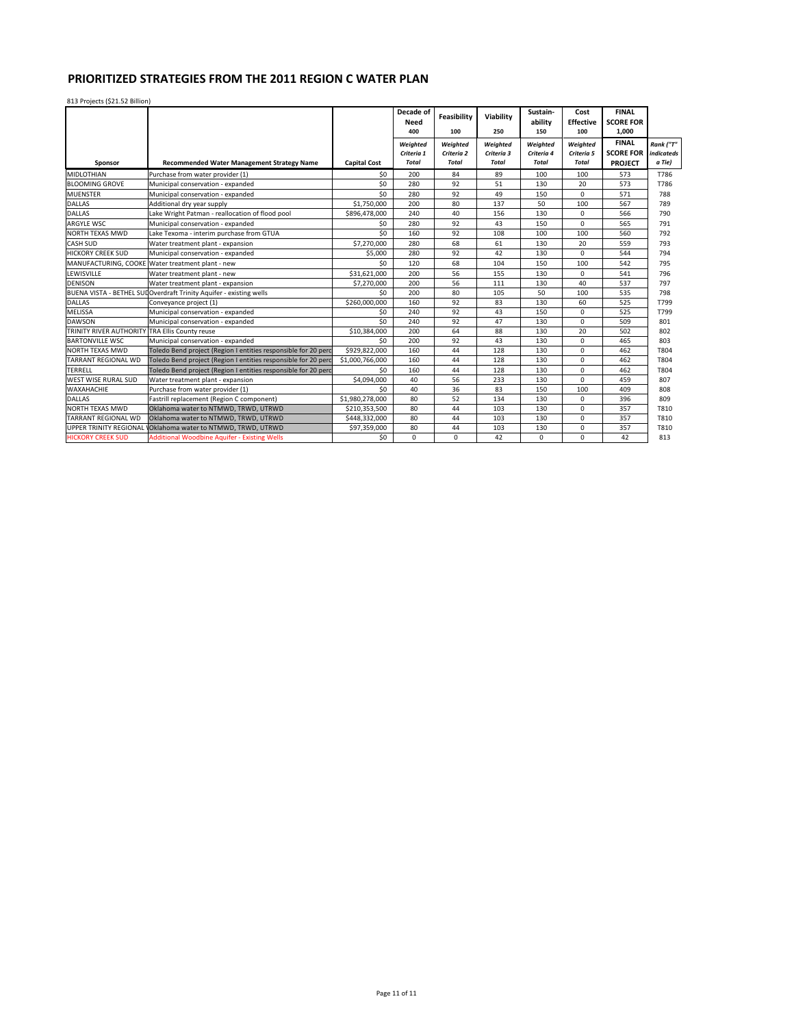# PRIORITIZED STRATEGIES FROM THE 2011 REGION C WATER PLAN

813 Projects ($21.52 Billion)

| Sponsor | Recommended Water Management Strategy Name | Capital Cost | Decade of Need 400 *Weighted Criteria 1 Total* | Feasibility 100 *Weighted Criteria 2 Total* | Viability 250 *Weighted Criteria 3 Total* | Sustain-ability 150 *Weighted Criteria 4 Total* | Cost Effective 100 *Weighted Criteria 5 Total* | FINAL SCORE FOR 1,000 **FINAL SCORE FOR PROJECT** | *Rank ("T" indicateds a Tie)* |
|---|---|---|---|---|---|---|---|---|---|
| MIDLOTHIAN | Purchase from water provider (1) | $0 | 200 | 84 | 89 | 100 | 100 | 573 | T786 |
| BLOOMING GROVE | Municipal conservation - expanded | $0 | 280 | 92 | 51 | 130 | 20 | 573 | T786 |
| MUENSTER | Municipal conservation - expanded | $0 | 280 | 92 | 49 | 150 | 0 | 571 | 788 |
| DALLAS | Additional dry year supply | $1,750,000 | 200 | 80 | 137 | 50 | 100 | 567 | 789 |
| DALLAS | Lake Wright Patman - reallocation of flood pool | $896,478,000 | 240 | 40 | 156 | 130 | 0 | 566 | 790 |
| ARGYLE WSC | Municipal conservation - expanded | $0 | 280 | 92 | 43 | 150 | 0 | 565 | 791 |
| NORTH TEXAS MWD | Lake Texoma - interim purchase from GTUA | $0 | 160 | 92 | 108 | 100 | 100 | 560 | 792 |
| CASH SUD | Water treatment plant - expansion | $7,270,000 | 280 | 68 | 61 | 130 | 20 | 559 | 793 |
| HICKORY CREEK SUD | Municipal conservation - expanded | $5,000 | 280 | 92 | 42 | 130 | 0 | 544 | 794 |
| MANUFACTURING, COOKE | Water treatment plant - new | $0 | 120 | 68 | 104 | 150 | 100 | 542 | 795 |
| LEWISVILLE | Water treatment plant - new | $31,621,000 | 200 | 56 | 155 | 130 | 0 | 541 | 796 |
| DENISON | Water treatment plant - expansion | $7,270,000 | 200 | 56 | 111 | 130 | 40 | 537 | 797 |
| BUENA VISTA - BETHEL SUD | Overdraft Trinity Aquifer - existing wells | $0 | 200 | 80 | 105 | 50 | 100 | 535 | 798 |
| DALLAS | Conveyance project (1) | $260,000,000 | 160 | 92 | 83 | 130 | 60 | 525 | T799 |
| MELISSA | Municipal conservation - expanded | $0 | 240 | 92 | 43 | 150 | 0 | 525 | T799 |
| DAWSON | Municipal conservation - expanded | $0 | 240 | 92 | 47 | 130 | 0 | 509 | 801 |
| TRINITY RIVER AUTHORITY | TRA Ellis County reuse | $10,384,000 | 200 | 64 | 88 | 130 | 20 | 502 | 802 |
| BARTONVILLE WSC | Municipal conservation - expanded | $0 | 200 | 92 | 43 | 130 | 0 | 465 | 803 |
| NORTH TEXAS MWD | Toledo Bend project (Region I entities responsible for 20 perc | $929,822,000 | 160 | 44 | 128 | 130 | 0 | 462 | T804 |
| TARRANT REGIONAL WD | Toledo Bend project (Region I entities responsible for 20 perc | $1,000,766,000 | 160 | 44 | 128 | 130 | 0 | 462 | T804 |
| TERRELL | Toledo Bend project (Region I entities responsible for 20 perc | $0 | 160 | 44 | 128 | 130 | 0 | 462 | T804 |
| WEST WISE RURAL SUD | Water treatment plant - expansion | $4,094,000 | 40 | 56 | 233 | 130 | 0 | 459 | 807 |
| WAXAHACHIE | Purchase from water provider (1) | $0 | 40 | 36 | 83 | 150 | 100 | 409 | 808 |
| DALLAS | Fastrill replacement (Region C component) | $1,980,278,000 | 80 | 52 | 134 | 130 | 0 | 396 | 809 |
| NORTH TEXAS MWD | Oklahoma water to NTMWD, TRWD, UTRWD | $210,353,500 | 80 | 44 | 103 | 130 | 0 | 357 | T810 |
| TARRANT REGIONAL WD | Oklahoma water to NTMWD, TRWD, UTRWD | $448,332,000 | 80 | 44 | 103 | 130 | 0 | 357 | T810 |
| UPPER TRINITY REGIONAL W | Oklahoma water to NTMWD, TRWD, UTRWD | $97,359,000 | 80 | 44 | 103 | 130 | 0 | 357 | T810 |
| HICKORY CREEK SUD | Additional Woodbine Aquifer - Existing Wells | $0 | 0 | 0 | 42 | 0 | 0 | 42 | 813 |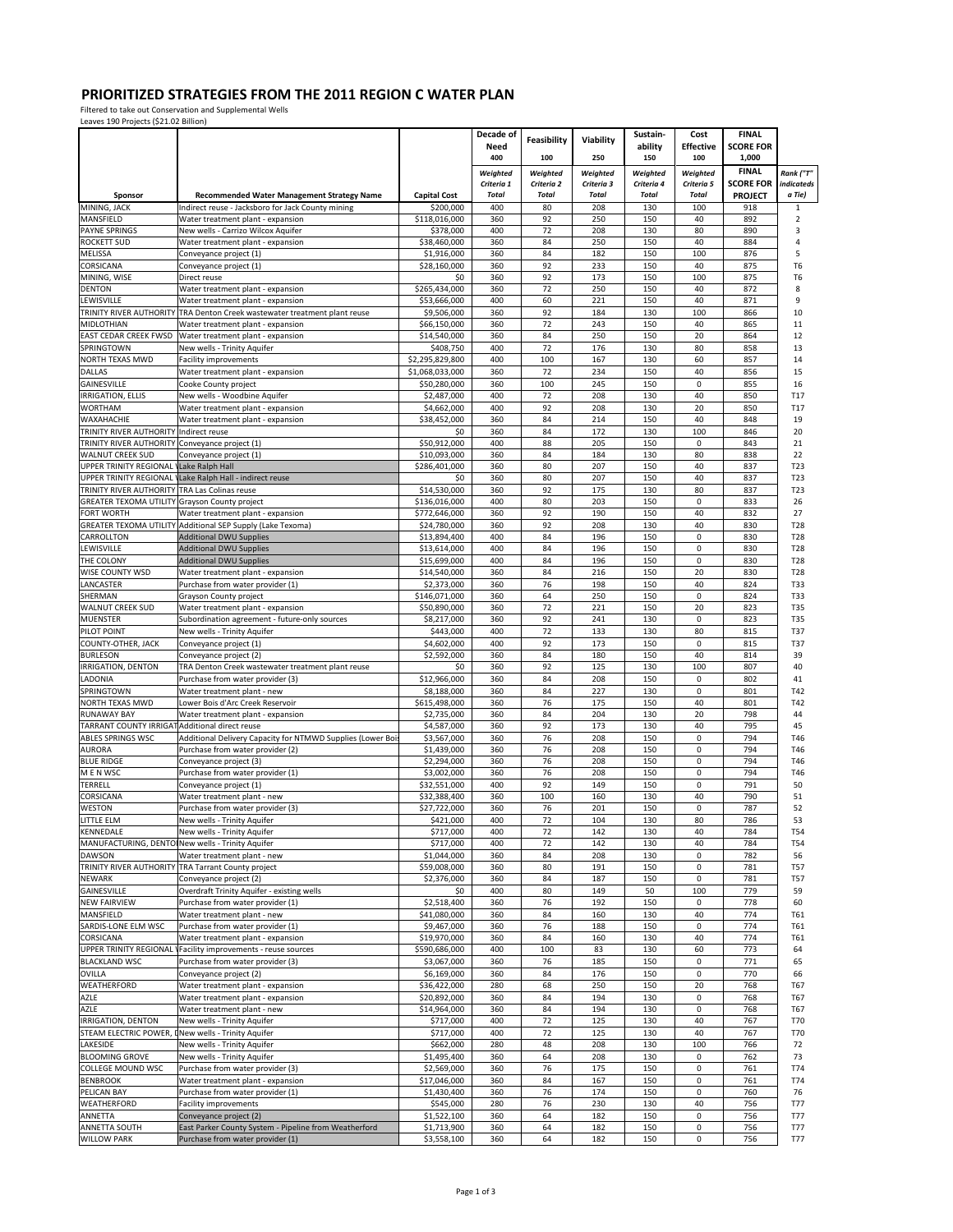# PRIORITIZED STRATEGIES FROM THE 2011 REGION C WATER PLAN

Filtered to take out Conservation and Supplemental Wells
Leaves 190 Projects ($21.02 Billion)

| Sponsor | Recommended Water Management Strategy Name | Capital Cost | Decade of Need 400 Weighted Criteria 1 Total | Feasibility 100 Weighted Criteria 2 Total | Viability 250 Weighted Criteria 3 Total | Sustain-ability 150 Weighted Criteria 4 Total | Cost Effective 100 Weighted Criteria 5 Total | FINAL SCORE FOR 1,000 FINAL SCORE FOR PROJECT | Rank ("T" indicateds a Tie) |
|---|---|---|---|---|---|---|---|---|---|
| MINING, JACK | Indirect reuse - Jacksboro for Jack County mining | $200,000 | 400 | 80 | 208 | 130 | 100 | 918 | 1 |
| MANSFIELD | Water treatment plant - expansion | $118,016,000 | 360 | 92 | 250 | 150 | 40 | 892 | 2 |
| PAYNE SPRINGS | New wells - Carrizo Wilcox Aquifer | $378,000 | 400 | 72 | 208 | 130 | 80 | 890 | 3 |
| ROCKETT SUD | Water treatment plant - expansion | $38,460,000 | 360 | 84 | 250 | 150 | 40 | 884 | 4 |
| MELISSA | Conveyance project (1) | $1,916,000 | 360 | 84 | 182 | 150 | 100 | 876 | 5 |
| CORSICANA | Conveyance project (1) | $28,160,000 | 360 | 92 | 233 | 150 | 40 | 875 | T6 |
| MINING, WISE | Direct reuse | $0 | 360 | 92 | 173 | 150 | 100 | 875 | T6 |
| DENTON | Water treatment plant - expansion | $265,434,000 | 360 | 72 | 250 | 150 | 40 | 872 | 8 |
| LEWISVILLE | Water treatment plant - expansion | $53,666,000 | 400 | 60 | 221 | 150 | 40 | 871 | 9 |
| TRINITY RIVER AUTHORITY | TRA Denton Creek wastewater treatment plant reuse | $9,506,000 | 360 | 92 | 184 | 130 | 100 | 866 | 10 |
| MIDLOTHIAN | Water treatment plant - expansion | $66,150,000 | 360 | 72 | 243 | 150 | 40 | 865 | 11 |
| EAST CEDAR CREEK FWSD | Water treatment plant - expansion | $14,540,000 | 360 | 84 | 250 | 150 | 20 | 864 | 12 |
| SPRINGTOWN | New wells - Trinity Aquifer | $408,750 | 400 | 72 | 176 | 130 | 80 | 858 | 13 |
| NORTH TEXAS MWD | Facility improvements | $2,295,829,800 | 400 | 100 | 167 | 130 | 60 | 857 | 14 |
| DALLAS | Water treatment plant - expansion | $1,068,033,000 | 360 | 72 | 234 | 150 | 40 | 856 | 15 |
| GAINESVILLE | Cooke County project | $50,280,000 | 360 | 100 | 245 | 150 | 0 | 855 | 16 |
| IRRIGATION, ELLIS | New wells - Woodbine Aquifer | $2,487,000 | 400 | 72 | 208 | 130 | 40 | 850 | T17 |
| WORTHAM | Water treatment plant - expansion | $4,662,000 | 400 | 92 | 208 | 130 | 20 | 850 | T17 |
| WAXAHACHIE | Water treatment plant - expansion | $38,452,000 | 360 | 84 | 214 | 150 | 40 | 848 | 19 |
| TRINITY RIVER AUTHORITY | Indirect reuse | $0 | 360 | 84 | 172 | 130 | 100 | 846 | 20 |
| TRINITY RIVER AUTHORITY | Conveyance project (1) | $50,912,000 | 400 | 88 | 205 | 150 | 0 | 843 | 21 |
| WALNUT CREEK SUD | Conveyance project (1) | $10,093,000 | 360 | 84 | 184 | 130 | 80 | 838 | 22 |
| UPPER TRINITY REGIONAL W | Lake Ralph Hall | $286,401,000 | 360 | 80 | 207 | 150 | 40 | 837 | T23 |
| UPPER TRINITY REGIONAL W | Lake Ralph Hall - indirect reuse | $0 | 360 | 80 | 207 | 150 | 40 | 837 | T23 |
| TRINITY RIVER AUTHORITY | TRA Las Colinas reuse | $14,530,000 | 360 | 92 | 175 | 130 | 80 | 837 | T23 |
| GREATER TEXOMA UTILITY | Grayson County project | $136,016,000 | 400 | 80 | 203 | 150 | 0 | 833 | 26 |
| FORT WORTH | Water treatment plant - expansion | $772,646,000 | 360 | 92 | 190 | 150 | 40 | 832 | 27 |
| GREATER TEXOMA UTILITY | Additional SEP Supply (Lake Texoma) | $24,780,000 | 360 | 92 | 208 | 130 | 40 | 830 | T28 |
| CARROLLTON | Additional DWU Supplies | $13,894,400 | 400 | 84 | 196 | 150 | 0 | 830 | T28 |
| LEWISVILLE | Additional DWU Supplies | $13,614,000 | 400 | 84 | 196 | 150 | 0 | 830 | T28 |
| THE COLONY | Additional DWU Supplies | $15,699,000 | 400 | 84 | 196 | 150 | 0 | 830 | T28 |
| WISE COUNTY WSD | Water treatment plant - expansion | $14,540,000 | 360 | 84 | 216 | 150 | 20 | 830 | T28 |
| LANCASTER | Purchase from water provider (1) | $2,373,000 | 360 | 76 | 198 | 150 | 40 | 824 | T33 |
| SHERMAN | Grayson County project | $146,071,000 | 360 | 64 | 250 | 150 | 0 | 824 | T33 |
| WALNUT CREEK SUD | Water treatment plant - expansion | $50,890,000 | 360 | 72 | 221 | 150 | 20 | 823 | T35 |
| MUENSTER | Subordination agreement - future-only sources | $8,217,000 | 360 | 92 | 241 | 130 | 0 | 823 | T35 |
| PILOT POINT | New wells - Trinity Aquifer | $443,000 | 400 | 72 | 133 | 130 | 80 | 815 | T37 |
| COUNTY-OTHER, JACK | Conveyance project (1) | $4,602,000 | 400 | 92 | 173 | 150 | 0 | 815 | T37 |
| BURLESON | Conveyance project (2) | $2,592,000 | 360 | 84 | 180 | 150 | 40 | 814 | 39 |
| IRRIGATION, DENTON | TRA Denton Creek wastewater treatment plant reuse | $0 | 360 | 92 | 125 | 130 | 100 | 807 | 40 |
| LADONIA | Purchase from water provider (3) | $12,966,000 | 360 | 84 | 208 | 150 | 0 | 802 | 41 |
| SPRINGTOWN | Water treatment plant - new | $8,188,000 | 360 | 84 | 227 | 130 | 0 | 801 | T42 |
| NORTH TEXAS MWD | Lower Bois d'Arc Creek Reservoir | $615,498,000 | 360 | 76 | 175 | 150 | 40 | 801 | T42 |
| RUNAWAY BAY | Water treatment plant - expansion | $2,735,000 | 360 | 84 | 204 | 130 | 20 | 798 | 44 |
| TARRANT COUNTY IRRIGAT | Additional direct reuse | $4,587,000 | 360 | 92 | 173 | 130 | 40 | 795 | 45 |
| ABLES SPRINGS WSC | Additional Delivery Capacity for NTMWD Supplies (Lower Bois | $3,567,000 | 360 | 76 | 208 | 150 | 0 | 794 | T46 |
| AURORA | Purchase from water provider (2) | $1,439,000 | 360 | 76 | 208 | 150 | 0 | 794 | T46 |
| BLUE RIDGE | Conveyance project (3) | $2,294,000 | 360 | 76 | 208 | 150 | 0 | 794 | T46 |
| M E N WSC | Purchase from water provider (1) | $3,002,000 | 360 | 76 | 208 | 150 | 0 | 794 | T46 |
| TERRELL | Conveyance project (1) | $32,551,000 | 400 | 92 | 149 | 150 | 0 | 791 | 50 |
| CORSICANA | Water treatment plant - new | $32,388,400 | 360 | 100 | 160 | 130 | 40 | 790 | 51 |
| WESTON | Purchase from water provider (3) | $27,722,000 | 360 | 76 | 201 | 150 | 0 | 787 | 52 |
| LITTLE ELM | New wells - Trinity Aquifer | $421,000 | 400 | 72 | 104 | 130 | 80 | 786 | 53 |
| KENNEDALE | New wells - Trinity Aquifer | $717,000 | 400 | 72 | 142 | 130 | 40 | 784 | T54 |
| MANUFACTURING, DENTON | New wells - Trinity Aquifer | $717,000 | 400 | 72 | 142 | 130 | 40 | 784 | T54 |
| DAWSON | Water treatment plant - new | $1,044,000 | 360 | 84 | 208 | 130 | 0 | 782 | 56 |
| TRINITY RIVER AUTHORITY | TRA Tarrant County project | $59,008,000 | 360 | 80 | 191 | 150 | 0 | 781 | T57 |
| NEWARK | Conveyance project (2) | $2,376,000 | 360 | 84 | 187 | 150 | 0 | 781 | T57 |
| GAINESVILLE | Overdraft Trinity Aquifer - existing wells | $0 | 400 | 80 | 149 | 50 | 100 | 779 | 59 |
| NEW FAIRVIEW | Purchase from water provider (1) | $2,518,400 | 360 | 76 | 192 | 150 | 0 | 778 | 60 |
| MANSFIELD | Water treatment plant - new | $41,080,000 | 360 | 84 | 160 | 130 | 40 | 774 | T61 |
| SARDIS-LONE ELM WSC | Purchase from water provider (1) | $9,467,000 | 360 | 76 | 188 | 150 | 0 | 774 | T61 |
| CORSICANA | Water treatment plant - expansion | $19,970,000 | 360 | 84 | 160 | 130 | 40 | 774 | T61 |
| UPPER TRINITY REGIONAL W | Facility improvements - reuse sources | $590,686,000 | 400 | 100 | 83 | 130 | 60 | 773 | 64 |
| BLACKLAND WSC | Purchase from water provider (3) | $3,067,000 | 360 | 76 | 185 | 150 | 0 | 771 | 65 |
| OVILLA | Conveyance project (2) | $6,169,000 | 360 | 84 | 176 | 150 | 0 | 770 | 66 |
| WEATHERFORD | Water treatment plant - expansion | $36,422,000 | 280 | 68 | 250 | 150 | 20 | 768 | T67 |
| AZLE | Water treatment plant - expansion | $20,892,000 | 360 | 84 | 194 | 130 | 0 | 768 | T67 |
| AZLE | Water treatment plant - new | $14,964,000 | 360 | 84 | 194 | 130 | 0 | 768 | T67 |
| IRRIGATION, DENTON | New wells - Trinity Aquifer | $717,000 | 400 | 72 | 125 | 130 | 40 | 767 | T70 |
| STEAM ELECTRIC POWER, D | New wells - Trinity Aquifer | $717,000 | 400 | 72 | 125 | 130 | 40 | 767 | T70 |
| LAKESIDE | New wells - Trinity Aquifer | $662,000 | 280 | 48 | 208 | 130 | 100 | 766 | 72 |
| BLOOMING GROVE | New wells - Trinity Aquifer | $1,495,400 | 360 | 64 | 208 | 130 | 0 | 762 | 73 |
| COLLEGE MOUND WSC | Purchase from water provider (3) | $2,569,000 | 360 | 76 | 175 | 150 | 0 | 761 | T74 |
| BENBROOK | Water treatment plant - expansion | $17,046,000 | 360 | 84 | 167 | 150 | 0 | 761 | T74 |
| PELICAN BAY | Purchase from water provider (1) | $1,430,400 | 360 | 76 | 174 | 150 | 0 | 760 | 76 |
| WEATHERFORD | Facility improvements | $545,000 | 280 | 76 | 230 | 130 | 40 | 756 | T77 |
| ANNETTA | Conveyance project (2) | $1,522,100 | 360 | 64 | 182 | 150 | 0 | 756 | T77 |
| ANNETTA SOUTH | East Parker County System - Pipeline from Weatherford | $1,713,900 | 360 | 64 | 182 | 150 | 0 | 756 | T77 |
| WILLOW PARK | Purchase from water provider (1) | $3,558,100 | 360 | 64 | 182 | 150 | 0 | 756 | T77 |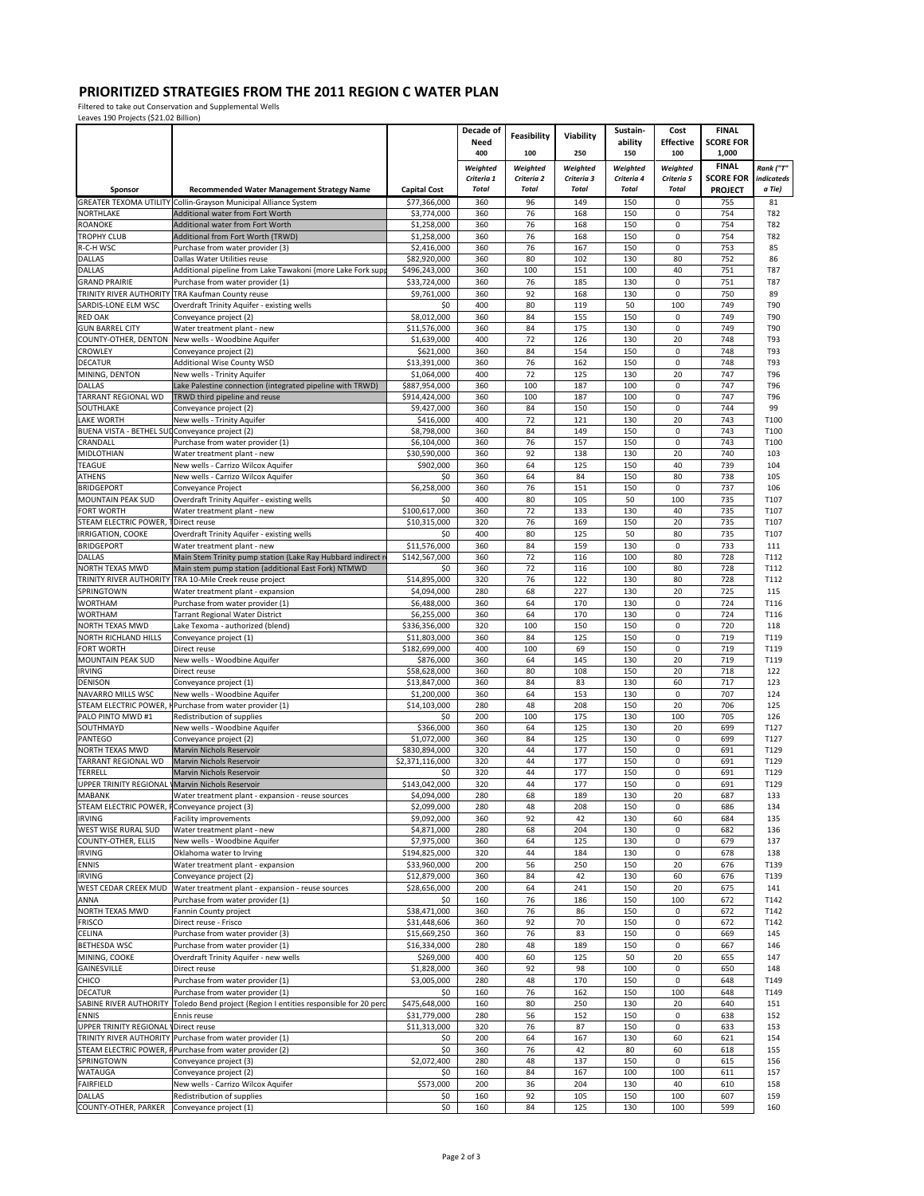# PRIORITIZED STRATEGIES FROM THE 2011 REGION C WATER PLAN

Filtered to take out Conservation and Supplemental Wells
Leaves 190 Projects ($21.02 Billion)

| Sponsor | Recommended Water Management Strategy Name | Capital Cost | Decade of Need 400 Weighted Criteria 1 Total | Feasibility 100 Weighted Criteria 2 Total | Viability 250 Weighted Criteria 3 Total | Sustain-ability 150 Weighted Criteria 4 Total | Cost Effective 100 Weighted Criteria 5 Total | FINAL SCORE FOR 1,000 FINAL SCORE FOR PROJECT | Rank ("T" indicateds a Tie) |
|---|---|---|---|---|---|---|---|---|---|
| GREATER TEXOMA UTILITY | Collin-Grayson Municipal Alliance System | $77,366,000 | 360 | 96 | 149 | 150 | 0 | 755 | 81 |
| NORTHLAKE | Additional water from Fort Worth | $3,774,000 | 360 | 76 | 168 | 150 | 0 | 754 | T82 |
| ROANOKE | Additional water from Fort Worth | $1,258,000 | 360 | 76 | 168 | 150 | 0 | 754 | T82 |
| TROPHY CLUB | Additional from Fort Worth (TRWD) | $1,258,000 | 360 | 76 | 168 | 150 | 0 | 754 | T82 |
| R-C-H WSC | Purchase from water provider (3) | $2,416,000 | 360 | 76 | 167 | 150 | 0 | 753 | 85 |
| DALLAS | Dallas Water Utilities reuse | $82,920,000 | 360 | 80 | 102 | 130 | 80 | 752 | 86 |
| DALLAS | Additional pipeline from Lake Tawakoni (more Lake Fork supp | $496,243,000 | 360 | 100 | 151 | 100 | 40 | 751 | T87 |
| GRAND PRAIRIE | Purchase from water provider (1) | $33,724,000 | 360 | 76 | 185 | 130 | 0 | 751 | T87 |
| TRINITY RIVER AUTHORITY | TRA Kaufman County reuse | $9,761,000 | 360 | 92 | 168 | 130 | 0 | 750 | 89 |
| SARDIS-LONE ELM WSC | Overdraft Trinity Aquifer - existing wells | $0 | 400 | 80 | 119 | 50 | 100 | 749 | T90 |
| RED OAK | Conveyance project (2) | $8,012,000 | 360 | 84 | 155 | 150 | 0 | 749 | T90 |
| GUN BARREL CITY | Water treatment plant - new | $11,576,000 | 360 | 84 | 175 | 130 | 0 | 749 | T90 |
| COUNTY-OTHER, DENTON | New wells - Woodbine Aquifer | $1,639,000 | 400 | 72 | 126 | 130 | 20 | 748 | T93 |
| CROWLEY | Conveyance project (2) | $621,000 | 360 | 84 | 154 | 150 | 0 | 748 | T93 |
| DECATUR | Additional Wise County WSD | $13,391,000 | 360 | 76 | 162 | 150 | 0 | 748 | T93 |
| MINING, DENTON | New wells - Trinity Aquifer | $1,064,000 | 400 | 72 | 125 | 130 | 20 | 747 | T96 |
| DALLAS | Lake Palestine connection (integrated pipeline with TRWD) | $887,954,000 | 360 | 100 | 187 | 100 | 0 | 747 | T96 |
| TARRANT REGIONAL WD | TRWD third pipeline and reuse | $914,424,000 | 360 | 100 | 187 | 100 | 0 | 747 | T96 |
| SOUTHLAKE | Conveyance project (2) | $9,427,000 | 360 | 84 | 150 | 150 | 0 | 744 | 99 |
| LAKE WORTH | New wells - Trinity Aquifer | $416,000 | 400 | 72 | 121 | 130 | 20 | 743 | T100 |
| BUENA VISTA - BETHEL SUD | Conveyance project (2) | $8,798,000 | 360 | 84 | 149 | 150 | 0 | 743 | T100 |
| CRANDALL | Purchase from water provider (1) | $6,104,000 | 360 | 76 | 157 | 150 | 0 | 743 | T100 |
| MIDLOTHIAN | Water treatment plant - new | $30,590,000 | 360 | 92 | 138 | 130 | 20 | 740 | 103 |
| TEAGUE | New wells - Carrizo Wilcox Aquifer | $902,000 | 360 | 64 | 125 | 150 | 40 | 739 | 104 |
| ATHENS | New wells - Carrizo Wilcox Aquifer | $0 | 360 | 64 | 84 | 150 | 80 | 738 | 105 |
| BRIDGEPORT | Conveyance Project | $6,258,000 | 360 | 76 | 151 | 150 | 0 | 737 | 106 |
| MOUNTAIN PEAK SUD | Overdraft Trinity Aquifer - existing wells | $0 | 400 | 80 | 105 | 50 | 100 | 735 | T107 |
| FORT WORTH | Water treatment plant - new | $100,617,000 | 360 | 72 | 133 | 130 | 40 | 735 | T107 |
| STEAM ELECTRIC POWER, T | Direct reuse | $10,315,000 | 320 | 76 | 169 | 150 | 20 | 735 | T107 |
| IRRIGATION, COOKE | Overdraft Trinity Aquifer - existing wells | $0 | 400 | 80 | 125 | 50 | 80 | 735 | T107 |
| BRIDGEPORT | Water treatment plant - new | $11,576,000 | 360 | 84 | 159 | 130 | 0 | 733 | 111 |
| DALLAS | Main Stem Trinity pump station (Lake Ray Hubbard indirect r | $142,567,000 | 360 | 72 | 116 | 100 | 80 | 728 | T112 |
| NORTH TEXAS MWD | Main stem pump station (additional East Fork) NTMWD | $0 | 360 | 72 | 116 | 100 | 80 | 728 | T112 |
| TRINITY RIVER AUTHORITY | TRA 10-Mile Creek reuse project | $14,895,000 | 320 | 76 | 122 | 130 | 80 | 728 | T112 |
| SPRINGTOWN | Water treatment plant - expansion | $4,094,000 | 280 | 68 | 227 | 130 | 20 | 725 | 115 |
| WORTHAM | Purchase from water provider (1) | $6,488,000 | 360 | 64 | 170 | 130 | 0 | 724 | T116 |
| WORTHAM | Tarrant Regional Water District | $6,255,000 | 360 | 64 | 170 | 130 | 0 | 724 | T116 |
| NORTH TEXAS MWD | Lake Texoma - authorized (blend) | $336,356,000 | 320 | 100 | 150 | 150 | 0 | 720 | 118 |
| NORTH RICHLAND HILLS | Conveyance project (1) | $11,803,000 | 360 | 84 | 125 | 150 | 0 | 719 | T119 |
| FORT WORTH | Direct reuse | $182,699,000 | 400 | 100 | 69 | 150 | 0 | 719 | T119 |
| MOUNTAIN PEAK SUD | New wells - Woodbine Aquifer | $876,000 | 360 | 64 | 145 | 130 | 20 | 719 | T119 |
| IRVING | Direct reuse | $58,628,000 | 360 | 80 | 108 | 150 | 20 | 718 | 122 |
| DENISON | Conveyance project (1) | $13,847,000 | 360 | 84 | 83 | 130 | 60 | 717 | 123 |
| NAVARRO MILLS WSC | New wells - Woodbine Aquifer | $1,200,000 | 360 | 64 | 153 | 130 | 0 | 707 | 124 |
| STEAM ELECTRIC POWER, H | Purchase from water provider (1) | $14,103,000 | 280 | 48 | 208 | 150 | 20 | 706 | 125 |
| PALO PINTO MWD #1 | Redistribution of supplies | $0 | 200 | 100 | 175 | 130 | 100 | 705 | 126 |
| SOUTHMAYD | New wells - Woodbine Aquifer | $366,000 | 360 | 64 | 125 | 130 | 20 | 699 | T127 |
| PANTEGO | Conveyance project (2) | $1,072,000 | 360 | 84 | 125 | 130 | 0 | 699 | T127 |
| NORTH TEXAS MWD | Marvin Nichols Reservoir | $830,894,000 | 320 | 44 | 177 | 150 | 0 | 691 | T129 |
| TARRANT REGIONAL WD | Marvin Nichols Reservoir | $2,371,116,000 | 320 | 44 | 177 | 150 | 0 | 691 | T129 |
| TERRELL | Marvin Nichols Reservoir | $0 | 320 | 44 | 177 | 150 | 0 | 691 | T129 |
| UPPER TRINITY REGIONAL W | Marvin Nichols Reservoir | $143,042,000 | 320 | 44 | 177 | 150 | 0 | 691 | T129 |
| MABANK | Water treatment plant - expansion - reuse sources | $4,094,000 | 280 | 68 | 189 | 130 | 20 | 687 | 133 |
| STEAM ELECTRIC POWER, R | Conveyance project (3) | $2,099,000 | 280 | 48 | 208 | 150 | 0 | 686 | 134 |
| IRVING | Facility improvements | $9,092,000 | 360 | 92 | 42 | 130 | 60 | 684 | 135 |
| WEST WISE RURAL SUD | Water treatment plant - new | $4,871,000 | 280 | 68 | 204 | 130 | 0 | 682 | 136 |
| COUNTY-OTHER, ELLIS | New wells - Woodbine Aquifer | $7,975,000 | 360 | 64 | 125 | 130 | 0 | 679 | 137 |
| IRVING | Oklahoma water to Irving | $194,825,000 | 320 | 44 | 184 | 130 | 0 | 678 | 138 |
| ENNIS | Water treatment plant - expansion | $33,960,000 | 200 | 56 | 250 | 150 | 20 | 676 | T139 |
| IRVING | Conveyance project (2) | $12,879,000 | 360 | 84 | 42 | 130 | 60 | 676 | T139 |
| WEST CEDAR CREEK MUD | Water treatment plant - expansion - reuse sources | $28,656,000 | 200 | 64 | 241 | 150 | 20 | 675 | 141 |
| ANNA | Purchase from water provider (1) | $0 | 160 | 76 | 186 | 150 | 100 | 672 | T142 |
| NORTH TEXAS MWD | Fannin County project | $38,471,000 | 360 | 76 | 86 | 150 | 0 | 672 | T142 |
| FRISCO | Direct reuse - Frisco | $31,448,606 | 360 | 92 | 70 | 150 | 0 | 672 | T142 |
| CELINA | Purchase from water provider (3) | $15,669,250 | 360 | 76 | 83 | 150 | 0 | 669 | 145 |
| BETHESDA WSC | Purchase from water provider (1) | $16,334,000 | 280 | 48 | 189 | 150 | 0 | 667 | 146 |
| MINING, COOKE | Overdraft Trinity Aquifer - new wells | $269,000 | 400 | 60 | 125 | 50 | 20 | 655 | 147 |
| GAINESVILLE | Direct reuse | $1,828,000 | 360 | 92 | 98 | 100 | 0 | 650 | 148 |
| CHICO | Purchase from water provider (1) | $3,005,000 | 280 | 48 | 170 | 150 | 0 | 648 | T149 |
| DECATUR | Purchase from water provider (1) | $0 | 160 | 76 | 162 | 150 | 100 | 648 | T149 |
| SABINE RIVER AUTHORITY | Toledo Bend project (Region I entities responsible for 20 perc | $475,648,000 | 160 | 80 | 250 | 130 | 20 | 640 | 151 |
| ENNIS | Ennis reuse | $31,779,000 | 280 | 56 | 152 | 150 | 0 | 638 | 152 |
| UPPER TRINITY REGIONAL W | Direct reuse | $11,313,000 | 320 | 76 | 87 | 150 | 0 | 633 | 153 |
| TRINITY RIVER AUTHORITY | Purchase from water provider (1) | $0 | 200 | 64 | 167 | 130 | 60 | 621 | 154 |
| STEAM ELECTRIC POWER, F | Purchase from water provider (2) | $0 | 360 | 76 | 42 | 80 | 60 | 618 | 155 |
| SPRINGTOWN | Conveyance project (3) | $2,072,400 | 280 | 48 | 137 | 150 | 0 | 615 | 156 |
| WATAUGA | Conveyance project (2) | $0 | 160 | 84 | 167 | 100 | 100 | 611 | 157 |
| FAIRFIELD | New wells - Carrizo Wilcox Aquifer | $573,000 | 200 | 36 | 204 | 130 | 40 | 610 | 158 |
| DALLAS | Redistribution of supplies | $0 | 160 | 92 | 105 | 150 | 100 | 607 | 159 |
| COUNTY-OTHER, PARKER | Conveyance project (1) | $0 | 160 | 84 | 125 | 130 | 100 | 599 | 160 |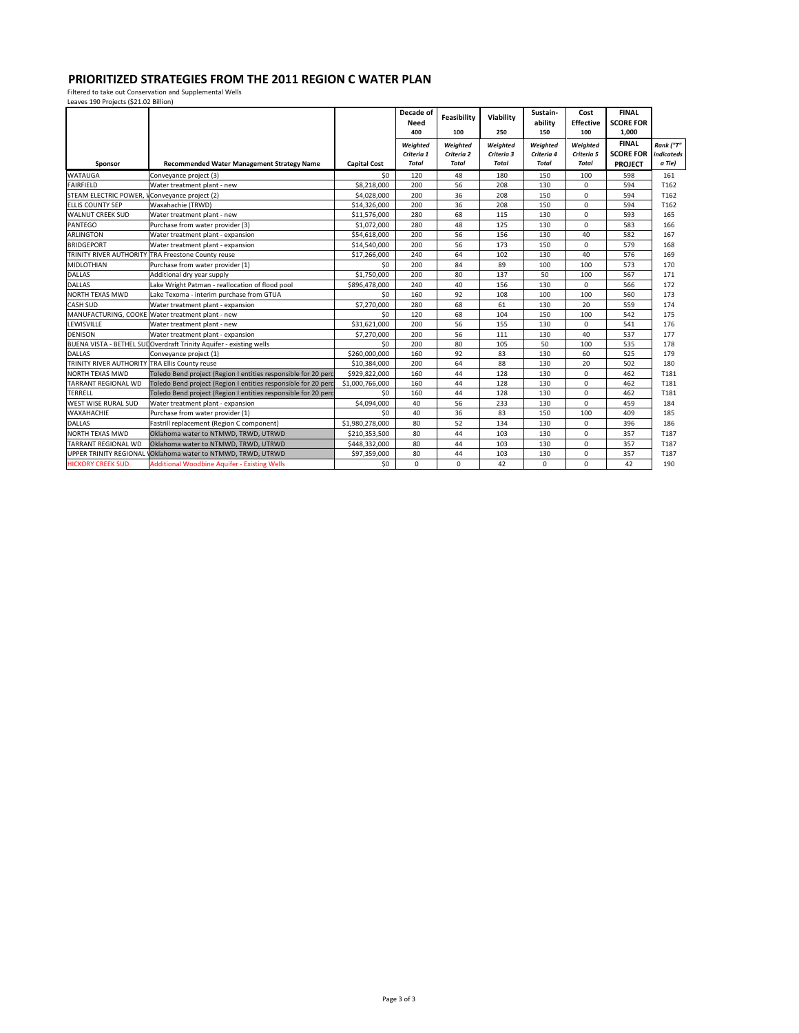# PRIORITIZED STRATEGIES FROM THE 2011 REGION C WATER PLAN

Filtered to take out Conservation and Supplemental Wells
Leaves 190 Projects ($21.02 Billion)

| | | | Decade of Need | Feasibility | Viability | Sustain-ability | Cost Effective | FINAL SCORE FOR | |
|---|---|---|---|---|---|---|---|---|---|
| | | | 400 | 100 | 250 | 150 | 100 | 1,000 | |
| **Sponsor** | **Recommended Water Management Strategy Name** | **Capital Cost** | *Weighted Criteria 1 Total* | *Weighted Criteria 2 Total* | *Weighted Criteria 3 Total* | *Weighted Criteria 4 Total* | *Weighted Criteria 5 Total* | **FINAL SCORE FOR PROJECT** | *Rank ("T" indicateds a Tie)* |
| WATAUGA | Conveyance project (3) | $0 | 120 | 48 | 180 | 150 | 100 | 598 | 161 |
| FAIRFIELD | Water treatment plant - new | $8,218,000 | 200 | 56 | 208 | 130 | 0 | 594 | T162 |
| STEAM ELECTRIC POWER, W | Conveyance project (2) | $4,028,000 | 200 | 36 | 208 | 150 | 0 | 594 | T162 |
| ELLIS COUNTY SEP | Waxahachie (TRWD) | $14,326,000 | 200 | 36 | 208 | 150 | 0 | 594 | T162 |
| WALNUT CREEK SUD | Water treatment plant - new | $11,576,000 | 280 | 68 | 115 | 130 | 0 | 593 | 165 |
| PANTEGO | Purchase from water provider (3) | $1,072,000 | 280 | 48 | 125 | 130 | 0 | 583 | 166 |
| ARLINGTON | Water treatment plant - expansion | $54,618,000 | 200 | 56 | 156 | 130 | 40 | 582 | 167 |
| BRIDGEPORT | Water treatment plant - expansion | $14,540,000 | 200 | 56 | 173 | 150 | 0 | 579 | 168 |
| TRINITY RIVER AUTHORITY | TRA Freestone County reuse | $17,266,000 | 240 | 64 | 102 | 130 | 40 | 576 | 169 |
| MIDLOTHIAN | Purchase from water provider (1) | $0 | 200 | 84 | 89 | 100 | 100 | 573 | 170 |
| DALLAS | Additional dry year supply | $1,750,000 | 200 | 80 | 137 | 50 | 100 | 567 | 171 |
| DALLAS | Lake Wright Patman - reallocation of flood pool | $896,478,000 | 240 | 40 | 156 | 130 | 0 | 566 | 172 |
| NORTH TEXAS MWD | Lake Texoma - interim purchase from GTUA | $0 | 160 | 92 | 108 | 100 | 100 | 560 | 173 |
| CASH SUD | Water treatment plant - expansion | $7,270,000 | 280 | 68 | 61 | 130 | 20 | 559 | 174 |
| MANUFACTURING, COOKE | Water treatment plant - new | $0 | 120 | 68 | 104 | 150 | 100 | 542 | 175 |
| LEWISVILLE | Water treatment plant - new | $31,621,000 | 200 | 56 | 155 | 130 | 0 | 541 | 176 |
| DENISON | Water treatment plant - expansion | $7,270,000 | 200 | 56 | 111 | 130 | 40 | 537 | 177 |
| BUENA VISTA - BETHEL SUD | Overdraft Trinity Aquifer - existing wells | $0 | 200 | 80 | 105 | 50 | 100 | 535 | 178 |
| DALLAS | Conveyance project (1) | $260,000,000 | 160 | 92 | 83 | 130 | 60 | 525 | 179 |
| TRINITY RIVER AUTHORITY | TRA Ellis County reuse | $10,384,000 | 200 | 64 | 88 | 130 | 20 | 502 | 180 |
| NORTH TEXAS MWD | Toledo Bend project (Region I entities responsible for 20 perc | $929,822,000 | 160 | 44 | 128 | 130 | 0 | 462 | T181 |
| TARRANT REGIONAL WD | Toledo Bend project (Region I entities responsible for 20 perc | $1,000,766,000 | 160 | 44 | 128 | 130 | 0 | 462 | T181 |
| TERRELL | Toledo Bend project (Region I entities responsible for 20 perc | $0 | 160 | 44 | 128 | 130 | 0 | 462 | T181 |
| WEST WISE RURAL SUD | Water treatment plant - expansion | $4,094,000 | 40 | 56 | 233 | 130 | 0 | 459 | 184 |
| WAXAHACHIE | Purchase from water provider (1) | $0 | 40 | 36 | 83 | 150 | 100 | 409 | 185 |
| DALLAS | Fastrill replacement (Region C component) | $1,980,278,000 | 80 | 52 | 134 | 130 | 0 | 396 | 186 |
| NORTH TEXAS MWD | Oklahoma water to NTMWD, TRWD, UTRWD | $210,353,500 | 80 | 44 | 103 | 130 | 0 | 357 | T187 |
| TARRANT REGIONAL WD | Oklahoma water to NTMWD, TRWD, UTRWD | $448,332,000 | 80 | 44 | 103 | 130 | 0 | 357 | T187 |
| UPPER TRINITY REGIONAL W | Oklahoma water to NTMWD, TRWD, UTRWD | $97,359,000 | 80 | 44 | 103 | 130 | 0 | 357 | T187 |
| HICKORY CREEK SUD | Additional Woodbine Aquifer - Existing Wells | $0 | 0 | 0 | 42 | 0 | 0 | 42 | 190 |